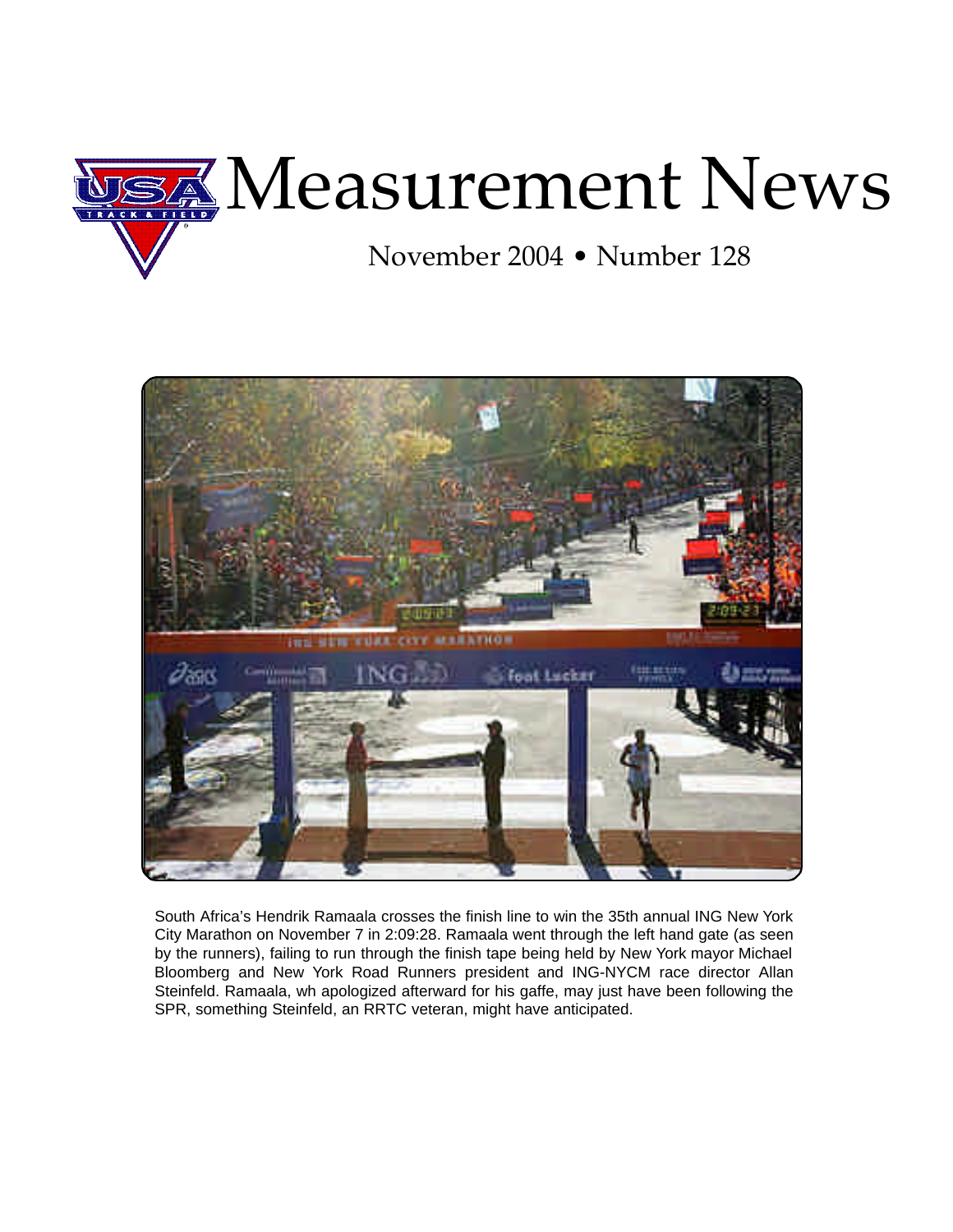# Measurement News

November 2004 • Number 128

South Africa's Hendrik Ramaala crosses the finish line to win the 35th annual ING New York City Marathon on November 7 in 2:09:28. Ramaala went through the left hand gate (as seen by the runners), failing to run through the finish tape being held by New York mayor Michael Bloomberg and New York Road Runners president and ING-NYCM race director Allan Steinfeld. Ramaala, wh apologized afterward for his gaffe, may just have been following the SPR, something Steinfeld, an RRTC veteran, might have anticipated.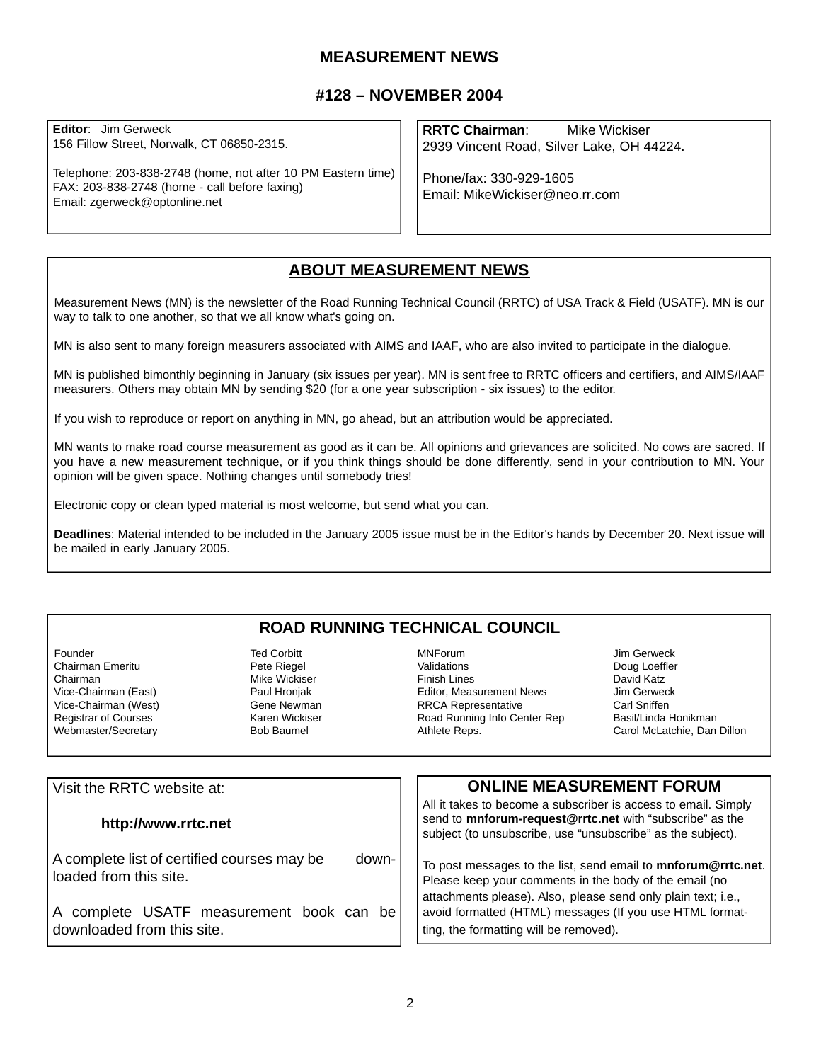# MEASUREMENT NEWS

## #128 – NOVEMBER 2004

**Editor**: Jim Gerweck
156 Fillow Street, Norwalk, CT 06850-2315.

Telephone: 203-838-2748 (home, not after 10 PM Eastern time)
FAX: 203-838-2748 (home - call before faxing)
Email: zgerweck@optonline.net

**RRTC Chairman**: Mike Wickiser
2939 Vincent Road, Silver Lake, OH 44224.

Phone/fax: 330-929-1605
Email: MikeWickiser@neo.rr.com

## ABOUT MEASUREMENT NEWS

Measurement News (MN) is the newsletter of the Road Running Technical Council (RRTC) of USA Track & Field (USATF). MN is our way to talk to one another, so that we all know what's going on.

MN is also sent to many foreign measurers associated with AIMS and IAAF, who are also invited to participate in the dialogue.

MN is published bimonthly beginning in January (six issues per year). MN is sent free to RRTC officers and certifiers, and AIMS/IAAF measurers. Others may obtain MN by sending $20 (for a one year subscription - six issues) to the editor.

If you wish to reproduce or report on anything in MN, go ahead, but an attribution would be appreciated.

MN wants to make road course measurement as good as it can be. All opinions and grievances are solicited. No cows are sacred. If you have a new measurement technique, or if you think things should be done differently, send in your contribution to MN. Your opinion will be given space. Nothing changes until somebody tries!

Electronic copy or clean typed material is most welcome, but send what you can.

**Deadlines**: Material intended to be included in the January 2005 issue must be in the Editor's hands by December 20. Next issue will be mailed in early January 2005.

## ROAD RUNNING TECHNICAL COUNCIL

| | | | |
|---|---|---|---|
| Founder | Ted Corbitt | MNForum | Jim Gerweck |
| Chairman Emeritu | Pete Riegel | Validations | Doug Loeffler |
| Chairman | Mike Wickiser | Finish Lines | David Katz |
| Vice-Chairman (East) | Paul Hronjak | Editor, Measurement News | Jim Gerweck |
| Vice-Chairman (West) | Gene Newman | RRCA Representative | Carl Sniffen |
| Registrar of Courses | Karen Wickiser | Road Running Info Center Rep | Basil/Linda Honikman |
| Webmaster/Secretary | Bob Baumel | Athlete Reps. | Carol McLatchie, Dan Dillon |

Visit the RRTC website at:

**http://www.rrtc.net**

A complete list of certified courses may be downloaded from this site.

A complete USATF measurement book can be downloaded from this site.

## ONLINE MEASUREMENT FORUM

All it takes to become a subscriber is access to email. Simply send to **mnforum-request@rrtc.net** with "subscribe" as the subject (to unsubscribe, use "unsubscribe" as the subject).

To post messages to the list, send email to **mnforum@rrtc.net**. Please keep your comments in the body of the email (no attachments please). Also, please send only plain text; i.e., avoid formatted (HTML) messages (If you use HTML formatting, the formatting will be removed).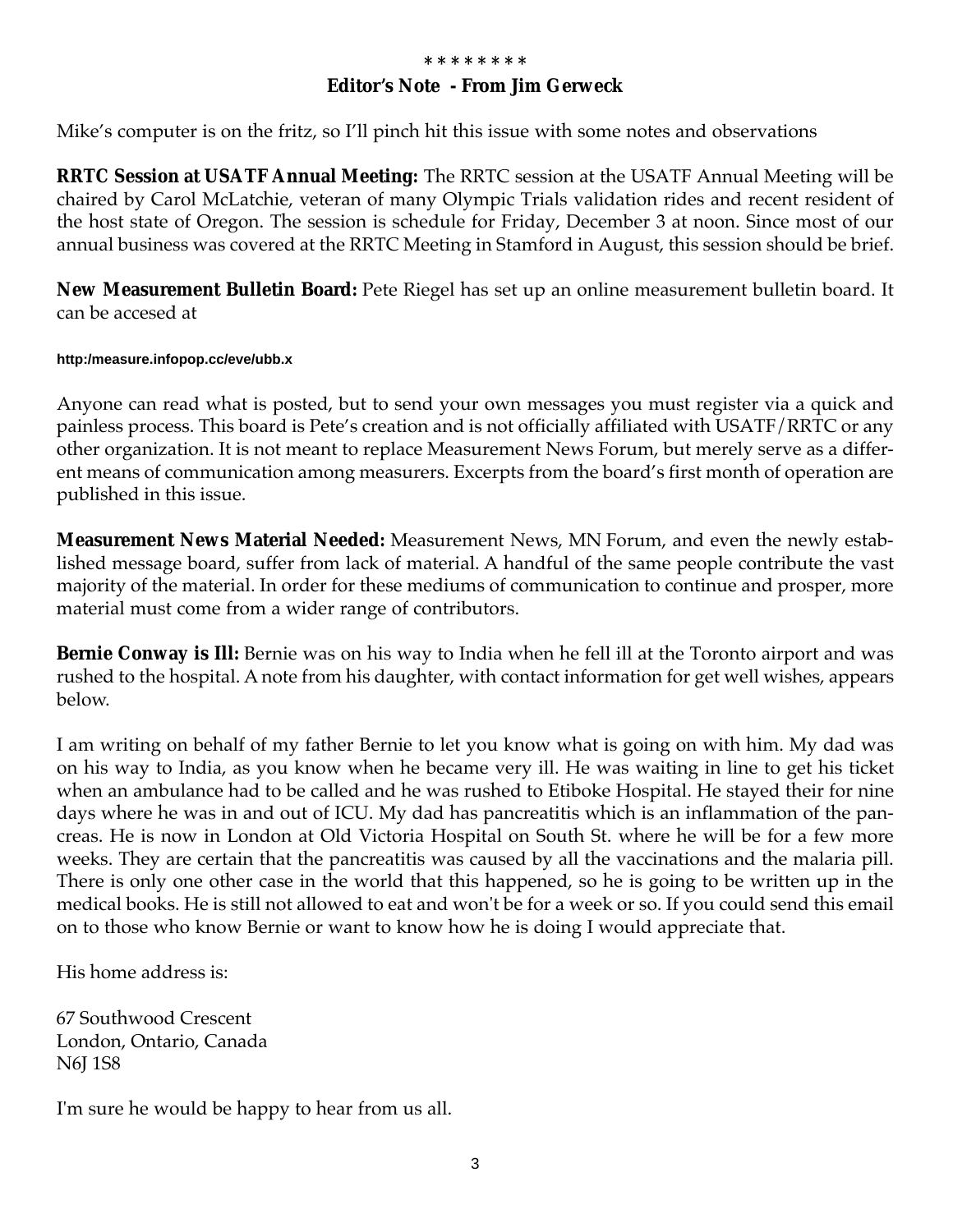\* \* \* \* \* \* \* \*

## Editor's Note - From Jim Gerweck

Mike's computer is on the fritz, so I'll pinch hit this issue with some notes and observations

**RRTC Session at USATF Annual Meeting:** The RRTC session at the USATF Annual Meeting will be chaired by Carol McLatchie, veteran of many Olympic Trials validation rides and recent resident of the host state of Oregon. The session is schedule for Friday, December 3 at noon. Since most of our annual business was covered at the RRTC Meeting in Stamford in August, this session should be brief.

**New Measurement Bulletin Board:** Pete Riegel has set up an online measurement bulletin board. It can be accesed at

http:/measure.infopop.cc/eve/ubb.x

Anyone can read what is posted, but to send your own messages you must register via a quick and painless process. This board is Pete's creation and is not officially affiliated with USATF/RRTC or any other organization. It is not meant to replace Measurement News Forum, but merely serve as a different means of communication among measurers. Excerpts from the board's first month of operation are published in this issue.

**Measurement News Material Needed:** Measurement News, MN Forum, and even the newly established message board, suffer from lack of material. A handful of the same people contribute the vast majority of the material. In order for these mediums of communication to continue and prosper, more material must come from a wider range of contributors.

**Bernie Conway is Ill:** Bernie was on his way to India when he fell ill at the Toronto airport and was rushed to the hospital. A note from his daughter, with contact information for get well wishes, appears below.

I am writing on behalf of my father Bernie to let you know what is going on with him. My dad was on his way to India, as you know when he became very ill. He was waiting in line to get his ticket when an ambulance had to be called and he was rushed to Etiboke Hospital. He stayed their for nine days where he was in and out of ICU. My dad has pancreatitis which is an inflammation of the pancreas. He is now in London at Old Victoria Hospital on South St. where he will be for a few more weeks. They are certain that the pancreatitis was caused by all the vaccinations and the malaria pill. There is only one other case in the world that this happened, so he is going to be written up in the medical books. He is still not allowed to eat and won't be for a week or so. If you could send this email on to those who know Bernie or want to know how he is doing I would appreciate that.

His home address is:

67 Southwood Crescent
London, Ontario, Canada
N6J 1S8

I'm sure he would be happy to hear from us all.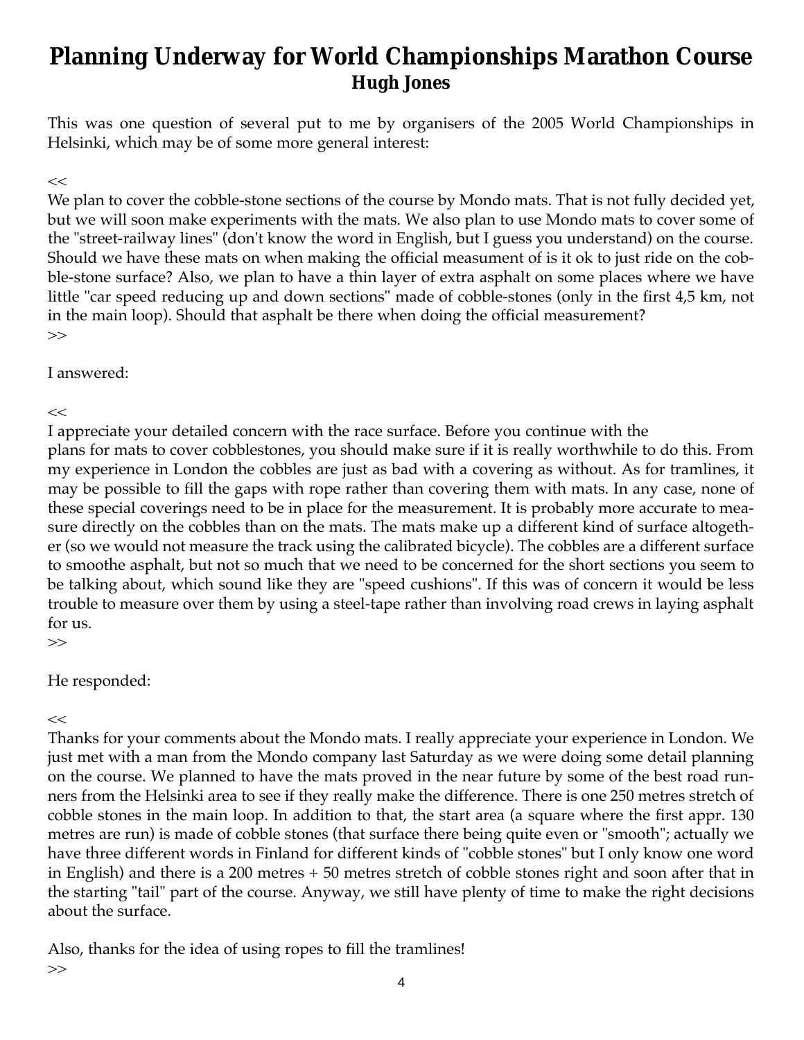# Planning Underway for World Championships Marathon Course

**Hugh Jones**

This was one question of several put to me by organisers of the 2005 World Championships in Helsinki, which may be of some more general interest:

<<

We plan to cover the cobble-stone sections of the course by Mondo mats. That is not fully decided yet, but we will soon make experiments with the mats. We also plan to use Mondo mats to cover some of the "street-railway lines" (don't know the word in English, but I guess you understand) on the course. Should we have these mats on when making the official measument of is it ok to just ride on the cobble-stone surface? Also, we plan to have a thin layer of extra asphalt on some places where we have little "car speed reducing up and down sections" made of cobble-stones (only in the first 4,5 km, not in the main loop). Should that asphalt be there when doing the official measurement?

>>

I answered:

<<

I appreciate your detailed concern with the race surface. Before you continue with the plans for mats to cover cobblestones, you should make sure if it is really worthwhile to do this. From my experience in London the cobbles are just as bad with a covering as without. As for tramlines, it may be possible to fill the gaps with rope rather than covering them with mats. In any case, none of these special coverings need to be in place for the measurement. It is probably more accurate to measure directly on the cobbles than on the mats. The mats make up a different kind of surface altogether (so we would not measure the track using the calibrated bicycle). The cobbles are a different surface to smoothe asphalt, but not so much that we need to be concerned for the short sections you seem to be talking about, which sound like they are "speed cushions". If this was of concern it would be less trouble to measure over them by using a steel-tape rather than involving road crews in laying asphalt for us.

>>

He responded:

<<

Thanks for your comments about the Mondo mats. I really appreciate your experience in London. We just met with a man from the Mondo company last Saturday as we were doing some detail planning on the course. We planned to have the mats proved in the near future by some of the best road runners from the Helsinki area to see if they really make the difference. There is one 250 metres stretch of cobble stones in the main loop. In addition to that, the start area (a square where the first appr. 130 metres are run) is made of cobble stones (that surface there being quite even or "smooth"; actually we have three different words in Finland for different kinds of "cobble stones" but I only know one word in English) and there is a 200 metres + 50 metres stretch of cobble stones right and soon after that in the starting "tail" part of the course. Anyway, we still have plenty of time to make the right decisions about the surface.

Also, thanks for the idea of using ropes to fill the tramlines!

>>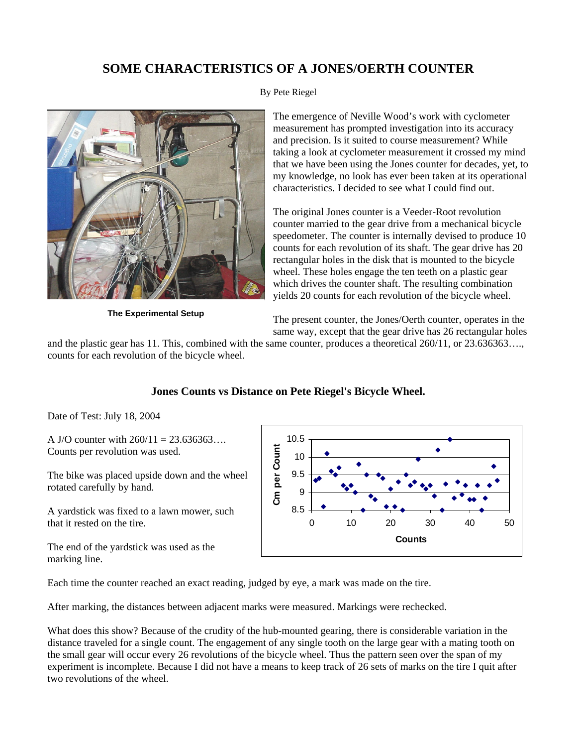# SOME CHARACTERISTICS OF A JONES/OERTH COUNTER

By Pete Riegel

**The Experimental Setup**

The emergence of Neville Wood's work with cyclometer measurement has prompted investigation into its accuracy and precision. Is it suited to course measurement? While taking a look at cyclometer measurement it crossed my mind that we have been using the Jones counter for decades, yet, to my knowledge, no look has ever been taken at its operational characteristics. I decided to see what I could find out.

The original Jones counter is a Veeder-Root revolution counter married to the gear drive from a mechanical bicycle speedometer. The counter is internally devised to produce 10 counts for each revolution of its shaft. The gear drive has 20 rectangular holes in the disk that is mounted to the bicycle wheel. These holes engage the ten teeth on a plastic gear which drives the counter shaft. The resulting combination yields 20 counts for each revolution of the bicycle wheel.

The present counter, the Jones/Oerth counter, operates in the same way, except that the gear drive has 26 rectangular holes and the plastic gear has 11. This, combined with the same counter, produces a theoretical 260/11, or 23.636363…., counts for each revolution of the bicycle wheel.

### Jones Counts vs Distance on Pete Riegel's Bicycle Wheel.

Date of Test: July 18, 2004

A J/O counter with 260/11 = 23.636363…. Counts per revolution was used.

The bike was placed upside down and the wheel rotated carefully by hand.

A yardstick was fixed to a lawn mower, such that it rested on the tire.

The end of the yardstick was used as the marking line.

Each time the counter reached an exact reading, judged by eye, a mark was made on the tire.

After marking, the distances between adjacent marks were measured. Markings were rechecked.

What does this show? Because of the crudity of the hub-mounted gearing, there is considerable variation in the distance traveled for a single count. The engagement of any single tooth on the large gear with a mating tooth on the small gear will occur every 26 revolutions of the bicycle wheel. Thus the pattern seen over the span of my experiment is incomplete. Because I did not have a means to keep track of 26 sets of marks on the tire I quit after two revolutions of the wheel.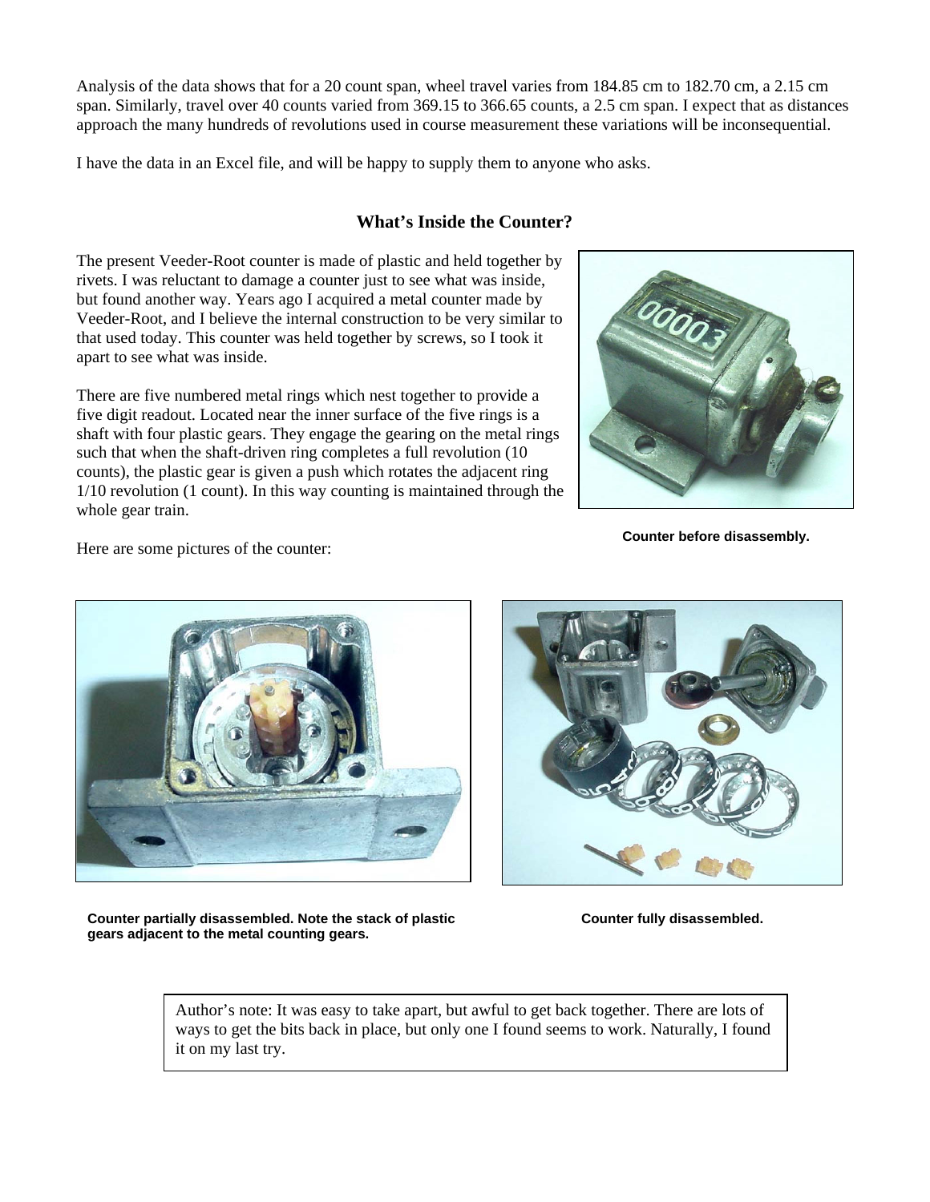Analysis of the data shows that for a 20 count span, wheel travel varies from 184.85 cm to 182.70 cm, a 2.15 cm span. Similarly, travel over 40 counts varied from 369.15 to 366.65 counts, a 2.5 cm span. I expect that as distances approach the many hundreds of revolutions used in course measurement these variations will be inconsequential.

I have the data in an Excel file, and will be happy to supply them to anyone who asks.

### What's Inside the Counter?

The present Veeder-Root counter is made of plastic and held together by rivets. I was reluctant to damage a counter just to see what was inside, but found another way. Years ago I acquired a metal counter made by Veeder-Root, and I believe the internal construction to be very similar to that used today. This counter was held together by screws, so I took it apart to see what was inside.

There are five numbered metal rings which nest together to provide a five digit readout. Located near the inner surface of the five rings is a shaft with four plastic gears. They engage the gearing on the metal rings such that when the shaft-driven ring completes a full revolution (10 counts), the plastic gear is given a push which rotates the adjacent ring 1/10 revolution (1 count). In this way counting is maintained through the whole gear train.

**Counter before disassembly.**

Here are some pictures of the counter:

**Counter partially disassembled. Note the stack of plastic gears adjacent to the metal counting gears.**

**Counter fully disassembled.**

Author's note: It was easy to take apart, but awful to get back together. There are lots of ways to get the bits back in place, but only one I found seems to work. Naturally, I found it on my last try.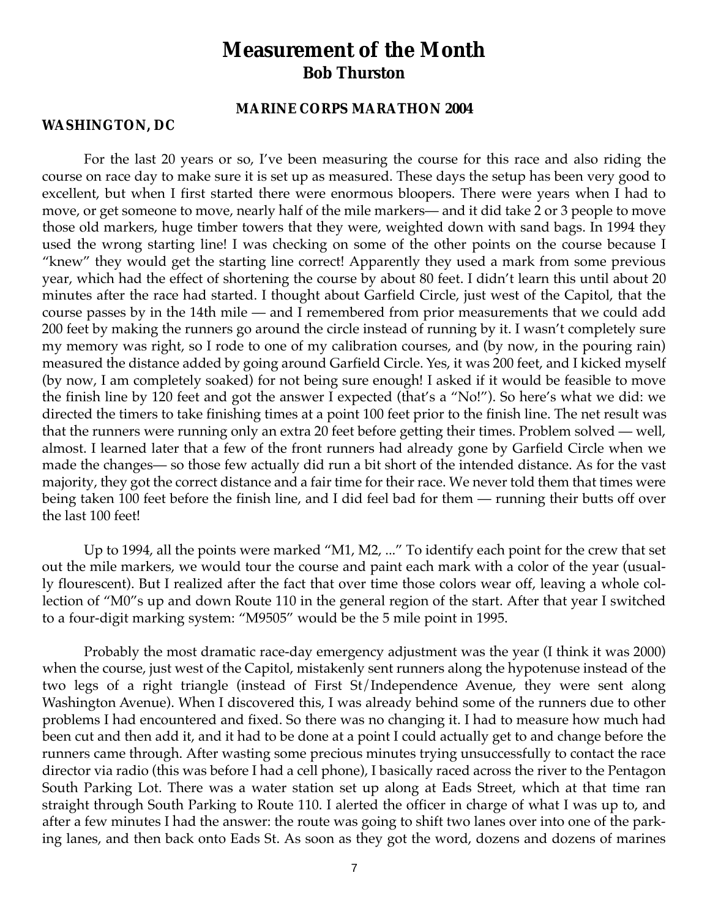# Measurement of the Month

## Bob Thurston

### MARINE CORPS MARATHON 2004

**WASHINGTON, DC**

For the last 20 years or so, I've been measuring the course for this race and also riding the course on race day to make sure it is set up as measured. These days the setup has been very good to excellent, but when I first started there were enormous bloopers. There were years when I had to move, or get someone to move, nearly half of the mile markers— and it did take 2 or 3 people to move those old markers, huge timber towers that they were, weighted down with sand bags. In 1994 they used the wrong starting line! I was checking on some of the other points on the course because I "knew" they would get the starting line correct! Apparently they used a mark from some previous year, which had the effect of shortening the course by about 80 feet. I didn't learn this until about 20 minutes after the race had started. I thought about Garfield Circle, just west of the Capitol, that the course passes by in the 14th mile — and I remembered from prior measurements that we could add 200 feet by making the runners go around the circle instead of running by it. I wasn't completely sure my memory was right, so I rode to one of my calibration courses, and (by now, in the pouring rain) measured the distance added by going around Garfield Circle. Yes, it was 200 feet, and I kicked myself (by now, I am completely soaked) for not being sure enough! I asked if it would be feasible to move the finish line by 120 feet and got the answer I expected (that's a "No!"). So here's what we did: we directed the timers to take finishing times at a point 100 feet prior to the finish line. The net result was that the runners were running only an extra 20 feet before getting their times. Problem solved — well, almost. I learned later that a few of the front runners had already gone by Garfield Circle when we made the changes— so those few actually did run a bit short of the intended distance. As for the vast majority, they got the correct distance and a fair time for their race. We never told them that times were being taken 100 feet before the finish line, and I did feel bad for them — running their butts off over the last 100 feet!

Up to 1994, all the points were marked "M1, M2, ..." To identify each point for the crew that set out the mile markers, we would tour the course and paint each mark with a color of the year (usually flourescent). But I realized after the fact that over time those colors wear off, leaving a whole collection of "M0"s up and down Route 110 in the general region of the start. After that year I switched to a four-digit marking system: "M9505" would be the 5 mile point in 1995.

Probably the most dramatic race-day emergency adjustment was the year (I think it was 2000) when the course, just west of the Capitol, mistakenly sent runners along the hypotenuse instead of the two legs of a right triangle (instead of First St/Independence Avenue, they were sent along Washington Avenue). When I discovered this, I was already behind some of the runners due to other problems I had encountered and fixed. So there was no changing it. I had to measure how much had been cut and then add it, and it had to be done at a point I could actually get to and change before the runners came through. After wasting some precious minutes trying unsuccessfully to contact the race director via radio (this was before I had a cell phone), I basically raced across the river to the Pentagon South Parking Lot. There was a water station set up along at Eads Street, which at that time ran straight through South Parking to Route 110. I alerted the officer in charge of what I was up to, and after a few minutes I had the answer: the route was going to shift two lanes over into one of the parking lanes, and then back onto Eads St. As soon as they got the word, dozens and dozens of marines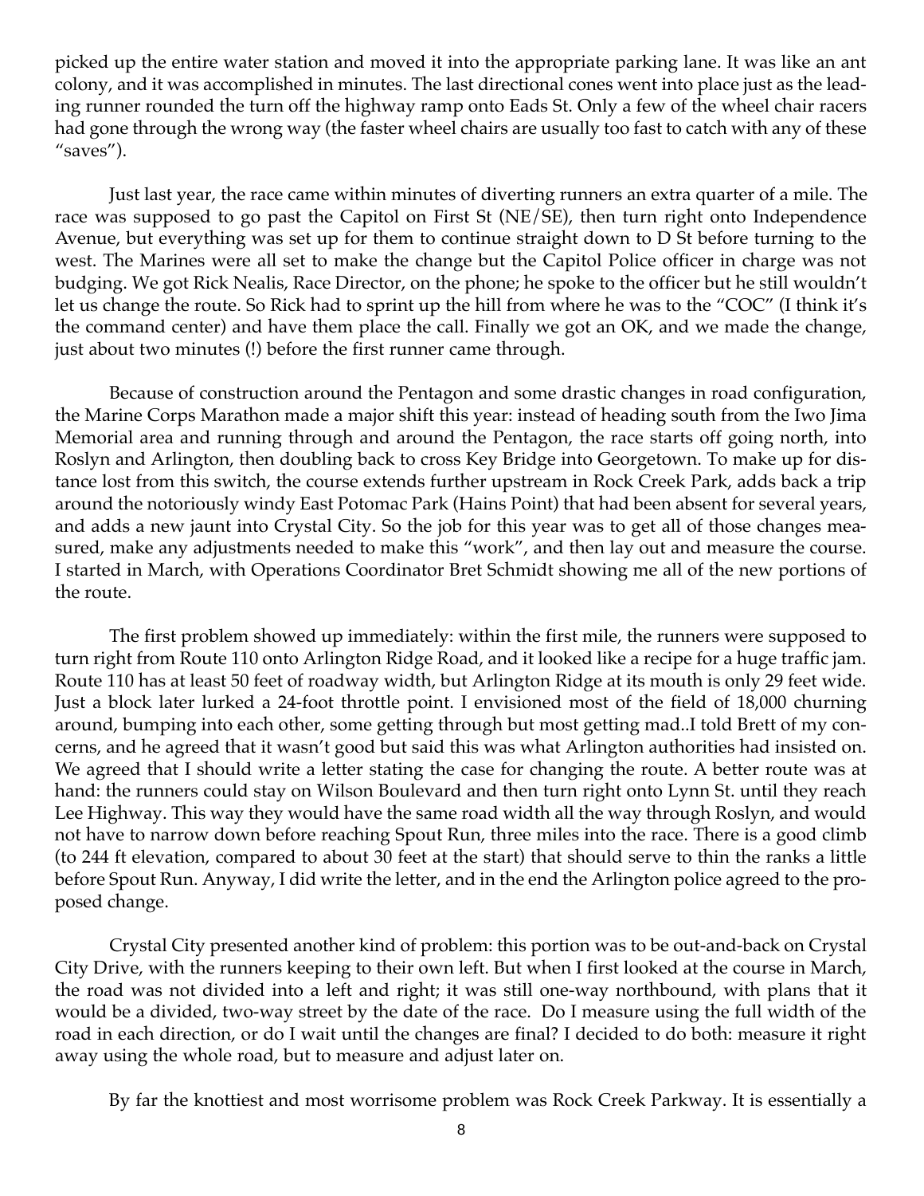picked up the entire water station and moved it into the appropriate parking lane. It was like an ant colony, and it was accomplished in minutes. The last directional cones went into place just as the leading runner rounded the turn off the highway ramp onto Eads St. Only a few of the wheel chair racers had gone through the wrong way (the faster wheel chairs are usually too fast to catch with any of these "saves").

Just last year, the race came within minutes of diverting runners an extra quarter of a mile. The race was supposed to go past the Capitol on First St (NE/SE), then turn right onto Independence Avenue, but everything was set up for them to continue straight down to D St before turning to the west. The Marines were all set to make the change but the Capitol Police officer in charge was not budging. We got Rick Nealis, Race Director, on the phone; he spoke to the officer but he still wouldn't let us change the route. So Rick had to sprint up the hill from where he was to the "COC" (I think it's the command center) and have them place the call. Finally we got an OK, and we made the change, just about two minutes (!) before the first runner came through.

Because of construction around the Pentagon and some drastic changes in road configuration, the Marine Corps Marathon made a major shift this year: instead of heading south from the Iwo Jima Memorial area and running through and around the Pentagon, the race starts off going north, into Roslyn and Arlington, then doubling back to cross Key Bridge into Georgetown. To make up for distance lost from this switch, the course extends further upstream in Rock Creek Park, adds back a trip around the notoriously windy East Potomac Park (Hains Point) that had been absent for several years, and adds a new jaunt into Crystal City. So the job for this year was to get all of those changes measured, make any adjustments needed to make this "work", and then lay out and measure the course. I started in March, with Operations Coordinator Bret Schmidt showing me all of the new portions of the route.

The first problem showed up immediately: within the first mile, the runners were supposed to turn right from Route 110 onto Arlington Ridge Road, and it looked like a recipe for a huge traffic jam. Route 110 has at least 50 feet of roadway width, but Arlington Ridge at its mouth is only 29 feet wide. Just a block later lurked a 24-foot throttle point. I envisioned most of the field of 18,000 churning around, bumping into each other, some getting through but most getting mad..I told Brett of my concerns, and he agreed that it wasn't good but said this was what Arlington authorities had insisted on. We agreed that I should write a letter stating the case for changing the route. A better route was at hand: the runners could stay on Wilson Boulevard and then turn right onto Lynn St. until they reach Lee Highway. This way they would have the same road width all the way through Roslyn, and would not have to narrow down before reaching Spout Run, three miles into the race. There is a good climb (to 244 ft elevation, compared to about 30 feet at the start) that should serve to thin the ranks a little before Spout Run. Anyway, I did write the letter, and in the end the Arlington police agreed to the proposed change.

Crystal City presented another kind of problem: this portion was to be out-and-back on Crystal City Drive, with the runners keeping to their own left. But when I first looked at the course in March, the road was not divided into a left and right; it was still one-way northbound, with plans that it would be a divided, two-way street by the date of the race. Do I measure using the full width of the road in each direction, or do I wait until the changes are final? I decided to do both: measure it right away using the whole road, but to measure and adjust later on.

By far the knottiest and most worrisome problem was Rock Creek Parkway. It is essentially a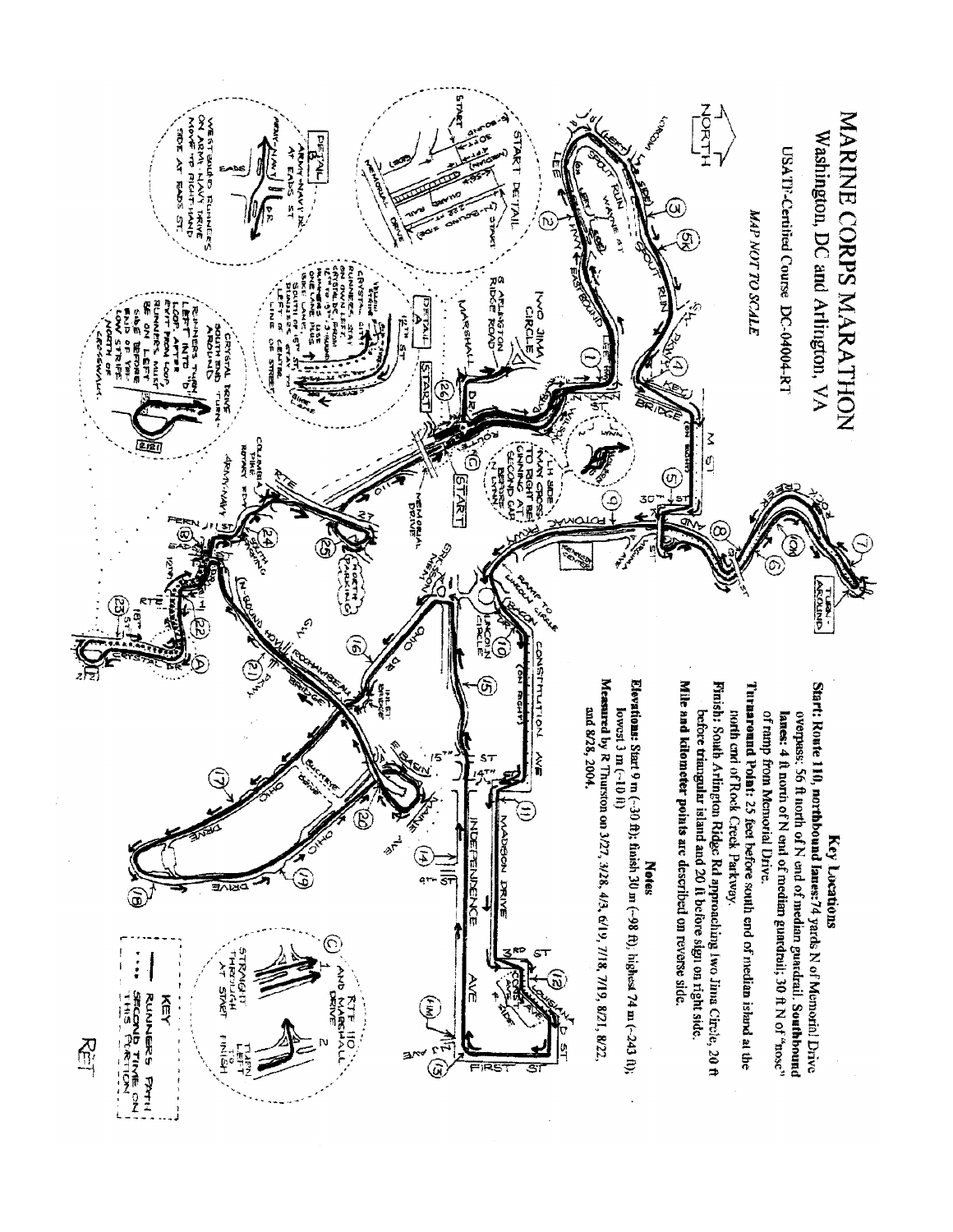# MARINE CORPS MARATHON

## Washington, DC and Arlington, VA

USATF-Certified Course DC-04004-RT

*MAP NOT TO SCALE*

### Key Locations

**Start:** Route 110, northbound lanes: 74 yards N of Memorial Drive overpass; 56 ft north of N end of median guardrail. **Southbound lanes:** 4 ft north of N end of median guardrail; 30 ft N of "nose" of ramp from Memorial Drive.

**Turnaround Point:** 25 feet before south end of median island at the north end of Rock Creek Parkway.

**Finish:** South Arlington Ridge Rd approaching two Jima Circle, 20 ft before triangular island and 20 ft before sign on right side.

**Mile and kilometer points are described on reverse side.**

### Notes

**Elevations:** Start 9 m (~30 ft); finish 30 m (~98 ft); highest 74 m (~243 ft); lowest 3 m (~10 ft)

**Measured by** R Thurston on 3/27, 3/28, 4/3, 6/19, 7/18, 7/19, 8/21, 8/22, and 8/28, 2004.

KEY

— RUNNERS PATH

···· SECOND TIME ON THIS PORTION

RET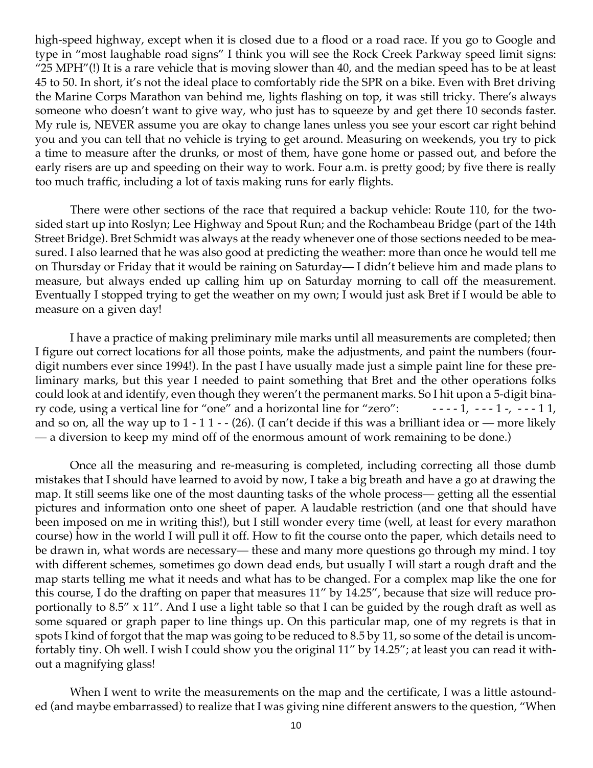high-speed highway, except when it is closed due to a flood or a road race. If you go to Google and type in "most laughable road signs" I think you will see the Rock Creek Parkway speed limit signs: "25 MPH"(!) It is a rare vehicle that is moving slower than 40, and the median speed has to be at least 45 to 50. In short, it's not the ideal place to comfortably ride the SPR on a bike. Even with Bret driving the Marine Corps Marathon van behind me, lights flashing on top, it was still tricky. There's always someone who doesn't want to give way, who just has to squeeze by and get there 10 seconds faster. My rule is, NEVER assume you are okay to change lanes unless you see your escort car right behind you and you can tell that no vehicle is trying to get around. Measuring on weekends, you try to pick a time to measure after the drunks, or most of them, have gone home or passed out, and before the early risers are up and speeding on their way to work. Four a.m. is pretty good; by five there is really too much traffic, including a lot of taxis making runs for early flights.

There were other sections of the race that required a backup vehicle: Route 110, for the two-sided start up into Roslyn; Lee Highway and Spout Run; and the Rochambeau Bridge (part of the 14th Street Bridge). Bret Schmidt was always at the ready whenever one of those sections needed to be measured. I also learned that he was also good at predicting the weather: more than once he would tell me on Thursday or Friday that it would be raining on Saturday— I didn't believe him and made plans to measure, but always ended up calling him up on Saturday morning to call off the measurement. Eventually I stopped trying to get the weather on my own; I would just ask Bret if I would be able to measure on a given day!

I have a practice of making preliminary mile marks until all measurements are completed; then I figure out correct locations for all those points, make the adjustments, and paint the numbers (four-digit numbers ever since 1994!). In the past I have usually made just a simple paint line for these preliminary marks, but this year I needed to paint something that Bret and the other operations folks could look at and identify, even though they weren't the permanent marks. So I hit upon a 5-digit binary code, using a vertical line for "one" and a horizontal line for "zero": - - - - 1, - - - 1 -, - - - 1 1, and so on, all the way up to 1 - 1 1 - - (26). (I can't decide if this was a brilliant idea or — more likely — a diversion to keep my mind off of the enormous amount of work remaining to be done.)

Once all the measuring and re-measuring is completed, including correcting all those dumb mistakes that I should have learned to avoid by now, I take a big breath and have a go at drawing the map. It still seems like one of the most daunting tasks of the whole process— getting all the essential pictures and information onto one sheet of paper. A laudable restriction (and one that should have been imposed on me in writing this!), but I still wonder every time (well, at least for every marathon course) how in the world I will pull it off. How to fit the course onto the paper, which details need to be drawn in, what words are necessary— these and many more questions go through my mind. I toy with different schemes, sometimes go down dead ends, but usually I will start a rough draft and the map starts telling me what it needs and what has to be changed. For a complex map like the one for this course, I do the drafting on paper that measures 11" by 14.25", because that size will reduce proportionally to 8.5" x 11". And I use a light table so that I can be guided by the rough draft as well as some squared or graph paper to line things up. On this particular map, one of my regrets is that in spots I kind of forgot that the map was going to be reduced to 8.5 by 11, so some of the detail is uncomfortably tiny. Oh well. I wish I could show you the original 11" by 14.25"; at least you can read it without a magnifying glass!

When I went to write the measurements on the map and the certificate, I was a little astounded (and maybe embarrassed) to realize that I was giving nine different answers to the question, "When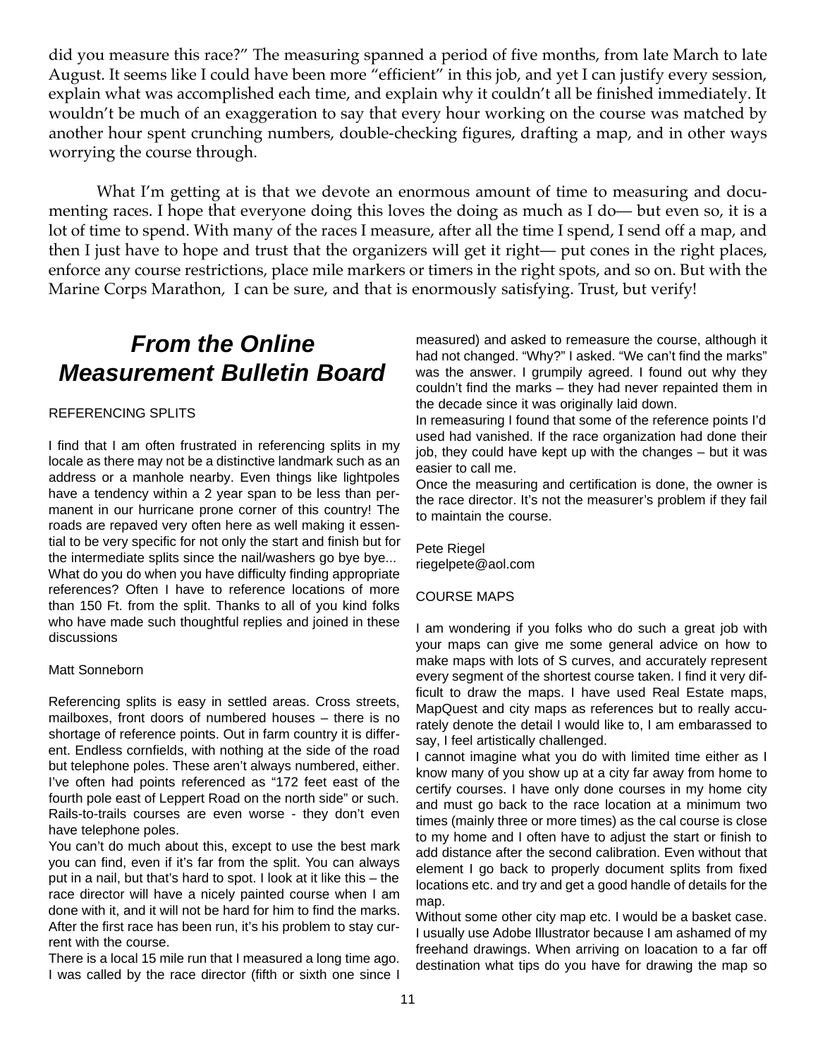did you measure this race?" The measuring spanned a period of five months, from late March to late August. It seems like I could have been more "efficient" in this job, and yet I can justify every session, explain what was accomplished each time, and explain why it couldn't all be finished immediately. It wouldn't be much of an exaggeration to say that every hour working on the course was matched by another hour spent crunching numbers, double-checking figures, drafting a map, and in other ways worrying the course through.

What I'm getting at is that we devote an enormous amount of time to measuring and documenting races. I hope that everyone doing this loves the doing as much as I do— but even so, it is a lot of time to spend. With many of the races I measure, after all the time I spend, I send off a map, and then I just have to hope and trust that the organizers will get it right— put cones in the right places, enforce any course restrictions, place mile markers or timers in the right spots, and so on. But with the Marine Corps Marathon, I can be sure, and that is enormously satisfying. Trust, but verify!

## *From the Online Measurement Bulletin Board*

REFERENCING SPLITS

I find that I am often frustrated in referencing splits in my locale as there may not be a distinctive landmark such as an address or a manhole nearby. Even things like lightpoles have a tendency within a 2 year span to be less than permanent in our hurricane prone corner of this country! The roads are repaved very often here as well making it essential to be very specific for not only the start and finish but for the intermediate splits since the nail/washers go bye bye...
What do you do when you have difficulty finding appropriate references? Often I have to reference locations of more than 150 Ft. from the split. Thanks to all of you kind folks who have made such thoughtful replies and joined in these discussions

Matt Sonneborn

Referencing splits is easy in settled areas. Cross streets, mailboxes, front doors of numbered houses – there is no shortage of reference points. Out in farm country it is different. Endless cornfields, with nothing at the side of the road but telephone poles. These aren't always numbered, either. I've often had points referenced as "172 feet east of the fourth pole east of Leppert Road on the north side" or such. Rails-to-trails courses are even worse - they don't even have telephone poles.
You can't do much about this, except to use the best mark you can find, even if it's far from the split. You can always put in a nail, but that's hard to spot. I look at it like this – the race director will have a nicely painted course when I am done with it, and it will not be hard for him to find the marks. After the first race has been run, it's his problem to stay current with the course.
There is a local 15 mile run that I measured a long time ago. I was called by the race director (fifth or sixth one since I measured) and asked to remeasure the course, although it had not changed. "Why?" I asked. "We can't find the marks" was the answer. I grumpily agreed. I found out why they couldn't find the marks – they had never repainted them in the decade since it was originally laid down.
In remeasuring I found that some of the reference points I'd used had vanished. If the race organization had done their job, they could have kept up with the changes – but it was easier to call me.
Once the measuring and certification is done, the owner is the race director. It's not the measurer's problem if they fail to maintain the course.

Pete Riegel
riegelpete@aol.com

COURSE MAPS

I am wondering if you folks who do such a great job with your maps can give me some general advice on how to make maps with lots of S curves, and accurately represent every segment of the shortest course taken. I find it very difficult to draw the maps. I have used Real Estate maps, MapQuest and city maps as references but to really accurately denote the detail I would like to, I am embarassed to say, I feel artistically challenged.
I cannot imagine what you do with limited time either as I know many of you show up at a city far away from home to certify courses. I have only done courses in my home city and must go back to the race location at a minimum two times (mainly three or more times) as the cal course is close to my home and I often have to adjust the start or finish to add distance after the second calibration. Even without that element I go back to properly document splits from fixed locations etc. and try and get a good handle of details for the map.
Without some other city map etc. I would be a basket case. I usually use Adobe Illustrator because I am ashamed of my freehand drawings. When arriving on loacation to a far off destination what tips do you have for drawing the map so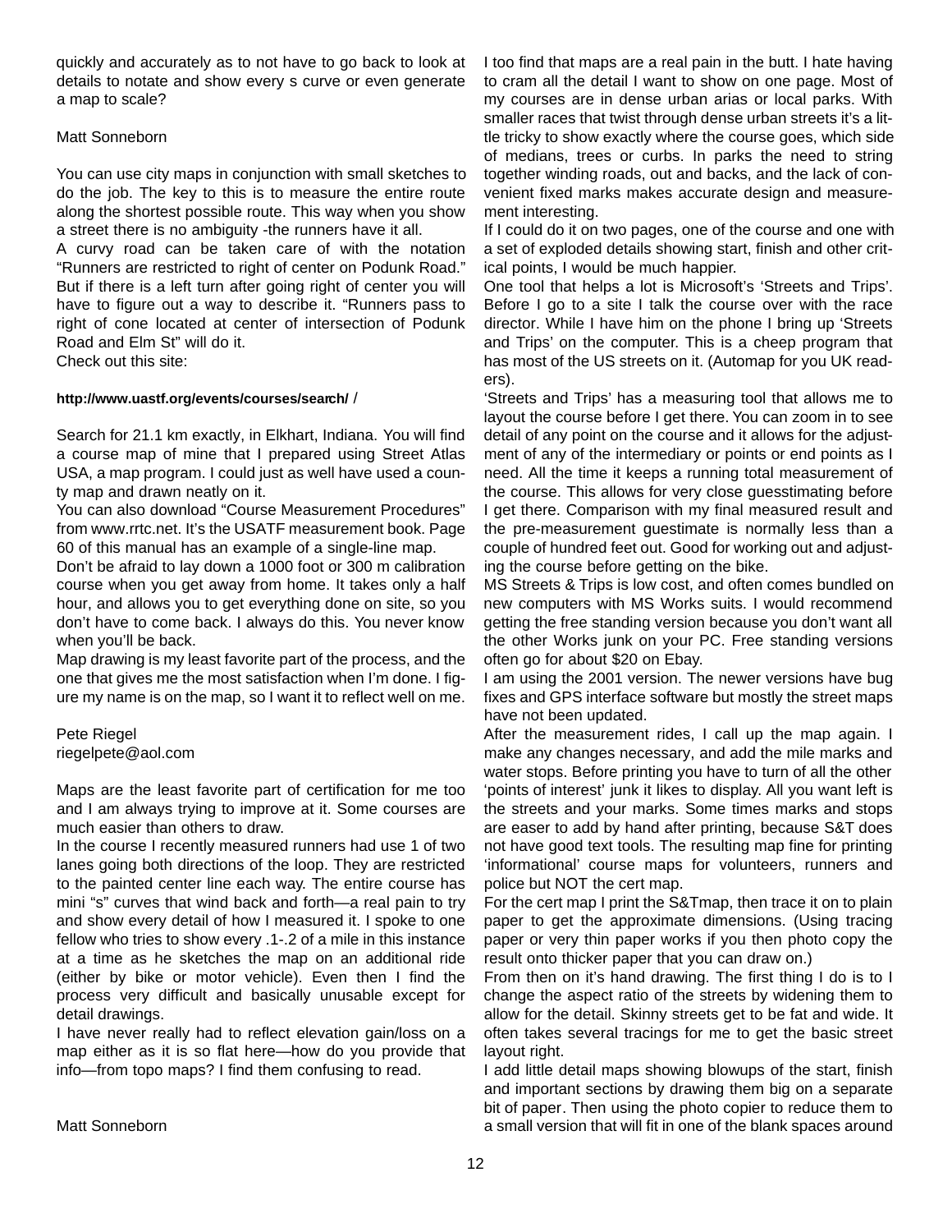quickly and accurately as to not have to go back to look at details to notate and show every s curve or even generate a map to scale?

Matt Sonneborn

You can use city maps in conjunction with small sketches to do the job. The key to this is to measure the entire route along the shortest possible route. This way when you show a street there is no ambiguity -the runners have it all.

A curvy road can be taken care of with the notation "Runners are restricted to right of center on Podunk Road." But if there is a left turn after going right of center you will have to figure out a way to describe it. "Runners pass to right of cone located at center of intersection of Podunk Road and Elm St" will do it.

Check out this site:

**http://www.uastf.org/events/courses/search/** /

Search for 21.1 km exactly, in Elkhart, Indiana. You will find a course map of mine that I prepared using Street Atlas USA, a map program. I could just as well have used a county map and drawn neatly on it.

You can also download "Course Measurement Procedures" from www.rrtc.net. It's the USATF measurement book. Page 60 of this manual has an example of a single-line map.

Don't be afraid to lay down a 1000 foot or 300 m calibration course when you get away from home. It takes only a half hour, and allows you to get everything done on site, so you don't have to come back. I always do this. You never know when you'll be back.

Map drawing is my least favorite part of the process, and the one that gives me the most satisfaction when I'm done. I figure my name is on the map, so I want it to reflect well on me.

Pete Riegel
riegelpete@aol.com

Maps are the least favorite part of certification for me too and I am always trying to improve at it. Some courses are much easier than others to draw.

In the course I recently measured runners had use 1 of two lanes going both directions of the loop. They are restricted to the painted center line each way. The entire course has mini "s" curves that wind back and forth—a real pain to try and show every detail of how I measured it. I spoke to one fellow who tries to show every .1-.2 of a mile in this instance at a time as he sketches the map on an additional ride (either by bike or motor vehicle). Even then I find the process very difficult and basically unusable except for detail drawings.

I have never really had to reflect elevation gain/loss on a map either as it is so flat here—how do you provide that info—from topo maps? I find them confusing to read.

Matt Sonneborn

I too find that maps are a real pain in the butt. I hate having to cram all the detail I want to show on one page. Most of my courses are in dense urban arias or local parks. With smaller races that twist through dense urban streets it's a little tricky to show exactly where the course goes, which side of medians, trees or curbs. In parks the need to string together winding roads, out and backs, and the lack of convenient fixed marks makes accurate design and measurement interesting.

If I could do it on two pages, one of the course and one with a set of exploded details showing start, finish and other critical points, I would be much happier.

One tool that helps a lot is Microsoft's 'Streets and Trips'. Before I go to a site I talk the course over with the race director. While I have him on the phone I bring up 'Streets and Trips' on the computer. This is a cheep program that has most of the US streets on it. (Automap for you UK readers).

'Streets and Trips' has a measuring tool that allows me to layout the course before I get there. You can zoom in to see detail of any point on the course and it allows for the adjustment of any of the intermediary or points or end points as I need. All the time it keeps a running total measurement of the course. This allows for very close guesstimating before I get there. Comparison with my final measured result and the pre-measurement guestimate is normally less than a couple of hundred feet out. Good for working out and adjusting the course before getting on the bike.

MS Streets & Trips is low cost, and often comes bundled on new computers with MS Works suits. I would recommend getting the free standing version because you don't want all the other Works junk on your PC. Free standing versions often go for about $20 on Ebay.

I am using the 2001 version. The newer versions have bug fixes and GPS interface software but mostly the street maps have not been updated.

After the measurement rides, I call up the map again. I make any changes necessary, and add the mile marks and water stops. Before printing you have to turn of all the other 'points of interest' junk it likes to display. All you want left is the streets and your marks. Some times marks and stops are easer to add by hand after printing, because S&T does not have good text tools. The resulting map fine for printing 'informational' course maps for volunteers, runners and police but NOT the cert map.

For the cert map I print the S&Tmap, then trace it on to plain paper to get the approximate dimensions. (Using tracing paper or very thin paper works if you then photo copy the result onto thicker paper that you can draw on.)

From then on it's hand drawing. The first thing I do is to I change the aspect ratio of the streets by widening them to allow for the detail. Skinny streets get to be fat and wide. It often takes several tracings for me to get the basic street layout right.

I add little detail maps showing blowups of the start, finish and important sections by drawing them big on a separate bit of paper. Then using the photo copier to reduce them to a small version that will fit in one of the blank spaces around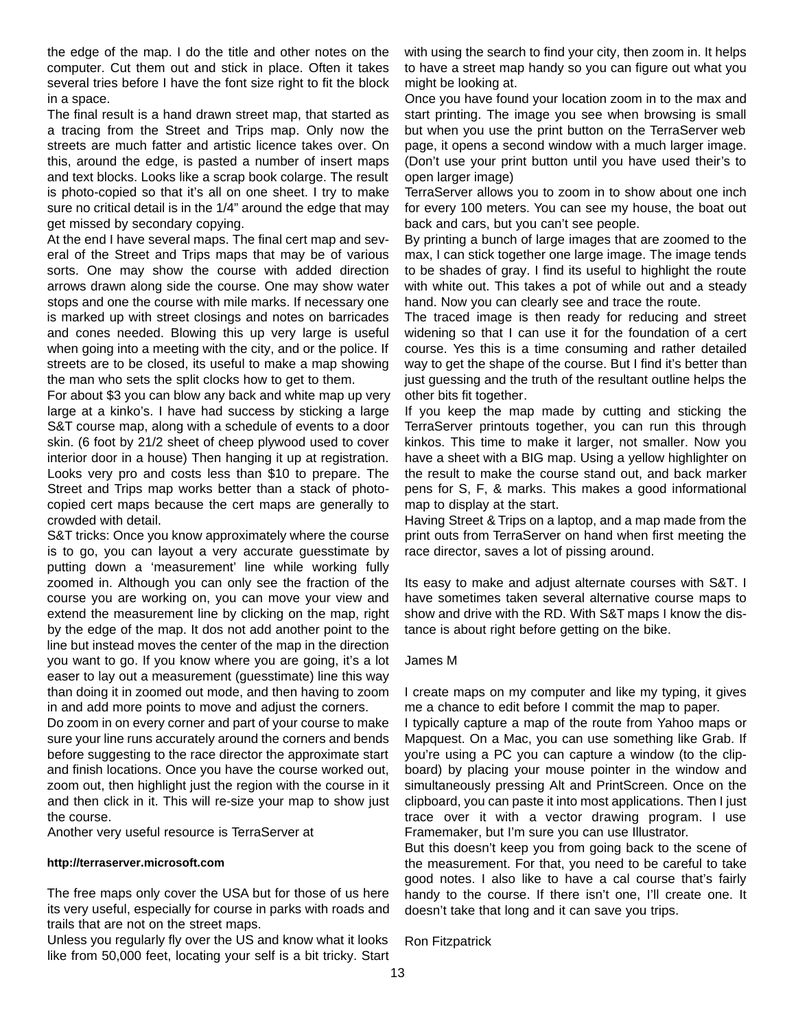the edge of the map. I do the title and other notes on the computer. Cut them out and stick in place. Often it takes several tries before I have the font size right to fit the block in a space.

The final result is a hand drawn street map, that started as a tracing from the Street and Trips map. Only now the streets are much fatter and artistic licence takes over. On this, around the edge, is pasted a number of insert maps and text blocks. Looks like a scrap book colarge. The result is photo-copied so that it's all on one sheet. I try to make sure no critical detail is in the 1/4" around the edge that may get missed by secondary copying.

At the end I have several maps. The final cert map and several of the Street and Trips maps that may be of various sorts. One may show the course with added direction arrows drawn along side the course. One may show water stops and one the course with mile marks. If necessary one is marked up with street closings and notes on barricades and cones needed. Blowing this up very large is useful when going into a meeting with the city, and or the police. If streets are to be closed, its useful to make a map showing the man who sets the split clocks how to get to them.

For about $3 you can blow any back and white map up very large at a kinko's. I have had success by sticking a large S&T course map, along with a schedule of events to a door skin. (6 foot by 21/2 sheet of cheep plywood used to cover interior door in a house) Then hanging it up at registration. Looks very pro and costs less than $10 to prepare. The Street and Trips map works better than a stack of photo-copied cert maps because the cert maps are generally to crowded with detail.

S&T tricks: Once you know approximately where the course is to go, you can layout a very accurate guesstimate by putting down a 'measurement' line while working fully zoomed in. Although you can only see the fraction of the course you are working on, you can move your view and extend the measurement line by clicking on the map, right by the edge of the map. It dos not add another point to the line but instead moves the center of the map in the direction you want to go. If you know where you are going, it's a lot easer to lay out a measurement (guesstimate) line this way than doing it in zoomed out mode, and then having to zoom in and add more points to move and adjust the corners.

Do zoom in on every corner and part of your course to make sure your line runs accurately around the corners and bends before suggesting to the race director the approximate start and finish locations. Once you have the course worked out, zoom out, then highlight just the region with the course in it and then click in it. This will re-size your map to show just the course.

Another very useful resource is TerraServer at

**http://terraserver.microsoft.com**

The free maps only cover the USA but for those of us here its very useful, especially for course in parks with roads and trails that are not on the street maps.

Unless you regularly fly over the US and know what it looks like from 50,000 feet, locating your self is a bit tricky. Start with using the search to find your city, then zoom in. It helps to have a street map handy so you can figure out what you might be looking at.

Once you have found your location zoom in to the max and start printing. The image you see when browsing is small but when you use the print button on the TerraServer web page, it opens a second window with a much larger image. (Don't use your print button until you have used their's to open larger image)

TerraServer allows you to zoom in to show about one inch for every 100 meters. You can see my house, the boat out back and cars, but you can't see people.

By printing a bunch of large images that are zoomed to the max, I can stick together one large image. The image tends to be shades of gray. I find its useful to highlight the route with white out. This takes a pot of while out and a steady hand. Now you can clearly see and trace the route.

The traced image is then ready for reducing and street widening so that I can use it for the foundation of a cert course. Yes this is a time consuming and rather detailed way to get the shape of the course. But I find it's better than just guessing and the truth of the resultant outline helps the other bits fit together.

If you keep the map made by cutting and sticking the TerraServer printouts together, you can run this through kinkos. This time to make it larger, not smaller. Now you have a sheet with a BIG map. Using a yellow highlighter on the result to make the course stand out, and back marker pens for S, F, & marks. This makes a good informational map to display at the start.

Having Street & Trips on a laptop, and a map made from the print outs from TerraServer on hand when first meeting the race director, saves a lot of pissing around.

Its easy to make and adjust alternate courses with S&T. I have sometimes taken several alternative course maps to show and drive with the RD. With S&T maps I know the distance is about right before getting on the bike.

James M

I create maps on my computer and like my typing, it gives me a chance to edit before I commit the map to paper.

I typically capture a map of the route from Yahoo maps or Mapquest. On a Mac, you can use something like Grab. If you're using a PC you can capture a window (to the clipboard) by placing your mouse pointer in the window and simultaneously pressing Alt and PrintScreen. Once on the clipboard, you can paste it into most applications. Then I just trace over it with a vector drawing program. I use Framemaker, but I'm sure you can use Illustrator.

But this doesn't keep you from going back to the scene of the measurement. For that, you need to be careful to take good notes. I also like to have a cal course that's fairly handy to the course. If there isn't one, I'll create one. It doesn't take that long and it can save you trips.

Ron Fitzpatrick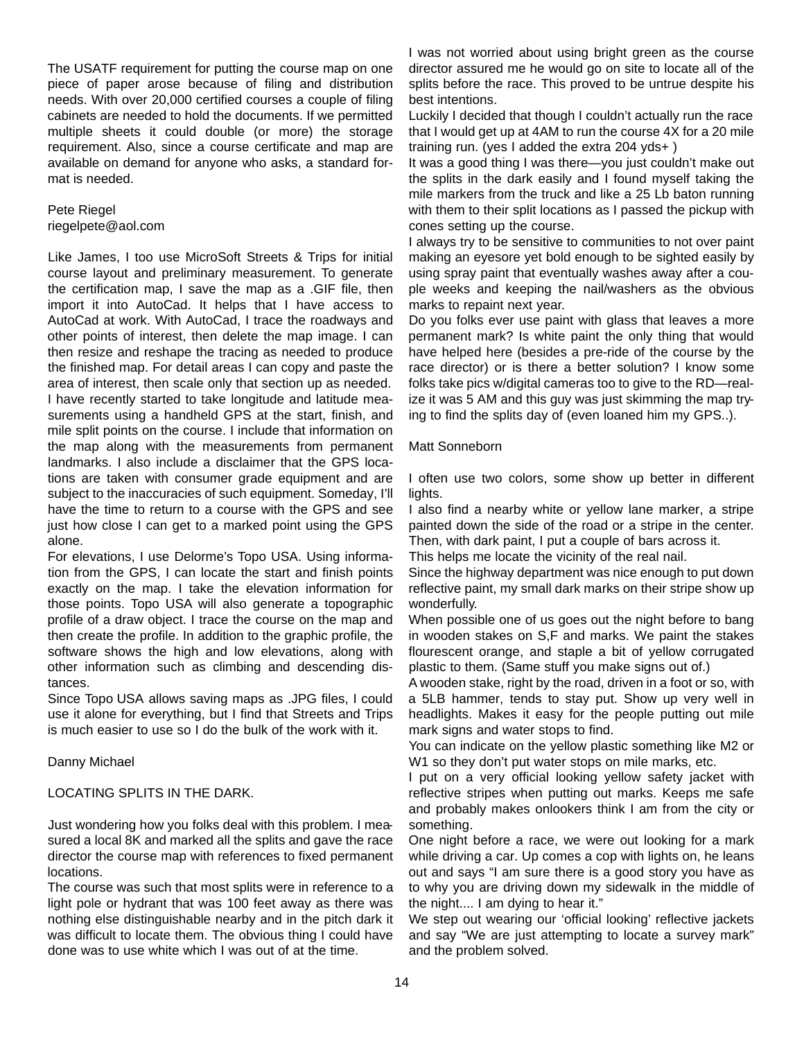The USATF requirement for putting the course map on one piece of paper arose because of filing and distribution needs. With over 20,000 certified courses a couple of filing cabinets are needed to hold the documents. If we permitted multiple sheets it could double (or more) the storage requirement. Also, since a course certificate and map are available on demand for anyone who asks, a standard format is needed.

Pete Riegel
riegelpete@aol.com

Like James, I too use MicroSoft Streets & Trips for initial course layout and preliminary measurement. To generate the certification map, I save the map as a .GIF file, then import it into AutoCad. It helps that I have access to AutoCad at work. With AutoCad, I trace the roadways and other points of interest, then delete the map image. I can then resize and reshape the tracing as needed to produce the finished map. For detail areas I can copy and paste the area of interest, then scale only that section up as needed.

I have recently started to take longitude and latitude measurements using a handheld GPS at the start, finish, and mile split points on the course. I include that information on the map along with the measurements from permanent landmarks. I also include a disclaimer that the GPS locations are taken with consumer grade equipment and are subject to the inaccuracies of such equipment. Someday, I'll have the time to return to a course with the GPS and see just how close I can get to a marked point using the GPS alone.

For elevations, I use Delorme's Topo USA. Using information from the GPS, I can locate the start and finish points exactly on the map. I take the elevation information for those points. Topo USA will also generate a topographic profile of a draw object. I trace the course on the map and then create the profile. In addition to the graphic profile, the software shows the high and low elevations, along with other information such as climbing and descending distances.

Since Topo USA allows saving maps as .JPG files, I could use it alone for everything, but I find that Streets and Trips is much easier to use so I do the bulk of the work with it.

Danny Michael

## LOCATING SPLITS IN THE DARK.

Just wondering how you folks deal with this problem. I measured a local 8K and marked all the splits and gave the race director the course map with references to fixed permanent locations.

The course was such that most splits were in reference to a light pole or hydrant that was 100 feet away as there was nothing else distinguishable nearby and in the pitch dark it was difficult to locate them. The obvious thing I could have done was to use white which I was out of at the time.

I was not worried about using bright green as the course director assured me he would go on site to locate all of the splits before the race. This proved to be untrue despite his best intentions.

Luckily I decided that though I couldn't actually run the race that I would get up at 4AM to run the course 4X for a 20 mile training run. (yes I added the extra 204 yds+ )

It was a good thing I was there—you just couldn't make out the splits in the dark easily and I found myself taking the mile markers from the truck and like a 25 Lb baton running with them to their split locations as I passed the pickup with cones setting up the course.

I always try to be sensitive to communities to not over paint making an eyesore yet bold enough to be sighted easily by using spray paint that eventually washes away after a couple weeks and keeping the nail/washers as the obvious marks to repaint next year.

Do you folks ever use paint with glass that leaves a more permanent mark? Is white paint the only thing that would have helped here (besides a pre-ride of the course by the race director) or is there a better solution? I know some folks take pics w/digital cameras too to give to the RD—realize it was 5 AM and this guy was just skimming the map trying to find the splits day of (even loaned him my GPS..).

Matt Sonneborn

I often use two colors, some show up better in different lights.

I also find a nearby white or yellow lane marker, a stripe painted down the side of the road or a stripe in the center. Then, with dark paint, I put a couple of bars across it.

This helps me locate the vicinity of the real nail.

Since the highway department was nice enough to put down reflective paint, my small dark marks on their stripe show up wonderfully.

When possible one of us goes out the night before to bang in wooden stakes on S,F and marks. We paint the stakes flourescent orange, and staple a bit of yellow corrugated plastic to them. (Same stuff you make signs out of.)

A wooden stake, right by the road, driven in a foot or so, with a 5LB hammer, tends to stay put. Show up very well in headlights. Makes it easy for the people putting out mile mark signs and water stops to find.

You can indicate on the yellow plastic something like M2 or W1 so they don't put water stops on mile marks, etc.

I put on a very official looking yellow safety jacket with reflective stripes when putting out marks. Keeps me safe and probably makes onlookers think I am from the city or something.

One night before a race, we were out looking for a mark while driving a car. Up comes a cop with lights on, he leans out and says "I am sure there is a good story you have as to why you are driving down my sidewalk in the middle of the night.... I am dying to hear it."

We step out wearing our 'official looking' reflective jackets and say "We are just attempting to locate a survey mark" and the problem solved.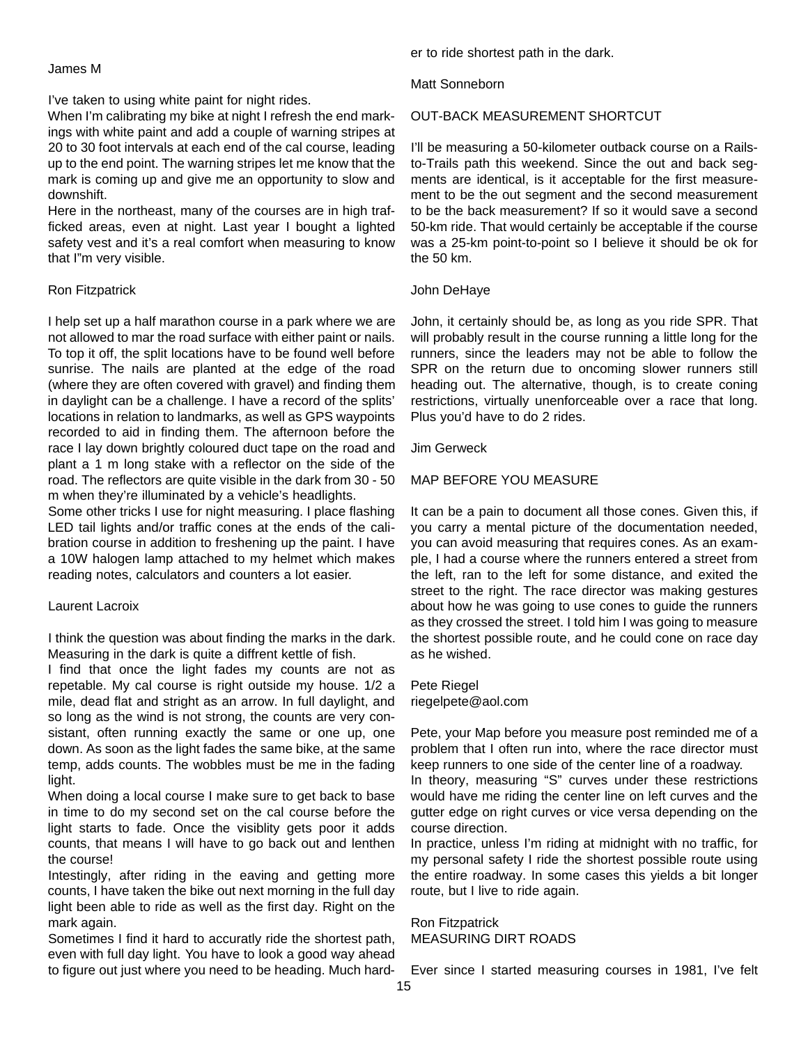James M

I've taken to using white paint for night rides.
When I'm calibrating my bike at night I refresh the end markings with white paint and add a couple of warning stripes at 20 to 30 foot intervals at each end of the cal course, leading up to the end point. The warning stripes let me know that the mark is coming up and give me an opportunity to slow and downshift.
Here in the northeast, many of the courses are in high trafficked areas, even at night. Last year I bought a lighted safety vest and it's a real comfort when measuring to know that I"m very visible.

Ron Fitzpatrick

I help set up a half marathon course in a park where we are not allowed to mar the road surface with either paint or nails. To top it off, the split locations have to be found well before sunrise. The nails are planted at the edge of the road (where they are often covered with gravel) and finding them in daylight can be a challenge. I have a record of the splits' locations in relation to landmarks, as well as GPS waypoints recorded to aid in finding them. The afternoon before the race I lay down brightly coloured duct tape on the road and plant a 1 m long stake with a reflector on the side of the road. The reflectors are quite visible in the dark from 30 - 50 m when they're illuminated by a vehicle's headlights.
Some other tricks I use for night measuring. I place flashing LED tail lights and/or traffic cones at the ends of the calibration course in addition to freshening up the paint. I have a 10W halogen lamp attached to my helmet which makes reading notes, calculators and counters a lot easier.

Laurent Lacroix

I think the question was about finding the marks in the dark. Measuring in the dark is quite a diffrent kettle of fish.
I find that once the light fades my counts are not as repetable. My cal course is right outside my house. 1/2 a mile, dead flat and stright as an arrow. In full daylight, and so long as the wind is not strong, the counts are very consistant, often running exactly the same or one up, one down. As soon as the light fades the same bike, at the same temp, adds counts. The wobbles must be me in the fading light.
When doing a local course I make sure to get back to base in time to do my second set on the cal course before the light starts to fade. Once the visiblity gets poor it adds counts, that means I will have to go back out and lenthen the course!
Intestingly, after riding in the eaving and getting more counts, I have taken the bike out next morning in the full day light been able to ride as well as the first day. Right on the mark again.
Sometimes I find it hard to accuratly ride the shortest path, even with full day light. You have to look a good way ahead to figure out just where you need to be heading. Much harder to ride shortest path in the dark.

Matt Sonneborn

OUT-BACK MEASUREMENT SHORTCUT

I'll be measuring a 50-kilometer outback course on a Rails-to-Trails path this weekend. Since the out and back segments are identical, is it acceptable for the first measurement to be the out segment and the second measurement to be the back measurement? If so it would save a second 50-km ride. That would certainly be acceptable if the course was a 25-km point-to-point so I believe it should be ok for the 50 km.

John DeHaye

John, it certainly should be, as long as you ride SPR. That will probably result in the course running a little long for the runners, since the leaders may not be able to follow the SPR on the return due to oncoming slower runners still heading out. The alternative, though, is to create coning restrictions, virtually unenforceable over a race that long. Plus you'd have to do 2 rides.

Jim Gerweck

MAP BEFORE YOU MEASURE

It can be a pain to document all those cones. Given this, if you carry a mental picture of the documentation needed, you can avoid measuring that requires cones. As an example, I had a course where the runners entered a street from the left, ran to the left for some distance, and exited the street to the right. The race director was making gestures about how he was going to use cones to guide the runners as they crossed the street. I told him I was going to measure the shortest possible route, and he could cone on race day as he wished.

Pete Riegel
riegelpete@aol.com

Pete, your Map before you measure post reminded me of a problem that I often run into, where the race director must keep runners to one side of the center line of a roadway.
In theory, measuring "S" curves under these restrictions would have me riding the center line on left curves and the gutter edge on right curves or vice versa depending on the course direction.
In practice, unless I'm riding at midnight with no traffic, for my personal safety I ride the shortest possible route using the entire roadway. In some cases this yields a bit longer route, but I live to ride again.

Ron Fitzpatrick
MEASURING DIRT ROADS

Ever since I started measuring courses in 1981, I've felt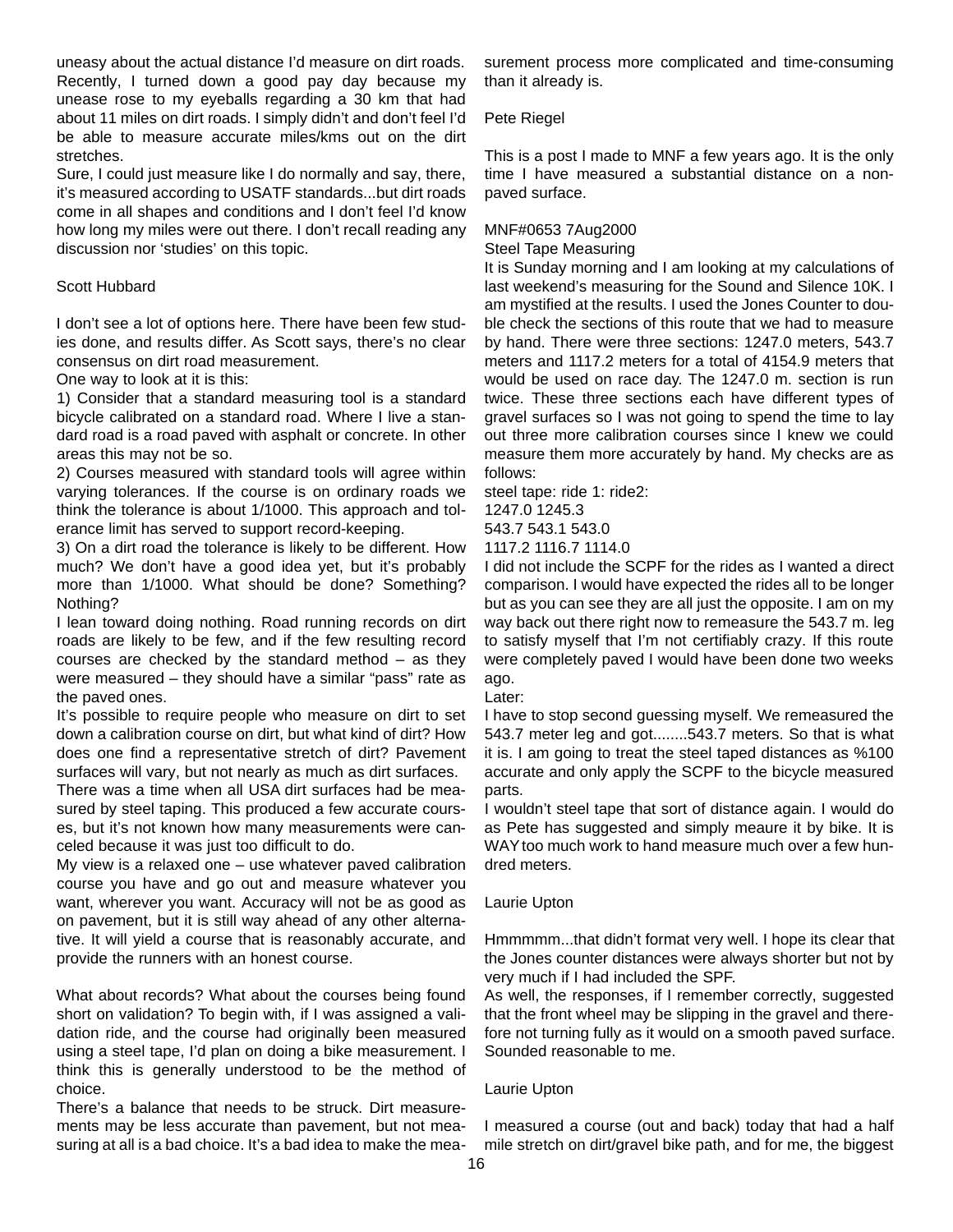uneasy about the actual distance I'd measure on dirt roads. Recently, I turned down a good pay day because my unease rose to my eyeballs regarding a 30 km that had about 11 miles on dirt roads. I simply didn't and don't feel I'd be able to measure accurate miles/kms out on the dirt stretches.

Sure, I could just measure like I do normally and say, there, it's measured according to USATF standards...but dirt roads come in all shapes and conditions and I don't feel I'd know how long my miles were out there. I don't recall reading any discussion nor 'studies' on this topic.

Scott Hubbard

I don't see a lot of options here. There have been few studies done, and results differ. As Scott says, there's no clear consensus on dirt road measurement.

One way to look at it is this:

1) Consider that a standard measuring tool is a standard bicycle calibrated on a standard road. Where I live a standard road is a road paved with asphalt or concrete. In other areas this may not be so.

2) Courses measured with standard tools will agree within varying tolerances. If the course is on ordinary roads we think the tolerance is about 1/1000. This approach and tolerance limit has served to support record-keeping.

3) On a dirt road the tolerance is likely to be different. How much? We don't have a good idea yet, but it's probably more than 1/1000. What should be done? Something? Nothing?

I lean toward doing nothing. Road running records on dirt roads are likely to be few, and if the few resulting record courses are checked by the standard method – as they were measured – they should have a similar "pass" rate as the paved ones.

It's possible to require people who measure on dirt to set down a calibration course on dirt, but what kind of dirt? How does one find a representative stretch of dirt? Pavement surfaces will vary, but not nearly as much as dirt surfaces.

There was a time when all USA dirt surfaces had be measured by steel taping. This produced a few accurate courses, but it's not known how many measurements were canceled because it was just too difficult to do.

My view is a relaxed one – use whatever paved calibration course you have and go out and measure whatever you want, wherever you want. Accuracy will not be as good as on pavement, but it is still way ahead of any other alternative. It will yield a course that is reasonably accurate, and provide the runners with an honest course.

What about records? What about the courses being found short on validation? To begin with, if I was assigned a validation ride, and the course had originally been measured using a steel tape, I'd plan on doing a bike measurement. I think this is generally understood to be the method of choice.

There's a balance that needs to be struck. Dirt measurements may be less accurate than pavement, but not measuring at all is a bad choice. It's a bad idea to make the measurement process more complicated and time-consuming than it already is.

Pete Riegel

This is a post I made to MNF a few years ago. It is the only time I have measured a substantial distance on a non-paved surface.

MNF#0653 7Aug2000

Steel Tape Measuring

It is Sunday morning and I am looking at my calculations of last weekend's measuring for the Sound and Silence 10K. I am mystified at the results. I used the Jones Counter to double check the sections of this route that we had to measure by hand. There were three sections: 1247.0 meters, 543.7 meters and 1117.2 meters for a total of 4154.9 meters that would be used on race day. The 1247.0 m. section is run twice. These three sections each have different types of gravel surfaces so I was not going to spend the time to lay out three more calibration courses since I knew we could measure them more accurately by hand. My checks are as follows:

steel tape: ride 1: ride2:
1247.0 1245.3
543.7 543.1 543.0
1117.2 1116.7 1114.0

I did not include the SCPF for the rides as I wanted a direct comparison. I would have expected the rides all to be longer but as you can see they are all just the opposite. I am on my way back out there right now to remeasure the 543.7 m. leg to satisfy myself that I'm not certifiably crazy. If this route were completely paved I would have been done two weeks ago.

Later:

I have to stop second guessing myself. We remeasured the 543.7 meter leg and got........543.7 meters. So that is what it is. I am going to treat the steel taped distances as %100 accurate and only apply the SCPF to the bicycle measured parts.

I wouldn't steel tape that sort of distance again. I would do as Pete has suggested and simply meaure it by bike. It is WAY too much work to hand measure much over a few hundred meters.

Laurie Upton

Hmmmmm...that didn't format very well. I hope its clear that the Jones counter distances were always shorter but not by very much if I had included the SPF.

As well, the responses, if I remember correctly, suggested that the front wheel may be slipping in the gravel and therefore not turning fully as it would on a smooth paved surface. Sounded reasonable to me.

Laurie Upton

I measured a course (out and back) today that had a half mile stretch on dirt/gravel bike path, and for me, the biggest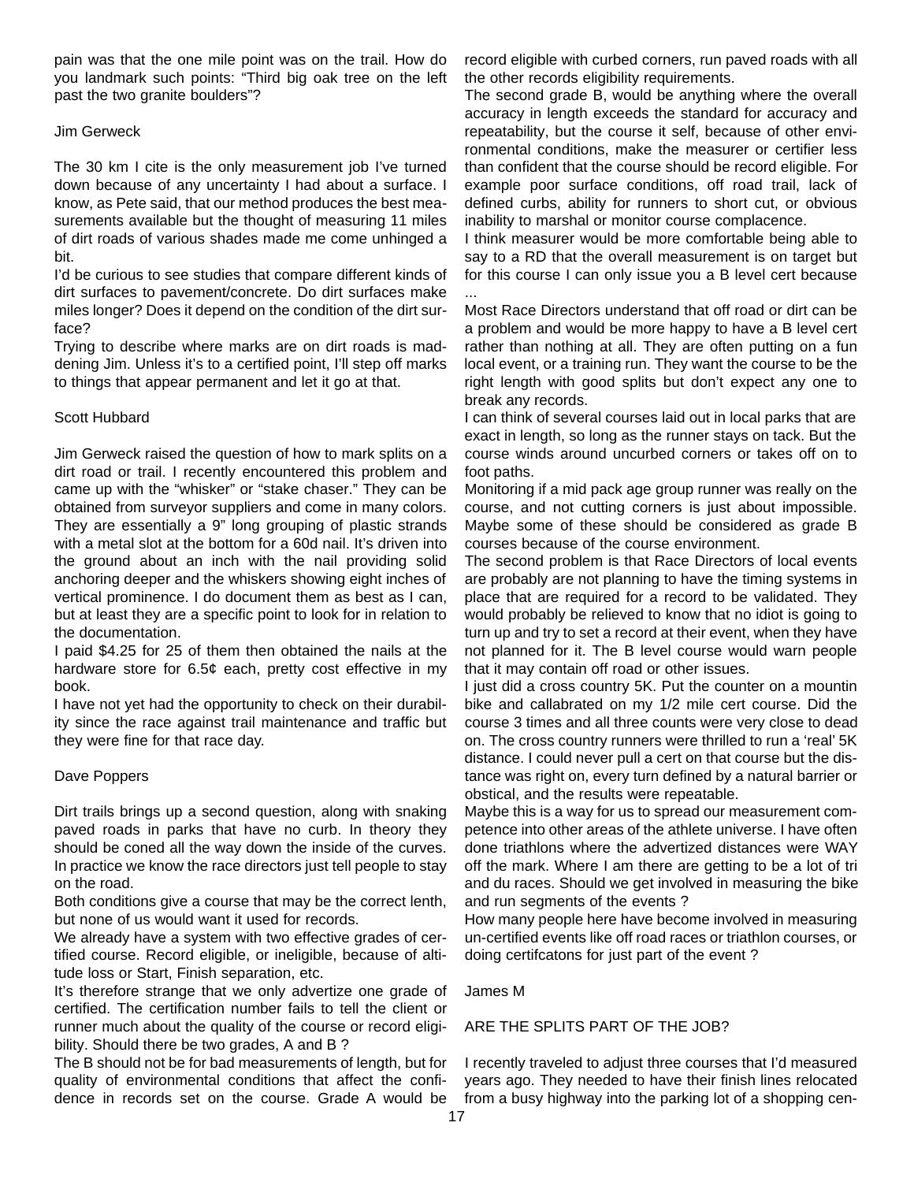pain was that the one mile point was on the trail. How do you landmark such points: "Third big oak tree on the left past the two granite boulders"?

Jim Gerweck

The 30 km I cite is the only measurement job I've turned down because of any uncertainty I had about a surface. I know, as Pete said, that our method produces the best measurements available but the thought of measuring 11 miles of dirt roads of various shades made me come unhinged a bit.

I'd be curious to see studies that compare different kinds of dirt surfaces to pavement/concrete. Do dirt surfaces make miles longer? Does it depend on the condition of the dirt surface?

Trying to describe where marks are on dirt roads is maddening Jim. Unless it's to a certified point, I'll step off marks to things that appear permanent and let it go at that.

Scott Hubbard

Jim Gerweck raised the question of how to mark splits on a dirt road or trail. I recently encountered this problem and came up with the "whisker" or "stake chaser." They can be obtained from surveyor suppliers and come in many colors. They are essentially a 9" long grouping of plastic strands with a metal slot at the bottom for a 60d nail. It's driven into the ground about an inch with the nail providing solid anchoring deeper and the whiskers showing eight inches of vertical prominence. I do document them as best as I can, but at least they are a specific point to look for in relation to the documentation.

I paid $4.25 for 25 of them then obtained the nails at the hardware store for 6.5¢ each, pretty cost effective in my book.

I have not yet had the opportunity to check on their durability since the race against trail maintenance and traffic but they were fine for that race day.

Dave Poppers

Dirt trails brings up a second question, along with snaking paved roads in parks that have no curb. In theory they should be coned all the way down the inside of the curves. In practice we know the race directors just tell people to stay on the road.

Both conditions give a course that may be the correct lenth, but none of us would want it used for records.

We already have a system with two effective grades of certified course. Record eligible, or ineligible, because of altitude loss or Start, Finish separation, etc.

It's therefore strange that we only advertize one grade of certified. The certification number fails to tell the client or runner much about the quality of the course or record eligibility. Should there be two grades, A and B ?

The B should not be for bad measurements of length, but for quality of environmental conditions that affect the confidence in records set on the course. Grade A would be record eligible with curbed corners, run paved roads with all the other records eligibility requirements.

The second grade B, would be anything where the overall accuracy in length exceeds the standard for accuracy and repeatability, but the course it self, because of other environmental conditions, make the measurer or certifier less than confident that the course should be record eligible. For example poor surface conditions, off road trail, lack of defined curbs, ability for runners to short cut, or obvious inability to marshal or monitor course complacence.

I think measurer would be more comfortable being able to say to a RD that the overall measurement is on target but for this course I can only issue you a B level cert because ...

Most Race Directors understand that off road or dirt can be a problem and would be more happy to have a B level cert rather than nothing at all. They are often putting on a fun local event, or a training run. They want the course to be the right length with good splits but don't expect any one to break any records.

I can think of several courses laid out in local parks that are exact in length, so long as the runner stays on tack. But the course winds around uncurbed corners or takes off on to foot paths.

Monitoring if a mid pack age group runner was really on the course, and not cutting corners is just about impossible. Maybe some of these should be considered as grade B courses because of the course environment.

The second problem is that Race Directors of local events are probably are not planning to have the timing systems in place that are required for a record to be validated. They would probably be relieved to know that no idiot is going to turn up and try to set a record at their event, when they have not planned for it. The B level course would warn people that it may contain off road or other issues.

I just did a cross country 5K. Put the counter on a mountin bike and callabrated on my 1/2 mile cert course. Did the course 3 times and all three counts were very close to dead on. The cross country runners were thrilled to run a 'real' 5K distance. I could never pull a cert on that course but the distance was right on, every turn defined by a natural barrier or obstical, and the results were repeatable.

Maybe this is a way for us to spread our measurement competence into other areas of the athlete universe. I have often done triathlons where the advertized distances were WAY off the mark. Where I am there are getting to be a lot of tri and du races. Should we get involved in measuring the bike and run segments of the events ?

How many people here have become involved in measuring un-certified events like off road races or triathlon courses, or doing certifcatons for just part of the event ?

James M

ARE THE SPLITS PART OF THE JOB?

I recently traveled to adjust three courses that I'd measured years ago. They needed to have their finish lines relocated from a busy highway into the parking lot of a shopping cen-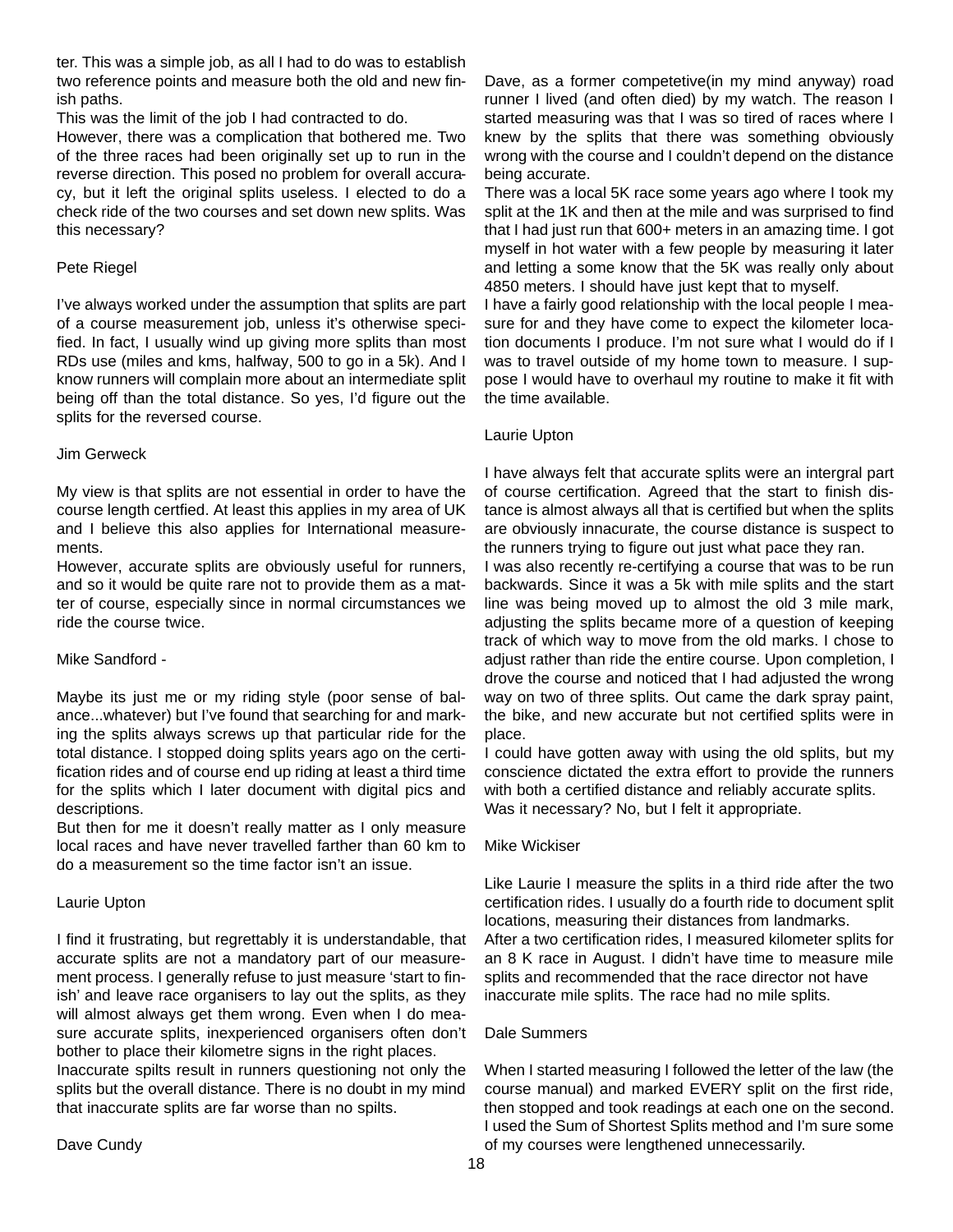ter. This was a simple job, as all I had to do was to establish two reference points and measure both the old and new finish paths.

This was the limit of the job I had contracted to do.

However, there was a complication that bothered me. Two of the three races had been originally set up to run in the reverse direction. This posed no problem for overall accuracy, but it left the original splits useless. I elected to do a check ride of the two courses and set down new splits. Was this necessary?

Pete Riegel

I've always worked under the assumption that splits are part of a course measurement job, unless it's otherwise specified. In fact, I usually wind up giving more splits than most RDs use (miles and kms, halfway, 500 to go in a 5k). And I know runners will complain more about an intermediate split being off than the total distance. So yes, I'd figure out the splits for the reversed course.

Jim Gerweck

My view is that splits are not essential in order to have the course length certfied. At least this applies in my area of UK and I believe this also applies for International measurements.

However, accurate splits are obviously useful for runners, and so it would be quite rare not to provide them as a matter of course, especially since in normal circumstances we ride the course twice.

Mike Sandford -

Maybe its just me or my riding style (poor sense of balance...whatever) but I've found that searching for and marking the splits always screws up that particular ride for the total distance. I stopped doing splits years ago on the certification rides and of course end up riding at least a third time for the splits which I later document with digital pics and descriptions.

But then for me it doesn't really matter as I only measure local races and have never travelled farther than 60 km to do a measurement so the time factor isn't an issue.

Laurie Upton

I find it frustrating, but regrettably it is understandable, that accurate splits are not a mandatory part of our measurement process. I generally refuse to just measure 'start to finish' and leave race organisers to lay out the splits, as they will almost always get them wrong. Even when I do measure accurate splits, inexperienced organisers often don't bother to place their kilometre signs in the right places.

Inaccurate spilts result in runners questioning not only the splits but the overall distance. There is no doubt in my mind that inaccurate splits are far worse than no spilts.

Dave Cundy

Dave, as a former competetive(in my mind anyway) road runner I lived (and often died) by my watch. The reason I started measuring was that I was so tired of races where I knew by the splits that there was something obviously wrong with the course and I couldn't depend on the distance being accurate.

There was a local 5K race some years ago where I took my split at the 1K and then at the mile and was surprised to find that I had just run that 600+ meters in an amazing time. I got myself in hot water with a few people by measuring it later and letting a some know that the 5K was really only about 4850 meters. I should have just kept that to myself.

I have a fairly good relationship with the local people I measure for and they have come to expect the kilometer location documents I produce. I'm not sure what I would do if I was to travel outside of my home town to measure. I suppose I would have to overhaul my routine to make it fit with the time available.

Laurie Upton

I have always felt that accurate splits were an intergral part of course certification. Agreed that the start to finish distance is almost always all that is certified but when the splits are obviously innacurate, the course distance is suspect to the runners trying to figure out just what pace they ran.

I was also recently re-certifying a course that was to be run backwards. Since it was a 5k with mile splits and the start line was being moved up to almost the old 3 mile mark, adjusting the splits became more of a question of keeping track of which way to move from the old marks. I chose to adjust rather than ride the entire course. Upon completion, I drove the course and noticed that I had adjusted the wrong way on two of three splits. Out came the dark spray paint, the bike, and new accurate but not certified splits were in place.

I could have gotten away with using the old splits, but my conscience dictated the extra effort to provide the runners with both a certified distance and reliably accurate splits. Was it necessary? No, but I felt it appropriate.

Mike Wickiser

Like Laurie I measure the splits in a third ride after the two certification rides. I usually do a fourth ride to document split locations, measuring their distances from landmarks.

After a two certification rides, I measured kilometer splits for an 8 K race in August. I didn't have time to measure mile splits and recommended that the race director not have inaccurate mile splits. The race had no mile splits.

Dale Summers

When I started measuring I followed the letter of the law (the course manual) and marked EVERY split on the first ride, then stopped and took readings at each one on the second. I used the Sum of Shortest Splits method and I'm sure some of my courses were lengthened unnecessarily.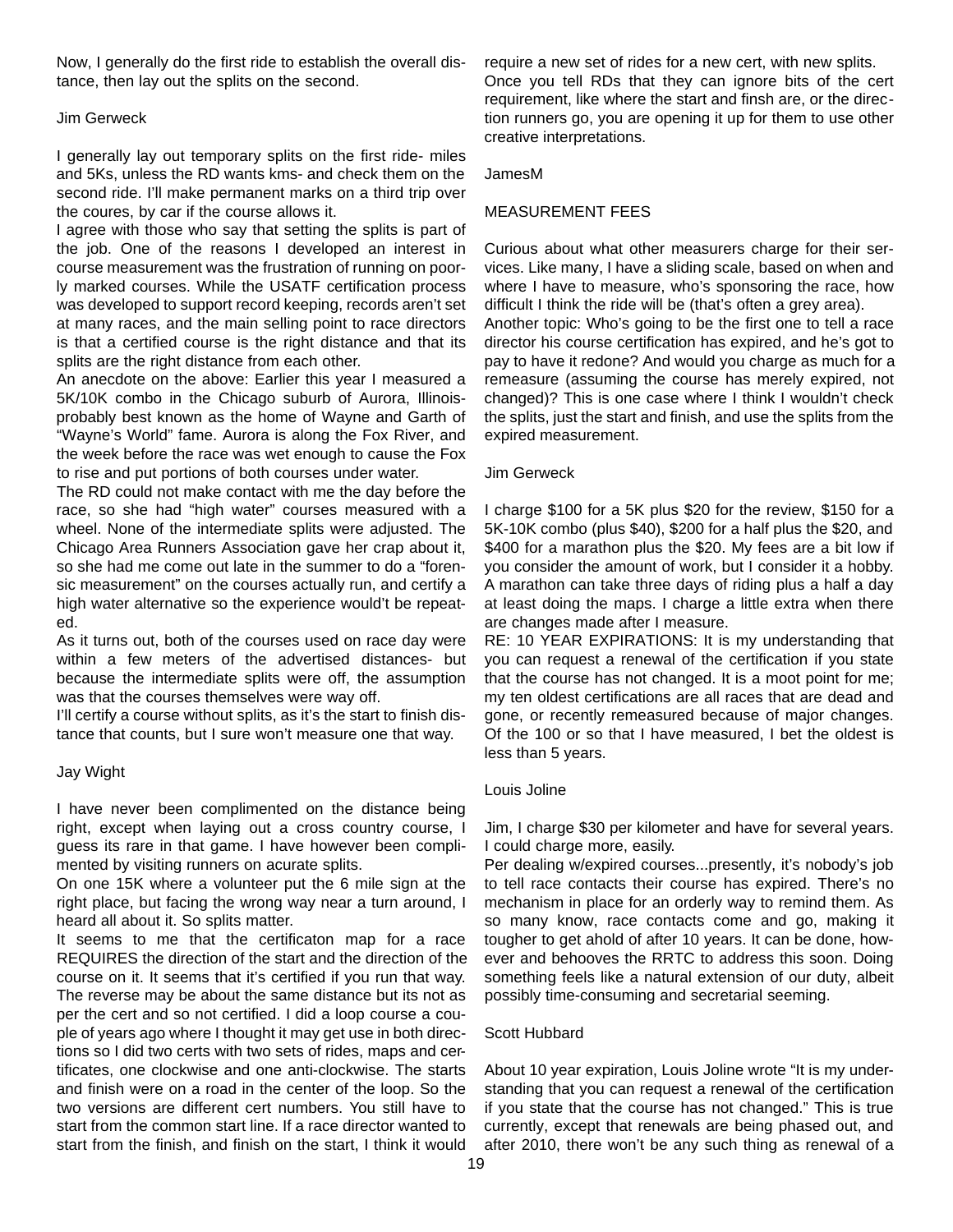Now, I generally do the first ride to establish the overall distance, then lay out the splits on the second.

Jim Gerweck

I generally lay out temporary splits on the first ride- miles and 5Ks, unless the RD wants kms- and check them on the second ride. I'll make permanent marks on a third trip over the coures, by car if the course allows it.

I agree with those who say that setting the splits is part of the job. One of the reasons I developed an interest in course measurement was the frustration of running on poorly marked courses. While the USATF certification process was developed to support record keeping, records aren't set at many races, and the main selling point to race directors is that a certified course is the right distance and that its splits are the right distance from each other.

An anecdote on the above: Earlier this year I measured a 5K/10K combo in the Chicago suburb of Aurora, Illinois- probably best known as the home of Wayne and Garth of "Wayne's World" fame. Aurora is along the Fox River, and the week before the race was wet enough to cause the Fox to rise and put portions of both courses under water.

The RD could not make contact with me the day before the race, so she had "high water" courses measured with a wheel. None of the intermediate splits were adjusted. The Chicago Area Runners Association gave her crap about it, so she had me come out late in the summer to do a "forensic measurement" on the courses actually run, and certify a high water alternative so the experience would't be repeated.

As it turns out, both of the courses used on race day were within a few meters of the advertised distances- but because the intermediate splits were off, the assumption was that the courses themselves were way off.

I'll certify a course without splits, as it's the start to finish distance that counts, but I sure won't measure one that way.

Jay Wight

I have never been complimented on the distance being right, except when laying out a cross country course, I guess its rare in that game. I have however been complimented by visiting runners on acurate splits.

On one 15K where a volunteer put the 6 mile sign at the right place, but facing the wrong way near a turn around, I heard all about it. So splits matter.

It seems to me that the certificaton map for a race REQUIRES the direction of the start and the direction of the course on it. It seems that it's certified if you run that way. The reverse may be about the same distance but its not as per the cert and so not certified. I did a loop course a couple of years ago where I thought it may get use in both directions so I did two certs with two sets of rides, maps and certificates, one clockwise and one anti-clockwise. The starts and finish were on a road in the center of the loop. So the two versions are different cert numbers. You still have to start from the common start line. If a race director wanted to start from the finish, and finish on the start, I think it would require a new set of rides for a new cert, with new splits.

Once you tell RDs that they can ignore bits of the cert requirement, like where the start and finsh are, or the direction runners go, you are opening it up for them to use other creative interpretations.

JamesM

MEASUREMENT FEES

Curious about what other measurers charge for their services. Like many, I have a sliding scale, based on when and where I have to measure, who's sponsoring the race, how difficult I think the ride will be (that's often a grey area).

Another topic: Who's going to be the first one to tell a race director his course certification has expired, and he's got to pay to have it redone? And would you charge as much for a remeasure (assuming the course has merely expired, not changed)? This is one case where I think I wouldn't check the splits, just the start and finish, and use the splits from the expired measurement.

Jim Gerweck

I charge $100 for a 5K plus $20 for the review, $150 for a 5K-10K combo (plus $40), $200 for a half plus the $20, and $400 for a marathon plus the $20. My fees are a bit low if you consider the amount of work, but I consider it a hobby. A marathon can take three days of riding plus a half a day at least doing the maps. I charge a little extra when there are changes made after I measure.

RE: 10 YEAR EXPIRATIONS: It is my understanding that you can request a renewal of the certification if you state that the course has not changed. It is a moot point for me; my ten oldest certifications are all races that are dead and gone, or recently remeasured because of major changes. Of the 100 or so that I have measured, I bet the oldest is less than 5 years.

Louis Joline

Jim, I charge $30 per kilometer and have for several years. I could charge more, easily.

Per dealing w/expired courses...presently, it's nobody's job to tell race contacts their course has expired. There's no mechanism in place for an orderly way to remind them. As so many know, race contacts come and go, making it tougher to get ahold of after 10 years. It can be done, however and behooves the RRTC to address this soon. Doing something feels like a natural extension of our duty, albeit possibly time-consuming and secretarial seeming.

Scott Hubbard

About 10 year expiration, Louis Joline wrote "It is my understanding that you can request a renewal of the certification if you state that the course has not changed." This is true currently, except that renewals are being phased out, and after 2010, there won't be any such thing as renewal of a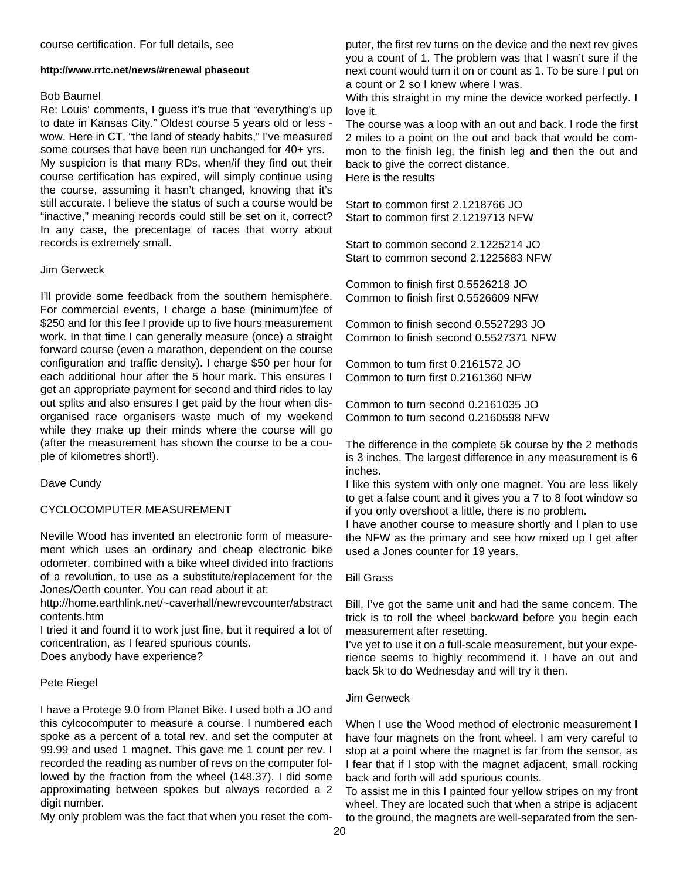course certification. For full details, see

**http://www.rrtc.net/news/#renewal phaseout**

Bob Baumel

Re: Louis' comments, I guess it's true that "everything's up to date in Kansas City." Oldest course 5 years old or less - wow. Here in CT, "the land of steady habits," I've measured some courses that have been run unchanged for 40+ yrs.

My suspicion is that many RDs, when/if they find out their course certification has expired, will simply continue using the course, assuming it hasn't changed, knowing that it's still accurate. I believe the status of such a course would be "inactive," meaning records could still be set on it, correct? In any case, the precentage of races that worry about records is extremely small.

Jim Gerweck

I'll provide some feedback from the southern hemisphere. For commercial events, I charge a base (minimum)fee of $250 and for this fee I provide up to five hours measurement work. In that time I can generally measure (once) a straight forward course (even a marathon, dependent on the course configuration and traffic density). I charge $50 per hour for each additional hour after the 5 hour mark. This ensures I get an appropriate payment for second and third rides to lay out splits and also ensures I get paid by the hour when disorganised race organisers waste much of my weekend while they make up their minds where the course will go (after the measurement has shown the course to be a couple of kilometres short!).

Dave Cundy

## CYCLOCOMPUTER MEASUREMENT

Neville Wood has invented an electronic form of measurement which uses an ordinary and cheap electronic bike odometer, combined with a bike wheel divided into fractions of a revolution, to use as a substitute/replacement for the Jones/Oerth counter. You can read about it at:

http://home.earthlink.net/~caverhall/newrevcounter/abstract contents.htm

I tried it and found it to work just fine, but it required a lot of concentration, as I feared spurious counts.

Does anybody have experience?

Pete Riegel

I have a Protege 9.0 from Planet Bike. I used both a JO and this cylcocomputer to measure a course. I numbered each spoke as a percent of a total rev. and set the computer at 99.99 and used 1 magnet. This gave me 1 count per rev. I recorded the reading as number of revs on the computer followed by the fraction from the wheel (148.37). I did some approximating between spokes but always recorded a 2 digit number.

My only problem was the fact that when you reset the computer, the first rev turns on the device and the next rev gives you a count of 1. The problem was that I wasn't sure if the next count would turn it on or count as 1. To be sure I put on a count or 2 so I knew where I was.

With this straight in my mine the device worked perfectly. I love it.

The course was a loop with an out and back. I rode the first 2 miles to a point on the out and back that would be common to the finish leg, the finish leg and then the out and back to give the correct distance.

Here is the results

Start to common first 2.1218766 JO
Start to common first 2.1219713 NFW

Start to common second 2.1225214 JO
Start to common second 2.1225683 NFW

Common to finish first 0.5526218 JO
Common to finish first 0.5526609 NFW

Common to finish second 0.5527293 JO
Common to finish second 0.5527371 NFW

Common to turn first 0.2161572 JO
Common to turn first 0.2161360 NFW

Common to turn second 0.2161035 JO
Common to turn second 0.2160598 NFW

The difference in the complete 5k course by the 2 methods is 3 inches. The largest difference in any measurement is 6 inches.

I like this system with only one magnet. You are less likely to get a false count and it gives you a 7 to 8 foot window so if you only overshoot a little, there is no problem.

I have another course to measure shortly and I plan to use the NFW as the primary and see how mixed up I get after used a Jones counter for 19 years.

Bill Grass

Bill, I've got the same unit and had the same concern. The trick is to roll the wheel backward before you begin each measurement after resetting.

I've yet to use it on a full-scale measurement, but your experience seems to highly recommend it. I have an out and back 5k to do Wednesday and will try it then.

Jim Gerweck

When I use the Wood method of electronic measurement I have four magnets on the front wheel. I am very careful to stop at a point where the magnet is far from the sensor, as I fear that if I stop with the magnet adjacent, small rocking back and forth will add spurious counts.

To assist me in this I painted four yellow stripes on my front wheel. They are located such that when a stripe is adjacent to the ground, the magnets are well-separated from the sen-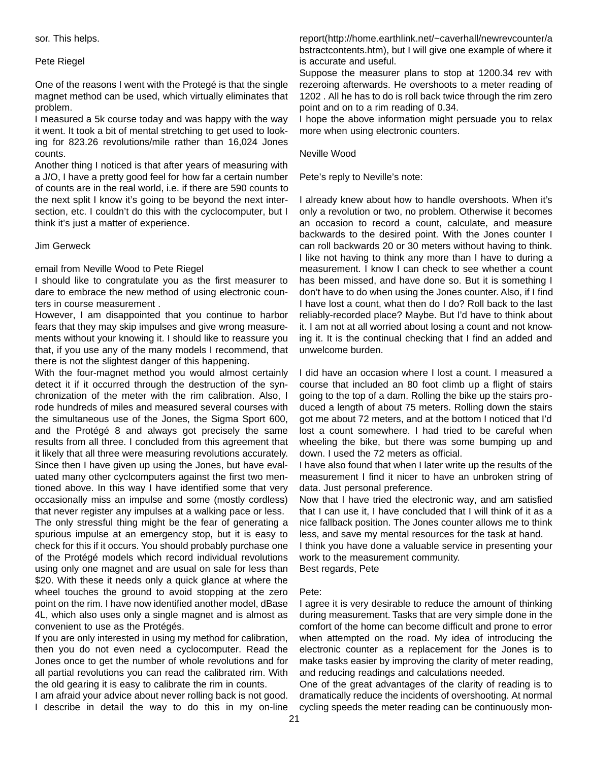sor. This helps.

Pete Riegel

One of the reasons I went with the Protegé is that the single magnet method can be used, which virtually eliminates that problem.

I measured a 5k course today and was happy with the way it went. It took a bit of mental stretching to get used to looking for 823.26 revolutions/mile rather than 16,024 Jones counts.

Another thing I noticed is that after years of measuring with a J/O, I have a pretty good feel for how far a certain number of counts are in the real world, i.e. if there are 590 counts to the next split I know it's going to be beyond the next intersection, etc. I couldn't do this with the cyclocomputer, but I think it's just a matter of experience.

Jim Gerweck

email from Neville Wood to Pete Riegel

I should like to congratulate you as the first measurer to dare to embrace the new method of using electronic counters in course measurement .

However, I am disappointed that you continue to harbor fears that they may skip impulses and give wrong measurements without your knowing it. I should like to reassure you that, if you use any of the many models I recommend, that there is not the slightest danger of this happening.

With the four-magnet method you would almost certainly detect it if it occurred through the destruction of the synchronization of the meter with the rim calibration. Also, I rode hundreds of miles and measured several courses with the simultaneous use of the Jones, the Sigma Sport 600, and the Protégé 8 and always got precisely the same results from all three. I concluded from this agreement that it likely that all three were measuring revolutions accurately. Since then I have given up using the Jones, but have evaluated many other cyclcomputers against the first two mentioned above. In this way I have identified some that very occasionally miss an impulse and some (mostly cordless) that never register any impulses at a walking pace or less.

The only stressful thing might be the fear of generating a spurious impulse at an emergency stop, but it is easy to check for this if it occurs. You should probably purchase one of the Protégé models which record individual revolutions using only one magnet and are usual on sale for less than $20. With these it needs only a quick glance at where the wheel touches the ground to avoid stopping at the zero point on the rim. I have now identified another model, dBase 4L, which also uses only a single magnet and is almost as convenient to use as the Protégés.

If you are only interested in using my method for calibration, then you do not even need a cyclocomputer. Read the Jones once to get the number of whole revolutions and for all partial revolutions you can read the calibrated rim. With the old gearing it is easy to calibrate the rim in counts.

I am afraid your advice about never rolling back is not good. I describe in detail the way to do this in my on-line report(http://home.earthlink.net/~caverhall/newrevcounter/abstractcontents.htm), but I will give one example of where it is accurate and useful.

Suppose the measurer plans to stop at 1200.34 rev with rezeroing afterwards. He overshoots to a meter reading of 1202 . All he has to do is roll back twice through the rim zero point and on to a rim reading of 0.34.

I hope the above information might persuade you to relax more when using electronic counters.

Neville Wood

Pete's reply to Neville's note:

I already knew about how to handle overshoots. When it's only a revolution or two, no problem. Otherwise it becomes an occasion to record a count, calculate, and measure backwards to the desired point. With the Jones counter I can roll backwards 20 or 30 meters without having to think. I like not having to think any more than I have to during a measurement. I know I can check to see whether a count has been missed, and have done so. But it is something I don't have to do when using the Jones counter. Also, if I find I have lost a count, what then do I do? Roll back to the last reliably-recorded place? Maybe. But I'd have to think about it. I am not at all worried about losing a count and not knowing it. It is the continual checking that I find an added and unwelcome burden.

I did have an occasion where I lost a count. I measured a course that included an 80 foot climb up a flight of stairs going to the top of a dam. Rolling the bike up the stairs produced a length of about 75 meters. Rolling down the stairs got me about 72 meters, and at the bottom I noticed that I'd lost a count somewhere. I had tried to be careful when wheeling the bike, but there was some bumping up and down. I used the 72 meters as official.

I have also found that when I later write up the results of the measurement I find it nicer to have an unbroken string of data. Just personal preference.

Now that I have tried the electronic way, and am satisfied that I can use it, I have concluded that I will think of it as a nice fallback position. The Jones counter allows me to think less, and save my mental resources for the task at hand.

I think you have done a valuable service in presenting your work to the measurement community.

Best regards, Pete

Pete:

I agree it is very desirable to reduce the amount of thinking during measurement. Tasks that are very simple done in the comfort of the home can become difficult and prone to error when attempted on the road. My idea of introducing the electronic counter as a replacement for the Jones is to make tasks easier by improving the clarity of meter reading, and reducing readings and calculations needed.

One of the great advantages of the clarity of reading is to dramatically reduce the incidents of overshooting. At normal cycling speeds the meter reading can be continuously mon-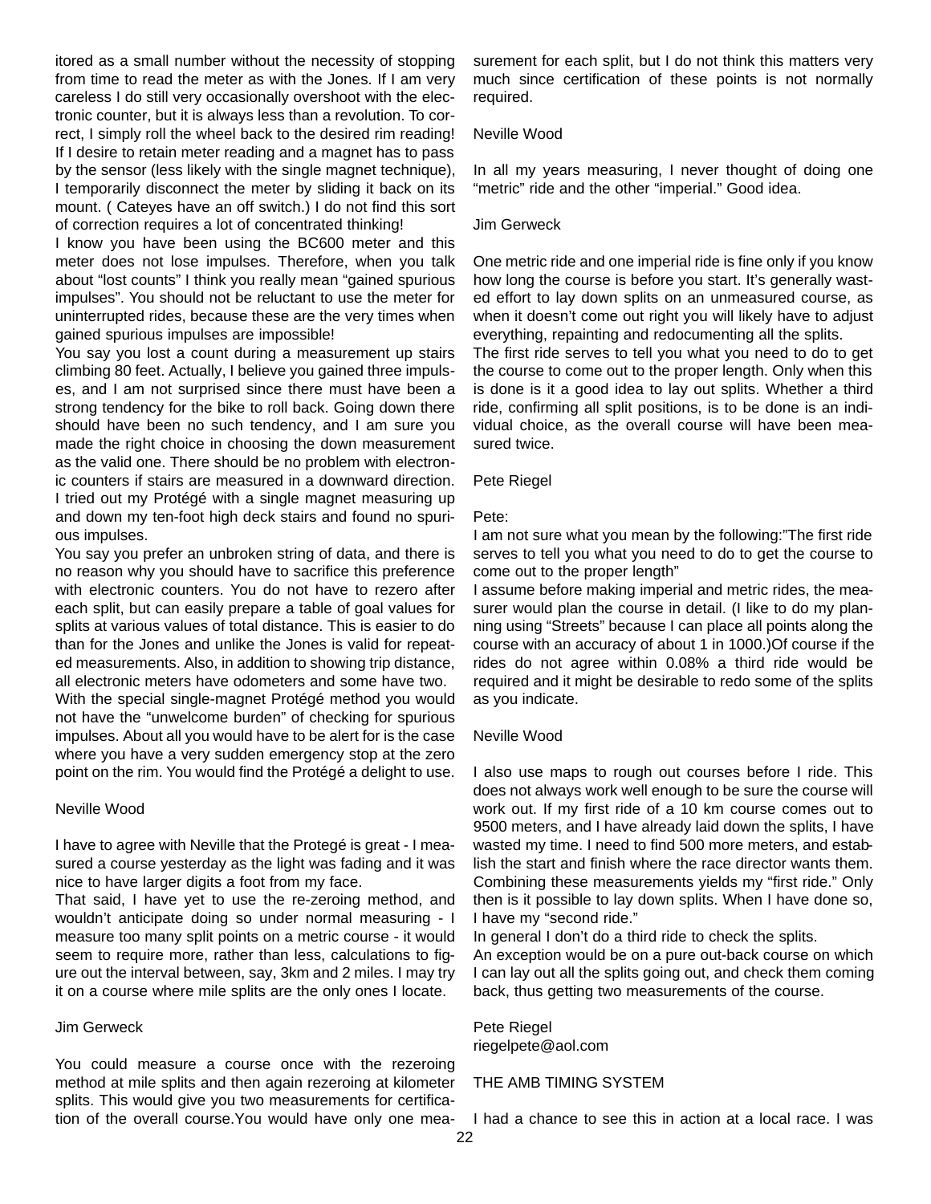itored as a small number without the necessity of stopping from time to read the meter as with the Jones. If I am very careless I do still very occasionally overshoot with the electronic counter, but it is always less than a revolution. To correct, I simply roll the wheel back to the desired rim reading! If I desire to retain meter reading and a magnet has to pass by the sensor (less likely with the single magnet technique), I temporarily disconnect the meter by sliding it back on its mount. ( Cateyes have an off switch.) I do not find this sort of correction requires a lot of concentrated thinking!

I know you have been using the BC600 meter and this meter does not lose impulses. Therefore, when you talk about "lost counts" I think you really mean "gained spurious impulses". You should not be reluctant to use the meter for uninterrupted rides, because these are the very times when gained spurious impulses are impossible!

You say you lost a count during a measurement up stairs climbing 80 feet. Actually, I believe you gained three impulses, and I am not surprised since there must have been a strong tendency for the bike to roll back. Going down there should have been no such tendency, and I am sure you made the right choice in choosing the down measurement as the valid one. There should be no problem with electronic counters if stairs are measured in a downward direction. I tried out my Protégé with a single magnet measuring up and down my ten-foot high deck stairs and found no spurious impulses.

You say you prefer an unbroken string of data, and there is no reason why you should have to sacrifice this preference with electronic counters. You do not have to rezero after each split, but can easily prepare a table of goal values for splits at various values of total distance. This is easier to do than for the Jones and unlike the Jones is valid for repeated measurements. Also, in addition to showing trip distance, all electronic meters have odometers and some have two.

With the special single-magnet Protégé method you would not have the "unwelcome burden" of checking for spurious impulses. About all you would have to be alert for is the case where you have a very sudden emergency stop at the zero point on the rim. You would find the Protégé a delight to use.

Neville Wood

I have to agree with Neville that the Protegé is great - I measured a course yesterday as the light was fading and it was nice to have larger digits a foot from my face.

That said, I have yet to use the re-zeroing method, and wouldn't anticipate doing so under normal measuring - I measure too many split points on a metric course - it would seem to require more, rather than less, calculations to figure out the interval between, say, 3km and 2 miles. I may try it on a course where mile splits are the only ones I locate.

Jim Gerweck

You could measure a course once with the rezeroing method at mile splits and then again rezeroing at kilometer splits. This would give you two measurements for certification of the overall course.You would have only one measurement for each split, but I do not think this matters very much since certification of these points is not normally required.

Neville Wood

In all my years measuring, I never thought of doing one "metric" ride and the other "imperial." Good idea.

Jim Gerweck

One metric ride and one imperial ride is fine only if you know how long the course is before you start. It's generally wasted effort to lay down splits on an unmeasured course, as when it doesn't come out right you will likely have to adjust everything, repainting and redocumenting all the splits.

The first ride serves to tell you what you need to do to get the course to come out to the proper length. Only when this is done is it a good idea to lay out splits. Whether a third ride, confirming all split positions, is to be done is an individual choice, as the overall course will have been measured twice.

Pete Riegel

Pete:

I am not sure what you mean by the following:"The first ride serves to tell you what you need to do to get the course to come out to the proper length"

I assume before making imperial and metric rides, the measurer would plan the course in detail. (I like to do my planning using "Streets" because I can place all points along the course with an accuracy of about 1 in 1000.)Of course if the rides do not agree within 0.08% a third ride would be required and it might be desirable to redo some of the splits as you indicate.

Neville Wood

I also use maps to rough out courses before I ride. This does not always work well enough to be sure the course will work out. If my first ride of a 10 km course comes out to 9500 meters, and I have already laid down the splits, I have wasted my time. I need to find 500 more meters, and establish the start and finish where the race director wants them. Combining these measurements yields my "first ride." Only then is it possible to lay down splits. When I have done so, I have my "second ride."

In general I don't do a third ride to check the splits.

An exception would be on a pure out-back course on which I can lay out all the splits going out, and check them coming back, thus getting two measurements of the course.

Pete Riegel
riegelpete@aol.com

## THE AMB TIMING SYSTEM

I had a chance to see this in action at a local race. I was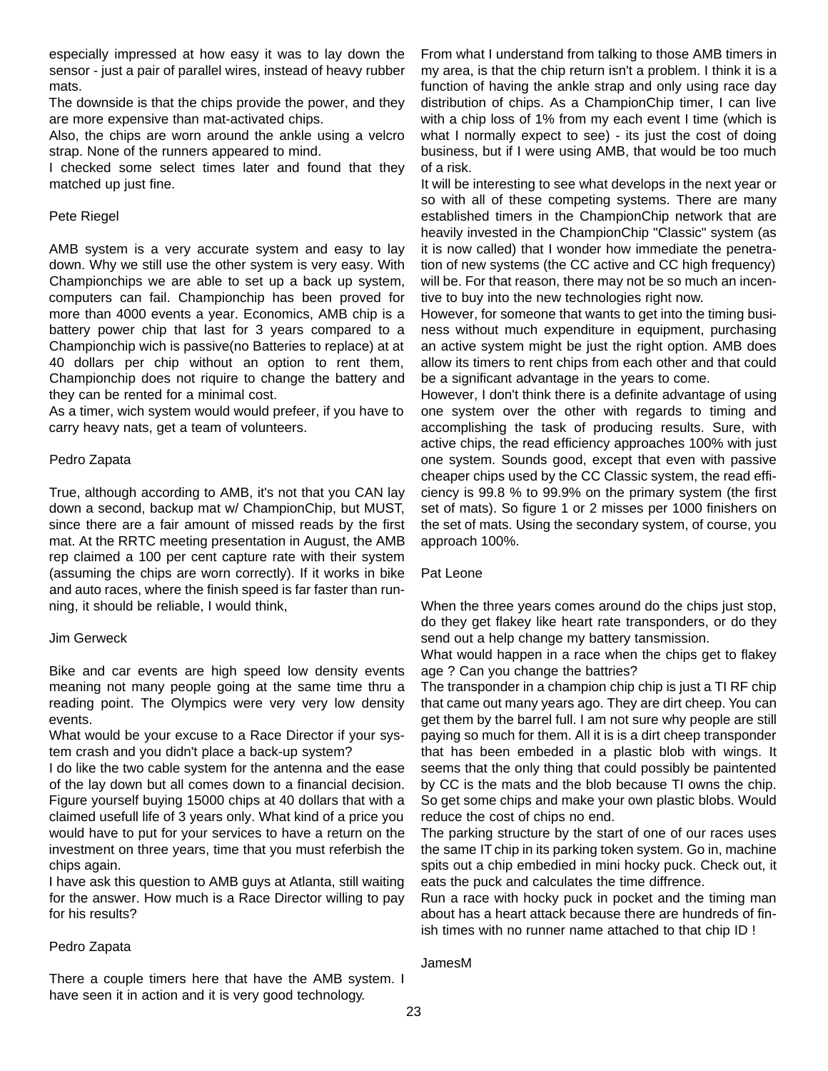especially impressed at how easy it was to lay down the sensor - just a pair of parallel wires, instead of heavy rubber mats.

The downside is that the chips provide the power, and they are more expensive than mat-activated chips.

Also, the chips are worn around the ankle using a velcro strap. None of the runners appeared to mind.

I checked some select times later and found that they matched up just fine.

Pete Riegel

AMB system is a very accurate system and easy to lay down. Why we still use the other system is very easy. With Championchips we are able to set up a back up system, computers can fail. Championchip has been proved for more than 4000 events a year. Economics, AMB chip is a battery power chip that last for 3 years compared to a Championchip wich is passive(no Batteries to replace) at at 40 dollars per chip without an option to rent them, Championchip does not riquire to change the battery and they can be rented for a minimal cost.

As a timer, wich system would would prefeer, if you have to carry heavy nats, get a team of volunteers.

Pedro Zapata

True, although according to AMB, it's not that you CAN lay down a second, backup mat w/ ChampionChip, but MUST, since there are a fair amount of missed reads by the first mat. At the RRTC meeting presentation in August, the AMB rep claimed a 100 per cent capture rate with their system (assuming the chips are worn correctly). If it works in bike and auto races, where the finish speed is far faster than running, it should be reliable, I would think,

Jim Gerweck

Bike and car events are high speed low density events meaning not many people going at the same time thru a reading point. The Olympics were very very low density events.

What would be your excuse to a Race Director if your system crash and you didn't place a back-up system?

I do like the two cable system for the antenna and the ease of the lay down but all comes down to a financial decision. Figure yourself buying 15000 chips at 40 dollars that with a claimed usefull life of 3 years only. What kind of a price you would have to put for your services to have a return on the investment on three years, time that you must referbish the chips again.

I have ask this question to AMB guys at Atlanta, still waiting for the answer. How much is a Race Director willing to pay for his results?

Pedro Zapata

There a couple timers here that have the AMB system. I have seen it in action and it is very good technology.

From what I understand from talking to those AMB timers in my area, is that the chip return isn't a problem. I think it is a function of having the ankle strap and only using race day distribution of chips. As a ChampionChip timer, I can live with a chip loss of 1% from my each event I time (which is what I normally expect to see) - its just the cost of doing business, but if I were using AMB, that would be too much of a risk.

It will be interesting to see what develops in the next year or so with all of these competing systems. There are many established timers in the ChampionChip network that are heavily invested in the ChampionChip "Classic" system (as it is now called) that I wonder how immediate the penetration of new systems (the CC active and CC high frequency) will be. For that reason, there may not be so much an incentive to buy into the new technologies right now.

However, for someone that wants to get into the timing business without much expenditure in equipment, purchasing an active system might be just the right option. AMB does allow its timers to rent chips from each other and that could be a significant advantage in the years to come.

However, I don't think there is a definite advantage of using one system over the other with regards to timing and accomplishing the task of producing results. Sure, with active chips, the read efficiency approaches 100% with just one system. Sounds good, except that even with passive cheaper chips used by the CC Classic system, the read efficiency is 99.8 % to 99.9% on the primary system (the first set of mats). So figure 1 or 2 misses per 1000 finishers on the set of mats. Using the secondary system, of course, you approach 100%.

Pat Leone

When the three years comes around do the chips just stop, do they get flakey like heart rate transponders, or do they send out a help change my battery tansmission.

What would happen in a race when the chips get to flakey age ? Can you change the battries?

The transponder in a champion chip chip is just a TI RF chip that came out many years ago. They are dirt cheep. You can get them by the barrel full. I am not sure why people are still paying so much for them. All it is is a dirt cheep transponder that has been embeded in a plastic blob with wings. It seems that the only thing that could possibly be paintented by CC is the mats and the blob because TI owns the chip. So get some chips and make your own plastic blobs. Would reduce the cost of chips no end.

The parking structure by the start of one of our races uses the same IT chip in its parking token system. Go in, machine spits out a chip embedied in mini hockey puck. Check out, it eats the puck and calculates the time diffrence.

Run a race with hocky puck in pocket and the timing man about has a heart attack because there are hundreds of finish times with no runner name attached to that chip ID !

JamesM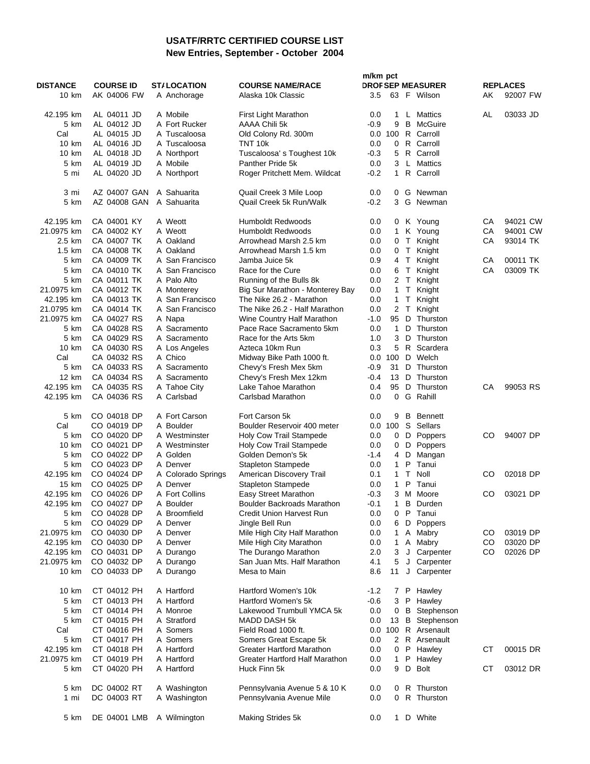# USATF/RRTC CERTIFIED COURSE LIST
## New Entries, September - October 2004

| DISTANCE | COURSE ID | STA | LOCATION | COURSE NAME/RACE | m/km DROP | pct SEP | MEASURER | | REPLACES | |
|---|---|---|---|---|---|---|---|---|---|---|
| 10 km | AK 04006 FW | A | Anchorage | Alaska 10k Classic | 3.5 | 63 | F | Wilson | AK | 92007 FW |
| 42.195 km | AL 04011 JD | A | Mobile | First Light Marathon | 0.0 | 1 | L | Mattics | AL | 03033 JD |
| 5 km | AL 04012 JD | A | Fort Rucker | AAAA Chili 5k | -0.9 | 9 | B | McGuire | | |
| Cal | AL 04015 JD | A | Tuscaloosa | Old Colony Rd. 300m | 0.0 | 100 | R | Carroll | | |
| 10 km | AL 04016 JD | A | Tuscaloosa | TNT 10k | 0.0 | 0 | R | Carroll | | |
| 10 km | AL 04018 JD | A | Northport | Tuscaloosa' s Toughest 10k | -0.3 | 5 | R | Carroll | | |
| 5 km | AL 04019 JD | A | Mobile | Panther Pride 5k | 0.0 | 3 | L | Mattics | | |
| 5 mi | AL 04020 JD | A | Northport | Roger Pritchett Mem. Wildcat | -0.2 | 1 | R | Carroll | | |
| 3 mi | AZ 04007 GAN | A | Sahuarita | Quail Creek 3 Mile Loop | 0.0 | 0 | G | Newman | | |
| 5 km | AZ 04008 GAN | A | Sahuarita | Quail Creek 5k Run/Walk | -0.2 | 3 | G | Newman | | |
| 42.195 km | CA 04001 KY | A | Weott | Humboldt Redwoods | 0.0 | 0 | K | Young | CA | 94021 CW |
| 21.0975 km | CA 04002 KY | A | Weott | Humboldt Redwoods | 0.0 | 1 | K | Young | CA | 94001 CW |
| 2.5 km | CA 04007 TK | A | Oakland | Arrowhead Marsh 2.5 km | 0.0 | 0 | T | Knight | CA | 93014 TK |
| 1.5 km | CA 04008 TK | A | Oakland | Arrowhead Marsh 1.5 km | 0.0 | 0 | T | Knight | | |
| 5 km | CA 04009 TK | A | San Francisco | Jamba Juice 5k | 0.9 | 4 | T | Knight | CA | 00011 TK |
| 5 km | CA 04010 TK | A | San Francisco | Race for the Cure | 0.0 | 6 | T | Knight | CA | 03009 TK |
| 5 km | CA 04011 TK | A | Palo Alto | Running of the Bulls 8k | 0.0 | 2 | T | Knight | | |
| 21.0975 km | CA 04012 TK | A | Monterey | Big Sur Marathon - Monterey Bay | 0.0 | 1 | T | Knight | | |
| 42.195 km | CA 04013 TK | A | San Francisco | The Nike 26.2 - Marathon | 0.0 | 1 | T | Knight | | |
| 21.0795 km | CA 04014 TK | A | San Francisco | The Nike 26.2 - Half Marathon | 0.0 | 2 | T | Knight | | |
| 21.0975 km | CA 04027 RS | A | Napa | Wine Country Half Marathon | -1.0 | 95 | D | Thurston | | |
| 5 km | CA 04028 RS | A | Sacramento | Pace Race Sacramento 5km | 0.0 | 1 | D | Thurston | | |
| 5 km | CA 04029 RS | A | Sacramento | Race for the Arts 5km | 1.0 | 3 | D | Thurston | | |
| 10 km | CA 04030 RS | A | Los Angeles | Azteca 10km Run | 0.3 | 5 | R | Scardera | | |
| Cal | CA 04032 RS | A | Chico | Midway Bike Path 1000 ft. | 0.0 | 100 | D | Welch | | |
| 5 km | CA 04033 RS | A | Sacramento | Chevy's Fresh Mex 5km | -0.9 | 31 | D | Thurston | | |
| 12 km | CA 04034 RS | A | Sacramento | Chevy's Fresh Mex 12km | -0.4 | 13 | D | Thurston | | |
| 42.195 km | CA 04035 RS | A | Tahoe City | Lake Tahoe Marathon | 0.4 | 95 | D | Thurston | CA | 99053 RS |
| 42.195 km | CA 04036 RS | A | Carlsbad | Carlsbad Marathon | 0.0 | 0 | G | Rahill | | |
| 5 km | CO 04018 DP | A | Fort Carson | Fort Carson 5k | 0.0 | 9 | B | Bennett | | |
| Cal | CO 04019 DP | A | Boulder | Boulder Reservoir 400 meter | 0.0 | 100 | S | Sellars | | |
| 5 km | CO 04020 DP | A | Westminster | Holy Cow Trail Stampede | 0.0 | 0 | D | Poppers | CO | 94007 DP |
| 10 km | CO 04021 DP | A | Westminster | Holy Cow Trail Stampede | 0.0 | 0 | D | Poppers | | |
| 5 km | CO 04022 DP | A | Golden | Golden Demon's 5k | -1.4 | 4 | D | Mangan | | |
| 5 km | CO 04023 DP | A | Denver | Stapleton Stampede | 0.0 | 1 | P | Tanui | | |
| 42.195 km | CO 04024 DP | A | Colorado Springs | American Discovery Trail | 0.1 | 1 | T | Noll | CO | 02018 DP |
| 15 km | CO 04025 DP | A | Denver | Stapleton Stampede | 0.0 | 1 | P | Tanui | | |
| 42.195 km | CO 04026 DP | A | Fort Collins | Easy Street Marathon | -0.3 | 3 | M | Moore | CO | 03021 DP |
| 42.195 km | CO 04027 DP | A | Boulder | Boulder Backroads Marathon | -0.1 | 1 | B | Durden | | |
| 5 km | CO 04028 DP | A | Broomfield | Credit Union Harvest Run | 0.0 | 0 | P | Tanui | | |
| 5 km | CO 04029 DP | A | Denver | Jingle Bell Run | 0.0 | 6 | D | Poppers | | |
| 21.0975 km | CO 04030 DP | A | Denver | Mile High City Half Marathon | 0.0 | 1 | A | Mabry | CO | 03019 DP |
| 42.195 km | CO 04030 DP | A | Denver | Mile High City Marathon | 0.0 | 1 | A | Mabry | CO | 03020 DP |
| 42.195 km | CO 04031 DP | A | Durango | The Durango Marathon | 2.0 | 3 | J | Carpenter | CO | 02026 DP |
| 21.0975 km | CO 04032 DP | A | Durango | San Juan Mts. Half Marathon | 4.1 | 5 | J | Carpenter | | |
| 10 km | CO 04033 DP | A | Durango | Mesa to Main | 8.6 | 11 | J | Carpenter | | |
| 10 km | CT 04012 PH | A | Hartford | Hartford Women's 10k | -1.2 | 7 | P | Hawley | | |
| 5 km | CT 04013 PH | A | Hartford | Hartford Women's 5k | -0.6 | 3 | P | Hawley | | |
| 5 km | CT 04014 PH | A | Monroe | Lakewood Trumbull YMCA 5k | 0.0 | 0 | B | Stephenson | | |
| 5 km | CT 04015 PH | A | Stratford | MADD DASH 5k | 0.0 | 13 | B | Stephenson | | |
| Cal | CT 04016 PH | A | Somers | Field Road 1000 ft. | 0.0 | 100 | R | Arsenault | | |
| 5 km | CT 04017 PH | A | Somers | Somers Great Escape 5k | 0.0 | 2 | R | Arsenault | | |
| 42.195 km | CT 04018 PH | A | Hartford | Greater Hartford Marathon | 0.0 | 0 | P | Hawley | CT | 00015 DR |
| 21.0975 km | CT 04019 PH | A | Hartford | Greater Hartford Half Marathon | 0.0 | 1 | P | Hawley | | |
| 5 km | CT 04020 PH | A | Hartford | Huck Finn 5k | 0.0 | 9 | D | Bolt | CT | 03012 DR |
| 5 km | DC 04002 RT | A | Washington | Pennsylvania Avenue 5 & 10 K | 0.0 | 0 | R | Thurston | | |
| 1 mi | DC 04003 RT | A | Washington | Pennsylvania Avenue Mile | 0.0 | 0 | R | Thurston | | |
| 5 km | DE 04001 LMB | A | Wilmington | Making Strides 5k | 0.0 | 1 | D | White | | |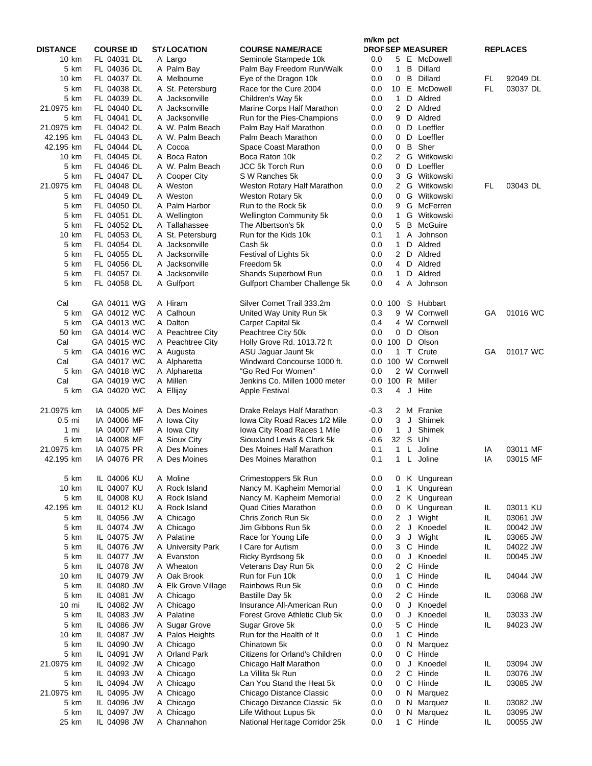| DISTANCE | COURSE ID | ST/ | LOCATION | COURSE NAME/RACE | m/km DROP | pct SEP | | MEASURER | REPLACES | |
|---|---|---|---|---|---|---|---|---|---|---|
| 10 km | FL 04031 DL | A | Largo | Seminole Stampede 10k | 0.0 | 5 | E | McDowell | | |
| 5 km | FL 04036 DL | A | Palm Bay | Palm Bay Freedom Run/Walk | 0.0 | 1 | B | Dillard | | |
| 10 km | FL 04037 DL | A | Melbourne | Eye of the Dragon 10k | 0.0 | 0 | B | Dillard | FL | 92049 DL |
| 5 km | FL 04038 DL | A | St. Petersburg | Race for the Cure 2004 | 0.0 | 10 | E | McDowell | FL | 03037 DL |
| 5 km | FL 04039 DL | A | Jacksonville | Children's Way 5k | 0.0 | 1 | D | Aldred | | |
| 21.0975 km | FL 04040 DL | A | Jacksonville | Marine Corps Half Marathon | 0.0 | 2 | D | Aldred | | |
| 5 km | FL 04041 DL | A | Jacksonville | Run for the Pies-Champions | 0.0 | 9 | D | Aldred | | |
| 21.0975 km | FL 04042 DL | A | W. Palm Beach | Palm Bay Half Marathon | 0.0 | 0 | D | Loeffler | | |
| 42.195 km | FL 04043 DL | A | W. Palm Beach | Palm Beach Marathon | 0.0 | 0 | D | Loeffler | | |
| 42.195 km | FL 04044 DL | A | Cocoa | Space Coast Marathon | 0.0 | 0 | B | Sher | | |
| 10 km | FL 04045 DL | A | Boca Raton | Boca Raton 10k | 0.2 | 2 | G | Witkowski | | |
| 5 km | FL 04046 DL | A | W. Palm Beach | JCC 5k Torch Run | 0.0 | 0 | D | Loeffler | | |
| 5 km | FL 04047 DL | A | Cooper City | S W Ranches 5k | 0.0 | 3 | G | Witkowski | | |
| 21.0975 km | FL 04048 DL | A | Weston | Weston Rotary Half Marathon | 0.0 | 2 | G | Witkowski | FL | 03043 DL |
| 5 km | FL 04049 DL | A | Weston | Weston Rotary 5k | 0.0 | 0 | G | Witkowski | | |
| 5 km | FL 04050 DL | A | Palm Harbor | Run to the Rock 5k | 0.0 | 9 | G | McFerren | | |
| 5 km | FL 04051 DL | A | Wellington | Wellington Community 5k | 0.0 | 1 | G | Witkowski | | |
| 5 km | FL 04052 DL | A | Tallahassee | The Albertson's 5k | 0.0 | 5 | B | McGuire | | |
| 10 km | FL 04053 DL | A | St. Petersburg | Run for the Kids 10k | 0.1 | 1 | A | Johnson | | |
| 5 km | FL 04054 DL | A | Jacksonville | Cash 5k | 0.0 | 1 | D | Aldred | | |
| 5 km | FL 04055 DL | A | Jacksonville | Festival of Lights 5k | 0.0 | 2 | D | Aldred | | |
| 5 km | FL 04056 DL | A | Jacksonville | Freedom 5k | 0.0 | 4 | D | Aldred | | |
| 5 km | FL 04057 DL | A | Jacksonville | Shands Superbowl Run | 0.0 | 1 | D | Aldred | | |
| 5 km | FL 04058 DL | A | Gulfport | Gulfport Chamber Challenge 5k | 0.0 | 4 | A | Johnson | | |
| Cal | GA 04011 WG | A | Hiram | Silver Comet Trail 333.2m | 0.0 | 100 | S | Hubbart | | |
| 5 km | GA 04012 WC | A | Calhoun | United Way Unity Run 5k | 0.3 | 9 | W | Cornwell | GA | 01016 WC |
| 5 km | GA 04013 WC | A | Dalton | Carpet Capital 5k | 0.4 | 4 | W | Cornwell | | |
| 50 km | GA 04014 WC | A | Peachtree City | Peachtree City 50k | 0.0 | 0 | D | Olson | | |
| Cal | GA 04015 WC | A | Peachtree City | Holly Grove Rd. 1013.72 ft | 0.0 | 100 | D | Olson | | |
| 5 km | GA 04016 WC | A | Augusta | ASU Jaguar Jaunt 5k | 0.0 | 1 | T | Crute | GA | 01017 WC |
| Cal | GA 04017 WC | A | Alpharetta | Windward Concourse 1000 ft. | 0.0 | 100 | W | Cornwell | | |
| 5 km | GA 04018 WC | A | Alpharetta | "Go Red For Women" | 0.0 | 2 | W | Cornwell | | |
| Cal | GA 04019 WC | A | Millen | Jenkins Co. Millen 1000 meter | 0.0 | 100 | R | Miller | | |
| 5 km | GA 04020 WC | A | Ellijay | Apple Festival | 0.3 | 4 | J | Hite | | |
| 21.0975 km | IA 04005 MF | A | Des Moines | Drake Relays Half Marathon | -0.3 | 2 | M | Franke | | |
| 0.5 mi | IA 04006 MF | A | Iowa City | Iowa City Road Races 1/2 Mile | 0.0 | 3 | J | Shimek | | |
| 1 mi | IA 04007 MF | A | Iowa City | Iowa City Road Races 1 Mile | 0.0 | 1 | J | Shimek | | |
| 5 km | IA 04008 MF | A | Sioux City | Siouxland Lewis & Clark 5k | -0.6 | 32 | S | Uhl | | |
| 21.0975 km | IA 04075 PR | A | Des Moines | Des Moines Half Marathon | 0.1 | 1 | L | Joline | IA | 03011 MF |
| 42.195 km | IA 04076 PR | A | Des Moines | Des Moines Marathon | 0.1 | 1 | L | Joline | IA | 03015 MF |
| 5 km | IL 04006 KU | A | Moline | Crimestoppers 5k Run | 0.0 | 0 | K | Ungurean | | |
| 10 km | IL 04007 KU | A | Rock Island | Nancy M. Kapheim Memorial | 0.0 | 1 | K | Ungurean | | |
| 5 km | IL 04008 KU | A | Rock Island | Nancy M. Kapheim Memorial | 0.0 | 2 | K | Ungurean | | |
| 42.195 km | IL 04012 KU | A | Rock Island | Quad Cities Marathon | 0.0 | 0 | K | Ungurean | IL | 03011 KU |
| 5 km | IL 04056 JW | A | Chicago | Chris Zorich Run 5k | 0.0 | 2 | J | Wight | IL | 03061 JW |
| 5 km | IL 04074 JW | A | Chicago | Jim Gibbons Run 5k | 0.0 | 2 | J | Knoedel | IL | 00042 JW |
| 5 km | IL 04075 JW | A | Palatine | Race for Young Life | 0.0 | 3 | J | Wight | IL | 03065 JW |
| 5 km | IL 04076 JW | A | University Park | I Care for Autism | 0.0 | 3 | C | Hinde | IL | 04022 JW |
| 5 km | IL 04077 JW | A | Evanston | Ricky Byrdsong 5k | 0.0 | 0 | J | Knoedel | IL | 00045 JW |
| 5 km | IL 04078 JW | A | Wheaton | Veterans Day Run 5k | 0.0 | 2 | C | Hinde | | |
| 10 km | IL 04079 JW | A | Oak Brook | Run for Fun 10k | 0.0 | 1 | C | Hinde | IL | 04044 JW |
| 5 km | IL 04080 JW | A | Elk Grove Village | Rainbows Run 5k | 0.0 | 0 | C | Hinde | | |
| 5 km | IL 04081 JW | A | Chicago | Bastille Day 5k | 0.0 | 2 | C | Hinde | IL | 03068 JW |
| 10 mi | IL 04082 JW | A | Chicago | Insurance All-American Run | 0.0 | 0 | J | Knoedel | | |
| 5 km | IL 04083 JW | A | Palatine | Forest Grove Athletic Club 5k | 0.0 | 0 | J | Knoedel | IL | 03033 JW |
| 5 km | IL 04086 JW | A | Sugar Grove | Sugar Grove 5k | 0.0 | 5 | C | Hinde | IL | 94023 JW |
| 10 km | IL 04087 JW | A | Palos Heights | Run for the Health of It | 0.0 | 1 | C | Hinde | | |
| 5 km | IL 04090 JW | A | Chicago | Chinatown 5k | 0.0 | 0 | N | Marquez | | |
| 5 km | IL 04091 JW | A | Orland Park | Citizens for Orland's Children | 0.0 | 0 | C | Hinde | | |
| 21.0975 km | IL 04092 JW | A | Chicago | Chicago Half Marathon | 0.0 | 0 | J | Knoedel | IL | 03094 JW |
| 5 km | IL 04093 JW | A | Chicago | La Villita 5k Run | 0.0 | 2 | C | Hinde | IL | 03076 JW |
| 5 km | IL 04094 JW | A | Chicago | Can You Stand the Heat 5k | 0.0 | 0 | C | Hinde | IL | 03085 JW |
| 21.0975 km | IL 04095 JW | A | Chicago | Chicago Distance Classic | 0.0 | 0 | N | Marquez | | |
| 5 km | IL 04096 JW | A | Chicago | Chicago Distance Classic 5k | 0.0 | 0 | N | Marquez | IL | 03082 JW |
| 5 km | IL 04097 JW | A | Chicago | Life Without Lupus 5k | 0.0 | 0 | N | Marquez | IL | 03095 JW |
| 25 km | IL 04098 JW | A | Channahon | National Heritage Corridor 25k | 0.0 | 1 | C | Hinde | IL | 00055 JW |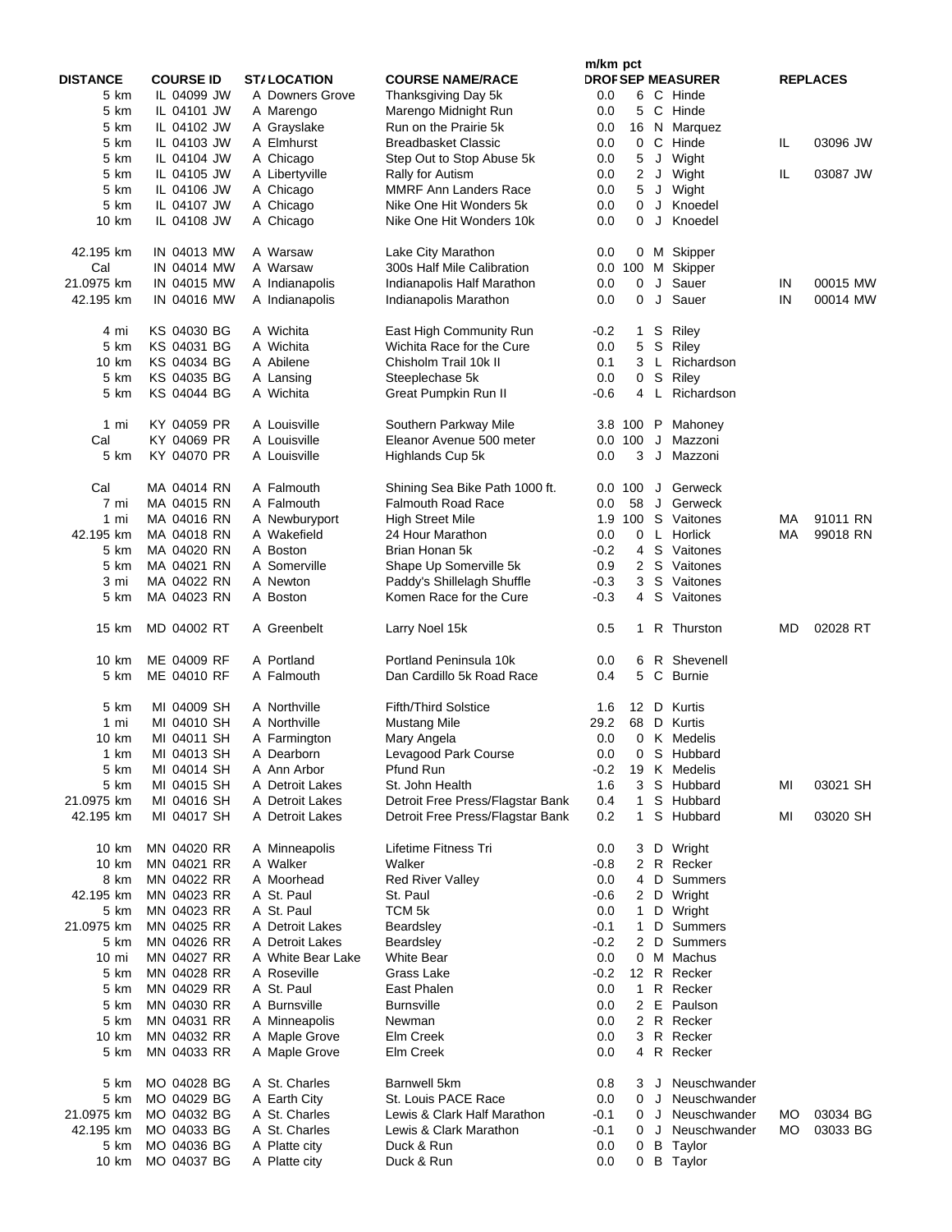| DISTANCE | COURSE ID | ST/ | LOCATION | COURSE NAME/RACE | m/km DROP | pct SEP | | MEASURER | REPLACES | |
|---|---|---|---|---|---|---|---|---|---|---|
| 5 km | IL 04099 JW | A | Downers Grove | Thanksgiving Day 5k | 0.0 | 6 | C | Hinde | | |
| 5 km | IL 04101 JW | A | Marengo | Marengo Midnight Run | 0.0 | 5 | C | Hinde | | |
| 5 km | IL 04102 JW | A | Grayslake | Run on the Prairie 5k | 0.0 | 16 | N | Marquez | | |
| 5 km | IL 04103 JW | A | Elmhurst | Breadbasket Classic | 0.0 | 0 | C | Hinde | IL | 03096 JW |
| 5 km | IL 04104 JW | A | Chicago | Step Out to Stop Abuse 5k | 0.0 | 5 | J | Wight | | |
| 5 km | IL 04105 JW | A | Libertyville | Rally for Autism | 0.0 | 2 | J | Wight | IL | 03087 JW |
| 5 km | IL 04106 JW | A | Chicago | MMRF Ann Landers Race | 0.0 | 5 | J | Wight | | |
| 5 km | IL 04107 JW | A | Chicago | Nike One Hit Wonders 5k | 0.0 | 0 | J | Knoedel | | |
| 10 km | IL 04108 JW | A | Chicago | Nike One Hit Wonders 10k | 0.0 | 0 | J | Knoedel | | |
| | | | | | | | | | | |
| 42.195 km | IN 04013 MW | A | Warsaw | Lake City Marathon | 0.0 | 0 | M | Skipper | | |
| Cal | IN 04014 MW | A | Warsaw | 300s Half Mile Calibration | 0.0 | 100 | M | Skipper | | |
| 21.0975 km | IN 04015 MW | A | Indianapolis | Indianapolis Half Marathon | 0.0 | 0 | J | Sauer | IN | 00015 MW |
| 42.195 km | IN 04016 MW | A | Indianapolis | Indianapolis Marathon | 0.0 | 0 | J | Sauer | IN | 00014 MW |
| | | | | | | | | | | |
| 4 mi | KS 04030 BG | A | Wichita | East High Community Run | -0.2 | 1 | S | Riley | | |
| 5 km | KS 04031 BG | A | Wichita | Wichita Race for the Cure | 0.0 | 5 | S | Riley | | |
| 10 km | KS 04034 BG | A | Abilene | Chisholm Trail 10k II | 0.1 | 3 | L | Richardson | | |
| 5 km | KS 04035 BG | A | Lansing | Steeplechase 5k | 0.0 | 0 | S | Riley | | |
| 5 km | KS 04044 BG | A | Wichita | Great Pumpkin Run II | -0.6 | 4 | L | Richardson | | |
| | | | | | | | | | | |
| 1 mi | KY 04059 PR | A | Louisville | Southern Parkway Mile | 3.8 | 100 | P | Mahoney | | |
| Cal | KY 04069 PR | A | Louisville | Eleanor Avenue 500 meter | 0.0 | 100 | J | Mazzoni | | |
| 5 km | KY 04070 PR | A | Louisville | Highlands Cup 5k | 0.0 | 3 | J | Mazzoni | | |
| | | | | | | | | | | |
| Cal | MA 04014 RN | A | Falmouth | Shining Sea Bike Path 1000 ft. | 0.0 | 100 | J | Gerweck | | |
| 7 mi | MA 04015 RN | A | Falmouth | Falmouth Road Race | 0.0 | 58 | J | Gerweck | | |
| 1 mi | MA 04016 RN | A | Newburyport | High Street Mile | 1.9 | 100 | S | Vaitones | MA | 91011 RN |
| 42.195 km | MA 04018 RN | A | Wakefield | 24 Hour Marathon | 0.0 | 0 | L | Horlick | MA | 99018 RN |
| 5 km | MA 04020 RN | A | Boston | Brian Honan 5k | -0.2 | 4 | S | Vaitones | | |
| 5 km | MA 04021 RN | A | Somerville | Shape Up Somerville 5k | 0.9 | 2 | S | Vaitones | | |
| 3 mi | MA 04022 RN | A | Newton | Paddy's Shillelagh Shuffle | -0.3 | 3 | S | Vaitones | | |
| 5 km | MA 04023 RN | A | Boston | Komen Race for the Cure | -0.3 | 4 | S | Vaitones | | |
| | | | | | | | | | | |
| 15 km | MD 04002 RT | A | Greenbelt | Larry Noel 15k | 0.5 | 1 | R | Thurston | MD | 02028 RT |
| | | | | | | | | | | |
| 10 km | ME 04009 RF | A | Portland | Portland Peninsula 10k | 0.0 | 6 | R | Shevenell | | |
| 5 km | ME 04010 RF | A | Falmouth | Dan Cardillo 5k Road Race | 0.4 | 5 | C | Burnie | | |
| | | | | | | | | | | |
| 5 km | MI 04009 SH | A | Northville | Fifth/Third Solstice | 1.6 | 12 | D | Kurtis | | |
| 1 mi | MI 04010 SH | A | Northville | Mustang Mile | 29.2 | 68 | D | Kurtis | | |
| 10 km | MI 04011 SH | A | Farmington | Mary Angela | 0.0 | 0 | K | Medelis | | |
| 1 km | MI 04013 SH | A | Dearborn | Levagood Park Course | 0.0 | 0 | S | Hubbard | | |
| 5 km | MI 04014 SH | A | Ann Arbor | Pfund Run | -0.2 | 19 | K | Medelis | | |
| 5 km | MI 04015 SH | A | Detroit Lakes | St. John Health | 1.6 | 3 | S | Hubbard | MI | 03021 SH |
| 21.0975 km | MI 04016 SH | A | Detroit Lakes | Detroit Free Press/Flagstar Bank | 0.4 | 1 | S | Hubbard | | |
| 42.195 km | MI 04017 SH | A | Detroit Lakes | Detroit Free Press/Flagstar Bank | 0.2 | 1 | S | Hubbard | MI | 03020 SH |
| | | | | | | | | | | |
| 10 km | MN 04020 RR | A | Minneapolis | Lifetime Fitness Tri | 0.0 | 3 | D | Wright | | |
| 10 km | MN 04021 RR | A | Walker | Walker | -0.8 | 2 | R | Recker | | |
| 8 km | MN 04022 RR | A | Moorhead | Red River Valley | 0.0 | 4 | D | Summers | | |
| 42.195 km | MN 04023 RR | A | St. Paul | St. Paul | -0.6 | 2 | D | Wright | | |
| 5 km | MN 04023 RR | A | St. Paul | TCM 5k | 0.0 | 1 | D | Wright | | |
| 21.0975 km | MN 04025 RR | A | Detroit Lakes | Beardsley | -0.1 | 1 | D | Summers | | |
| 5 km | MN 04026 RR | A | Detroit Lakes | Beardsley | -0.2 | 2 | D | Summers | | |
| 10 mi | MN 04027 RR | A | White Bear Lake | White Bear | 0.0 | 0 | M | Machus | | |
| 5 km | MN 04028 RR | A | Roseville | Grass Lake | -0.2 | 12 | R | Recker | | |
| 5 km | MN 04029 RR | A | St. Paul | East Phalen | 0.0 | 1 | R | Recker | | |
| 5 km | MN 04030 RR | A | Burnsville | Burnsville | 0.0 | 2 | E | Paulson | | |
| 5 km | MN 04031 RR | A | Minneapolis | Newman | 0.0 | 2 | R | Recker | | |
| 10 km | MN 04032 RR | A | Maple Grove | Elm Creek | 0.0 | 3 | R | Recker | | |
| 5 km | MN 04033 RR | A | Maple Grove | Elm Creek | 0.0 | 4 | R | Recker | | |
| | | | | | | | | | | |
| 5 km | MO 04028 BG | A | St. Charles | Barnwell 5km | 0.8 | 3 | J | Neuschwander | | |
| 5 km | MO 04029 BG | A | Earth City | St. Louis PACE Race | 0.0 | 0 | J | Neuschwander | | |
| 21.0975 km | MO 04032 BG | A | St. Charles | Lewis & Clark Half Marathon | -0.1 | 0 | J | Neuschwander | MO | 03034 BG |
| 42.195 km | MO 04033 BG | A | St. Charles | Lewis & Clark Marathon | -0.1 | 0 | J | Neuschwander | MO | 03033 BG |
| 5 km | MO 04036 BG | A | Platte city | Duck & Run | 0.0 | 0 | B | Taylor | | |
| 10 km | MO 04037 BG | A | Platte city | Duck & Run | 0.0 | 0 | B | Taylor | | |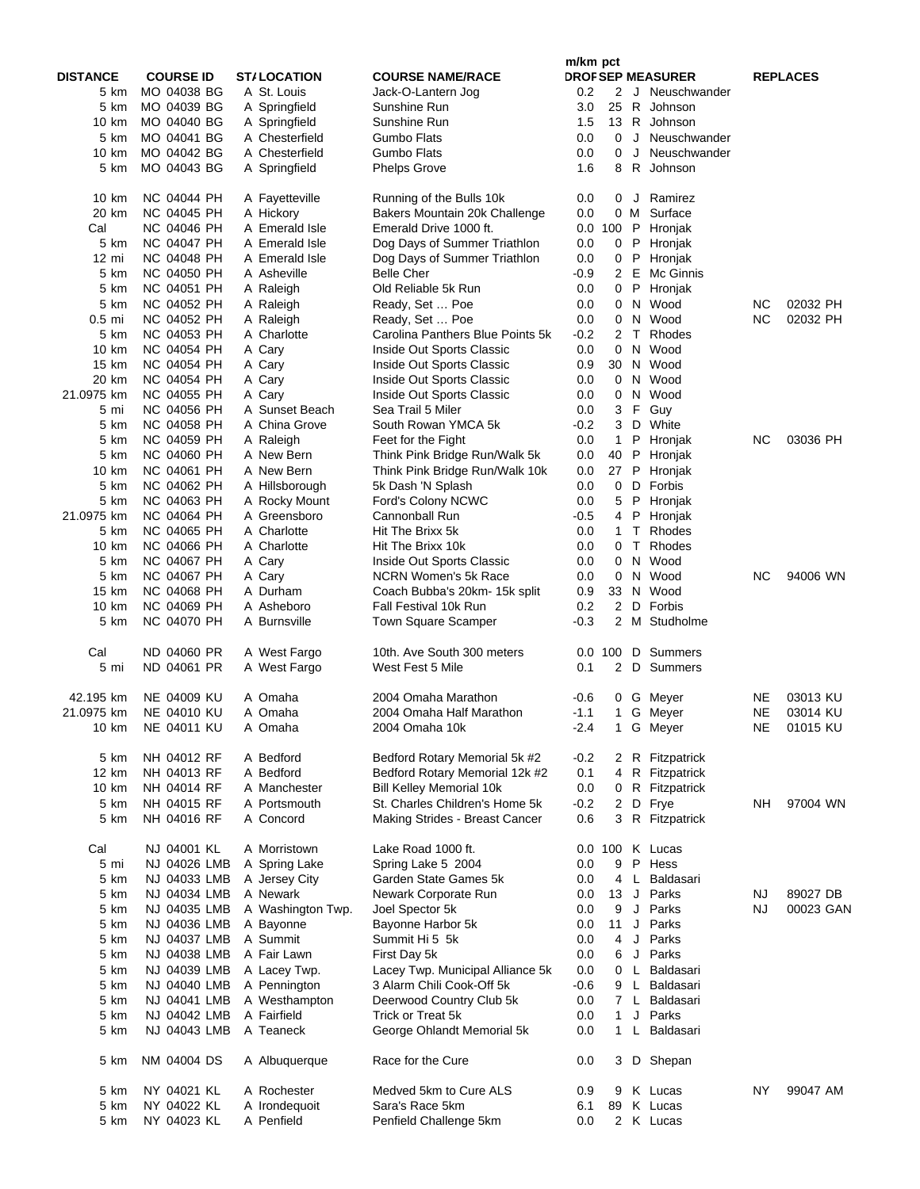| DISTANCE | COURSE ID | ST/ | LOCATION | COURSE NAME/RACE | m/km DROP | pct SEP | | MEASURER | REPLACES | |
|---|---|---|---|---|---|---|---|---|---|---|
| 5 km | MO 04038 BG | A | St. Louis | Jack-O-Lantern Jog | 0.2 | 2 | J | Neuschwander | | |
| 5 km | MO 04039 BG | A | Springfield | Sunshine Run | 3.0 | 25 | R | Johnson | | |
| 10 km | MO 04040 BG | A | Springfield | Sunshine Run | 1.5 | 13 | R | Johnson | | |
| 5 km | MO 04041 BG | A | Chesterfield | Gumbo Flats | 0.0 | 0 | J | Neuschwander | | |
| 10 km | MO 04042 BG | A | Chesterfield | Gumbo Flats | 0.0 | 0 | J | Neuschwander | | |
| 5 km | MO 04043 BG | A | Springfield | Phelps Grove | 1.6 | 8 | R | Johnson | | |
| | | | | | | | | | | |
| 10 km | NC 04044 PH | A | Fayetteville | Running of the Bulls 10k | 0.0 | 0 | J | Ramirez | | |
| 20 km | NC 04045 PH | A | Hickory | Bakers Mountain 20k Challenge | 0.0 | 0 | M | Surface | | |
| Cal | NC 04046 PH | A | Emerald Isle | Emerald Drive 1000 ft. | 0.0 | 100 | P | Hronjak | | |
| 5 km | NC 04047 PH | A | Emerald Isle | Dog Days of Summer Triathlon | 0.0 | 0 | P | Hronjak | | |
| 12 mi | NC 04048 PH | A | Emerald Isle | Dog Days of Summer Triathlon | 0.0 | 0 | P | Hronjak | | |
| 5 km | NC 04050 PH | A | Asheville | Belle Cher | -0.9 | 2 | E | Mc Ginnis | | |
| 5 km | NC 04051 PH | A | Raleigh | Old Reliable 5k Run | 0.0 | 0 | P | Hronjak | | |
| 5 km | NC 04052 PH | A | Raleigh | Ready, Set … Poe | 0.0 | 0 | N | Wood | NC | 02032 PH |
| 0.5 mi | NC 04052 PH | A | Raleigh | Ready, Set … Poe | 0.0 | 0 | N | Wood | NC | 02032 PH |
| 5 km | NC 04053 PH | A | Charlotte | Carolina Panthers Blue Points 5k | -0.2 | 2 | T | Rhodes | | |
| 10 km | NC 04054 PH | A | Cary | Inside Out Sports Classic | 0.0 | 0 | N | Wood | | |
| 15 km | NC 04054 PH | A | Cary | Inside Out Sports Classic | 0.9 | 30 | N | Wood | | |
| 20 km | NC 04054 PH | A | Cary | Inside Out Sports Classic | 0.0 | 0 | N | Wood | | |
| 21.0975 km | NC 04055 PH | A | Cary | Inside Out Sports Classic | 0.0 | 0 | N | Wood | | |
| 5 mi | NC 04056 PH | A | Sunset Beach | Sea Trail 5 Miler | 0.0 | 3 | F | Guy | | |
| 5 km | NC 04058 PH | A | China Grove | South Rowan YMCA 5k | -0.2 | 3 | D | White | | |
| 5 km | NC 04059 PH | A | Raleigh | Feet for the Fight | 0.0 | 1 | P | Hronjak | NC | 03036 PH |
| 5 km | NC 04060 PH | A | New Bern | Think Pink Bridge Run/Walk 5k | 0.0 | 40 | P | Hronjak | | |
| 10 km | NC 04061 PH | A | New Bern | Think Pink Bridge Run/Walk 10k | 0.0 | 27 | P | Hronjak | | |
| 5 km | NC 04062 PH | A | Hillsborough | 5k Dash 'N Splash | 0.0 | 0 | D | Forbis | | |
| 5 km | NC 04063 PH | A | Rocky Mount | Ford's Colony NCWC | 0.0 | 5 | P | Hronjak | | |
| 21.0975 km | NC 04064 PH | A | Greensboro | Cannonball Run | -0.5 | 4 | P | Hronjak | | |
| 5 km | NC 04065 PH | A | Charlotte | Hit The Brixx 5k | 0.0 | 1 | T | Rhodes | | |
| 10 km | NC 04066 PH | A | Charlotte | Hit The Brixx 10k | 0.0 | 0 | T | Rhodes | | |
| 5 km | NC 04067 PH | A | Cary | Inside Out Sports Classic | 0.0 | 0 | N | Wood | | |
| 5 km | NC 04067 PH | A | Cary | NCRN Women's 5k Race | 0.0 | 0 | N | Wood | NC | 94006 WN |
| 15 km | NC 04068 PH | A | Durham | Coach Bubba's 20km- 15k split | 0.9 | 33 | N | Wood | | |
| 10 km | NC 04069 PH | A | Asheboro | Fall Festival 10k Run | 0.2 | 2 | D | Forbis | | |
| 5 km | NC 04070 PH | A | Burnsville | Town Square Scamper | -0.3 | 2 | M | Studholme | | |
| | | | | | | | | | | |
| Cal | ND 04060 PR | A | West Fargo | 10th. Ave South 300 meters | 0.0 | 100 | D | Summers | | |
| 5 mi | ND 04061 PR | A | West Fargo | West Fest 5 Mile | 0.1 | 2 | D | Summers | | |
| | | | | | | | | | | |
| 42.195 km | NE 04009 KU | A | Omaha | 2004 Omaha Marathon | -0.6 | 0 | G | Meyer | NE | 03013 KU |
| 21.0975 km | NE 04010 KU | A | Omaha | 2004 Omaha Half Marathon | -1.1 | 1 | G | Meyer | NE | 03014 KU |
| 10 km | NE 04011 KU | A | Omaha | 2004 Omaha 10k | -2.4 | 1 | G | Meyer | NE | 01015 KU |
| | | | | | | | | | | |
| 5 km | NH 04012 RF | A | Bedford | Bedford Rotary Memorial 5k #2 | -0.2 | 2 | R | Fitzpatrick | | |
| 12 km | NH 04013 RF | A | Bedford | Bedford Rotary Memorial 12k #2 | 0.1 | 4 | R | Fitzpatrick | | |
| 10 km | NH 04014 RF | A | Manchester | Bill Kelley Memorial 10k | 0.0 | 0 | R | Fitzpatrick | | |
| 5 km | NH 04015 RF | A | Portsmouth | St. Charles Children's Home 5k | -0.2 | 2 | D | Frye | NH | 97004 WN |
| 5 km | NH 04016 RF | A | Concord | Making Strides - Breast Cancer | 0.6 | 3 | R | Fitzpatrick | | |
| | | | | | | | | | | |
| Cal | NJ 04001 KL | A | Morristown | Lake Road 1000 ft. | 0.0 | 100 | K | Lucas | | |
| 5 mi | NJ 04026 LMB | A | Spring Lake | Spring Lake 5 2004 | 0.0 | 9 | P | Hess | | |
| 5 km | NJ 04033 LMB | A | Jersey City | Garden State Games 5k | 0.0 | 4 | L | Baldasari | | |
| 5 km | NJ 04034 LMB | A | Newark | Newark Corporate Run | 0.0 | 13 | J | Parks | NJ | 89027 DB |
| 5 km | NJ 04035 LMB | A | Washington Twp. | Joel Spector 5k | 0.0 | 9 | J | Parks | NJ | 00023 GAN |
| 5 km | NJ 04036 LMB | A | Bayonne | Bayonne Harbor 5k | 0.0 | 11 | J | Parks | | |
| 5 km | NJ 04037 LMB | A | Summit | Summit Hi 5 5k | 0.0 | 4 | J | Parks | | |
| 5 km | NJ 04038 LMB | A | Fair Lawn | First Day 5k | 0.0 | 6 | J | Parks | | |
| 5 km | NJ 04039 LMB | A | Lacey Twp. | Lacey Twp. Municipal Alliance 5k | 0.0 | 0 | L | Baldasari | | |
| 5 km | NJ 04040 LMB | A | Pennington | 3 Alarm Chili Cook-Off 5k | -0.6 | 9 | L | Baldasari | | |
| 5 km | NJ 04041 LMB | A | Westhampton | Deerwood Country Club 5k | 0.0 | 7 | L | Baldasari | | |
| 5 km | NJ 04042 LMB | A | Fairfield | Trick or Treat 5k | 0.0 | 1 | J | Parks | | |
| 5 km | NJ 04043 LMB | A | Teaneck | George Ohlandt Memorial 5k | 0.0 | 1 | L | Baldasari | | |
| | | | | | | | | | | |
| 5 km | NM 04004 DS | A | Albuquerque | Race for the Cure | 0.0 | 3 | D | Shepan | | |
| | | | | | | | | | | |
| 5 km | NY 04021 KL | A | Rochester | Medved 5km to Cure ALS | 0.9 | 9 | K | Lucas | NY | 99047 AM |
| 5 km | NY 04022 KL | A | Irondequoit | Sara's Race 5km | 6.1 | 89 | K | Lucas | | |
| 5 km | NY 04023 KL | A | Penfield | Penfield Challenge 5km | 0.0 | 2 | K | Lucas | | |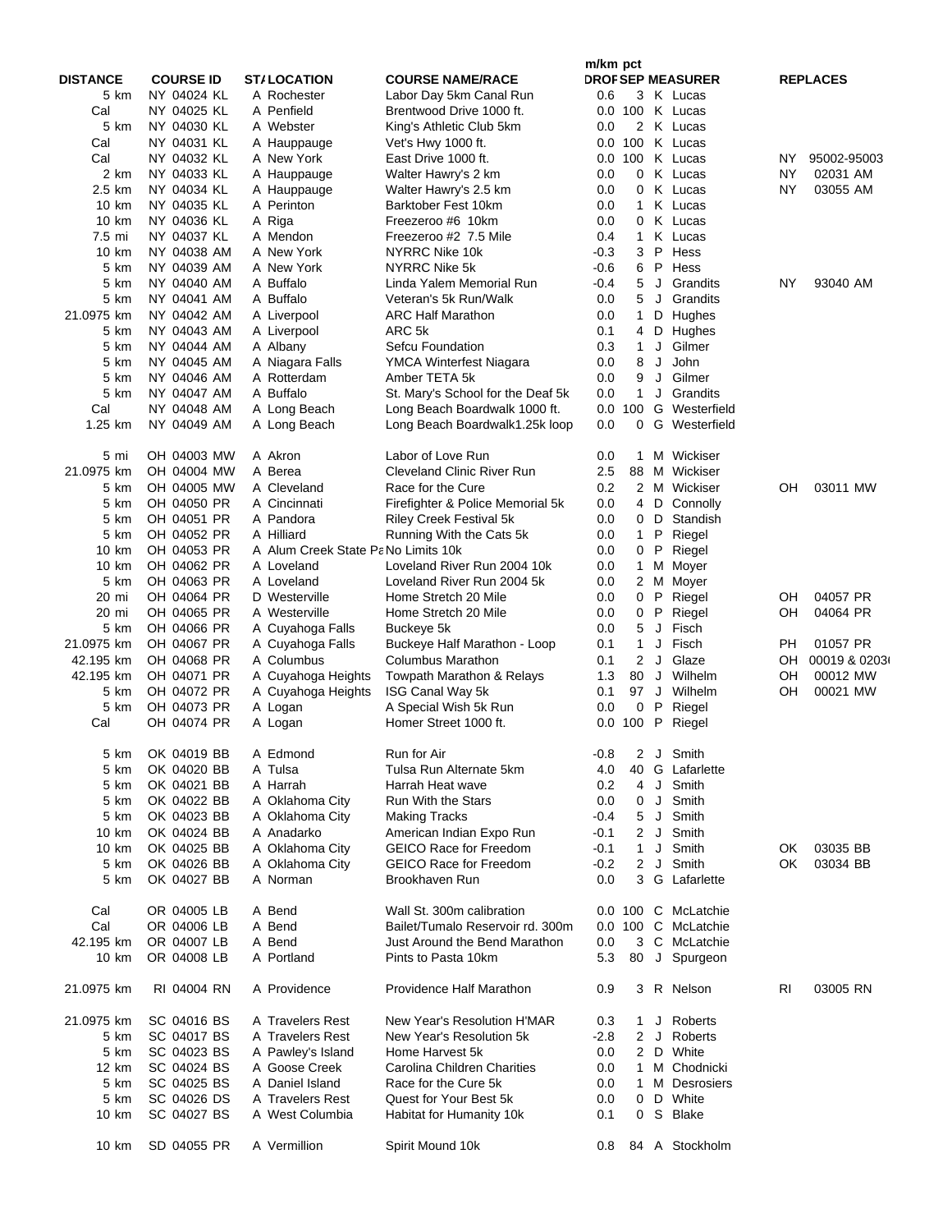| DISTANCE | COURSE ID | ST/ | LOCATION | COURSE NAME/RACE | m/km DROP | pct SEP | MEASURER | REPLACES | |
|---|---|---|---|---|---|---|---|---|---|
| 5 km | NY 04024 KL | A | Rochester | Labor Day 5km Canal Run | 0.6 | 3 | K Lucas | | |
| Cal | NY 04025 KL | A | Penfield | Brentwood Drive 1000 ft. | 0.0 | 100 | K Lucas | | |
| 5 km | NY 04030 KL | A | Webster | King's Athletic Club 5km | 0.0 | 2 | K Lucas | | |
| Cal | NY 04031 KL | A | Hauppauge | Vet's Hwy 1000 ft. | 0.0 | 100 | K Lucas | | |
| Cal | NY 04032 KL | A | New York | East Drive 1000 ft. | 0.0 | 100 | K Lucas | NY | 95002-95003 |
| 2 km | NY 04033 KL | A | Hauppauge | Walter Hawry's 2 km | 0.0 | 0 | K Lucas | NY | 02031 AM |
| 2.5 km | NY 04034 KL | A | Hauppauge | Walter Hawry's 2.5 km | 0.0 | 0 | K Lucas | NY | 03055 AM |
| 10 km | NY 04035 KL | A | Perinton | Barktober Fest 10km | 0.0 | 1 | K Lucas | | |
| 10 km | NY 04036 KL | A | Riga | Freezeroo #6 10km | 0.0 | 0 | K Lucas | | |
| 7.5 mi | NY 04037 KL | A | Mendon | Freezeroo #2 7.5 Mile | 0.4 | 1 | K Lucas | | |
| 10 km | NY 04038 AM | A | New York | NYRRC Nike 10k | -0.3 | 3 | P Hess | | |
| 5 km | NY 04039 AM | A | New York | NYRRC Nike 5k | -0.6 | 6 | P Hess | | |
| 5 km | NY 04040 AM | A | Buffalo | Linda Yalem Memorial Run | -0.4 | 5 | J Grandits | NY | 93040 AM |
| 5 km | NY 04041 AM | A | Buffalo | Veteran's 5k Run/Walk | 0.0 | 5 | J Grandits | | |
| 21.0975 km | NY 04042 AM | A | Liverpool | ARC Half Marathon | 0.0 | 1 | D Hughes | | |
| 5 km | NY 04043 AM | A | Liverpool | ARC 5k | 0.1 | 4 | D Hughes | | |
| 5 km | NY 04044 AM | A | Albany | Sefcu Foundation | 0.3 | 1 | J Gilmer | | |
| 5 km | NY 04045 AM | A | Niagara Falls | YMCA Winterfest Niagara | 0.0 | 8 | J John | | |
| 5 km | NY 04046 AM | A | Rotterdam | Amber TETA 5k | 0.0 | 9 | J Gilmer | | |
| 5 km | NY 04047 AM | A | Buffalo | St. Mary's School for the Deaf 5k | 0.0 | 1 | J Grandits | | |
| Cal | NY 04048 AM | A | Long Beach | Long Beach Boardwalk 1000 ft. | 0.0 | 100 | G Westerfield | | |
| 1.25 km | NY 04049 AM | A | Long Beach | Long Beach Boardwalk1.25k loop | 0.0 | 0 | G Westerfield | | |
| | | | | | | | | | |
| 5 mi | OH 04003 MW | A | Akron | Labor of Love Run | 0.0 | 1 | M Wickiser | | |
| 21.0975 km | OH 04004 MW | A | Berea | Cleveland Clinic River Run | 2.5 | 88 | M Wickiser | | |
| 5 km | OH 04005 MW | A | Cleveland | Race for the Cure | 0.2 | 2 | M Wickiser | OH | 03011 MW |
| 5 km | OH 04050 PR | A | Cincinnati | Firefighter & Police Memorial 5k | 0.0 | 4 | D Connolly | | |
| 5 km | OH 04051 PR | A | Pandora | Riley Creek Festival 5k | 0.0 | 0 | D Standish | | |
| 5 km | OH 04052 PR | A | Hilliard | Running With the Cats 5k | 0.0 | 1 | P Riegel | | |
| 10 km | OH 04053 PR | A | Alum Creek State Pa | No Limits 10k | 0.0 | 0 | P Riegel | | |
| 10 km | OH 04062 PR | A | Loveland | Loveland River Run 2004 10k | 0.0 | 1 | M Moyer | | |
| 5 km | OH 04063 PR | A | Loveland | Loveland River Run 2004 5k | 0.0 | 2 | M Moyer | | |
| 20 mi | OH 04064 PR | D | Westerville | Home Stretch 20 Mile | 0.0 | 0 | P Riegel | OH | 04057 PR |
| 20 mi | OH 04065 PR | A | Westerville | Home Stretch 20 Mile | 0.0 | 0 | P Riegel | OH | 04064 PR |
| 5 km | OH 04066 PR | A | Cuyahoga Falls | Buckeye 5k | 0.0 | 5 | J Fisch | | |
| 21.0975 km | OH 04067 PR | A | Cuyahoga Falls | Buckeye Half Marathon - Loop | 0.1 | 1 | J Fisch | PH | 01057 PR |
| 42.195 km | OH 04068 PR | A | Columbus | Columbus Marathon | 0.1 | 2 | J Glaze | OH | 00019 & 0203 |
| 42.195 km | OH 04071 PR | A | Cuyahoga Heights | Towpath Marathon & Relays | 1.3 | 80 | J Wilhelm | OH | 00012 MW |
| 5 km | OH 04072 PR | A | Cuyahoga Heights | ISG Canal Way 5k | 0.1 | 97 | J Wilhelm | OH | 00021 MW |
| 5 km | OH 04073 PR | A | Logan | A Special Wish 5k Run | 0.0 | 0 | P Riegel | | |
| Cal | OH 04074 PR | A | Logan | Homer Street 1000 ft. | 0.0 | 100 | P Riegel | | |
| | | | | | | | | | |
| 5 km | OK 04019 BB | A | Edmond | Run for Air | -0.8 | 2 | J Smith | | |
| 5 km | OK 04020 BB | A | Tulsa | Tulsa Run Alternate 5km | 4.0 | 40 | G Lafarlette | | |
| 5 km | OK 04021 BB | A | Harrah | Harrah Heat wave | 0.2 | 4 | J Smith | | |
| 5 km | OK 04022 BB | A | Oklahoma City | Run With the Stars | 0.0 | 0 | J Smith | | |
| 5 km | OK 04023 BB | A | Oklahoma City | Making Tracks | -0.4 | 5 | J Smith | | |
| 10 km | OK 04024 BB | A | Anadarko | American Indian Expo Run | -0.1 | 2 | J Smith | | |
| 10 km | OK 04025 BB | A | Oklahoma City | GEICO Race for Freedom | -0.1 | 1 | J Smith | OK | 03035 BB |
| 5 km | OK 04026 BB | A | Oklahoma City | GEICO Race for Freedom | -0.2 | 2 | J Smith | OK | 03034 BB |
| 5 km | OK 04027 BB | A | Norman | Brookhaven Run | 0.0 | 3 | G Lafarlette | | |
| | | | | | | | | | |
| Cal | OR 04005 LB | A | Bend | Wall St. 300m calibration | 0.0 | 100 | C McLatchie | | |
| Cal | OR 04006 LB | A | Bend | Bailet/Tumalo Reservoir rd. 300m | 0.0 | 100 | C McLatchie | | |
| 42.195 km | OR 04007 LB | A | Bend | Just Around the Bend Marathon | 0.0 | 3 | C McLatchie | | |
| 10 km | OR 04008 LB | A | Portland | Pints to Pasta 10km | 5.3 | 80 | J Spurgeon | | |
| | | | | | | | | | |
| 21.0975 km | RI 04004 RN | A | Providence | Providence Half Marathon | 0.9 | 3 | R Nelson | RI | 03005 RN |
| | | | | | | | | | |
| 21.0975 km | SC 04016 BS | A | Travelers Rest | New Year's Resolution H'MAR | 0.3 | 1 | J Roberts | | |
| 5 km | SC 04017 BS | A | Travelers Rest | New Year's Resolution 5k | -2.8 | 2 | J Roberts | | |
| 5 km | SC 04023 BS | A | Pawley's Island | Home Harvest 5k | 0.0 | 2 | D White | | |
| 12 km | SC 04024 BS | A | Goose Creek | Carolina Children Charities | 0.0 | 1 | M Chodnicki | | |
| 5 km | SC 04025 BS | A | Daniel Island | Race for the Cure 5k | 0.0 | 1 | M Desrosiers | | |
| 5 km | SC 04026 DS | A | Travelers Rest | Quest for Your Best 5k | 0.0 | 0 | D White | | |
| 10 km | SC 04027 BS | A | West Columbia | Habitat for Humanity 10k | 0.1 | 0 | S Blake | | |
| | | | | | | | | | |
| 10 km | SD 04055 PR | A | Vermillion | Spirit Mound 10k | 0.8 | 84 | A Stockholm | | |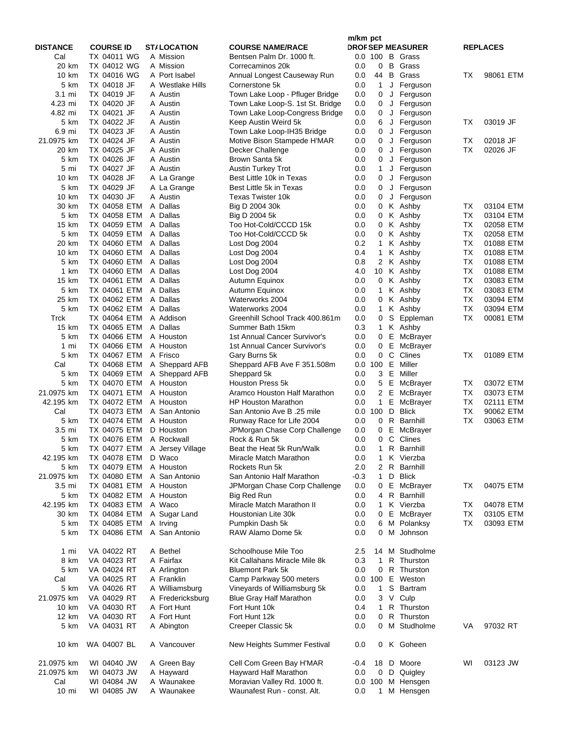| DISTANCE | COURSE ID | ST/ | LOCATION | COURSE NAME/RACE | m/km DROP | pct SEP | | MEASURER | REPLACES | |
|---|---|---|---|---|---|---|---|---|---|---|
| Cal | TX 04011 WG | A | Mission | Bentsen Palm Dr. 1000 ft. | 0.0 | 100 | B | Grass | | |
| 20 km | TX 04012 WG | A | Mission | Correcaminos 20k | 0.0 | 0 | B | Grass | | |
| 10 km | TX 04016 WG | A | Port Isabel | Annual Longest Causeway Run | 0.0 | 44 | B | Grass | TX | 98061 ETM |
| 5 km | TX 04018 JF | A | Westlake Hills | Cornerstone 5k | 0.0 | 1 | J | Ferguson | | |
| 3.1 mi | TX 04019 JF | A | Austin | Town Lake Loop - Pfluger Bridge | 0.0 | 0 | J | Ferguson | | |
| 4.23 mi | TX 04020 JF | A | Austin | Town Lake Loop-S. 1st St. Bridge | 0.0 | 0 | J | Ferguson | | |
| 4.82 mi | TX 04021 JF | A | Austin | Town Lake Loop-Congress Bridge | 0.0 | 0 | J | Ferguson | | |
| 5 km | TX 04022 JF | A | Austin | Keep Austin Weird 5k | 0.0 | 6 | J | Ferguson | TX | 03019 JF |
| 6.9 mi | TX 04023 JF | A | Austin | Town Lake Loop-IH35 Bridge | 0.0 | 0 | J | Ferguson | | |
| 21.0975 km | TX 04024 JF | A | Austin | Motive Bison Stampede H'MAR | 0.0 | 0 | J | Ferguson | TX | 02018 JF |
| 20 km | TX 04025 JF | A | Austin | Decker Challenge | 0.0 | 0 | J | Ferguson | TX | 02026 JF |
| 5 km | TX 04026 JF | A | Austin | Brown Santa 5k | 0.0 | 0 | J | Ferguson | | |
| 5 mi | TX 04027 JF | A | Austin | Austin Turkey Trot | 0.0 | 1 | J | Ferguson | | |
| 10 km | TX 04028 JF | A | La Grange | Best Little 10k in Texas | 0.0 | 0 | J | Ferguson | | |
| 5 km | TX 04029 JF | A | La Grange | Best Little 5k in Texas | 0.0 | 0 | J | Ferguson | | |
| 10 km | TX 04030 JF | A | Austin | Texas Twister 10k | 0.0 | 0 | J | Ferguson | | |
| 30 km | TX 04058 ETM | A | Dallas | Big D 2004 30k | 0.0 | 0 | K | Ashby | TX | 03104 ETM |
| 5 km | TX 04058 ETM | A | Dallas | Big D 2004 5k | 0.0 | 0 | K | Ashby | TX | 03104 ETM |
| 15 km | TX 04059 ETM | A | Dallas | Too Hot-Cold/CCCD 15k | 0.0 | 0 | K | Ashby | TX | 02058 ETM |
| 5 km | TX 04059 ETM | A | Dallas | Too Hot-Cold/CCCD 5k | 0.0 | 0 | K | Ashby | TX | 02058 ETM |
| 20 km | TX 04060 ETM | A | Dallas | Lost Dog 2004 | 0.2 | 1 | K | Ashby | TX | 01088 ETM |
| 10 km | TX 04060 ETM | A | Dallas | Lost Dog 2004 | 0.4 | 1 | K | Ashby | TX | 01088 ETM |
| 5 km | TX 04060 ETM | A | Dallas | Lost Dog 2004 | 0.8 | 2 | K | Ashby | TX | 01088 ETM |
| 1 km | TX 04060 ETM | A | Dallas | Lost Dog 2004 | 4.0 | 10 | K | Ashby | TX | 01088 ETM |
| 15 km | TX 04061 ETM | A | Dallas | Autumn Equinox | 0.0 | 0 | K | Ashby | TX | 03083 ETM |
| 5 km | TX 04061 ETM | A | Dallas | Autumn Equinox | 0.0 | 1 | K | Ashby | TX | 03083 ETM |
| 25 km | TX 04062 ETM | A | Dallas | Waterworks 2004 | 0.0 | 0 | K | Ashby | TX | 03094 ETM |
| 5 km | TX 04062 ETM | A | Dallas | Waterworks 2004 | 0.0 | 1 | K | Ashby | TX | 03094 ETM |
| Trck | TX 04064 ETM | A | Addison | Greenhill School Track 400.861m | 0.0 | 0 | S | Eppleman | TX | 00081 ETM |
| 15 km | TX 04065 ETM | A | Dallas | Summer Bath 15km | 0.3 | 1 | K | Ashby | | |
| 5 km | TX 04066 ETM | A | Houston | 1st Annual Cancer Survivor's | 0.0 | 0 | E | McBrayer | | |
| 1 mi | TX 04066 ETM | A | Houston | 1st Annual Cancer Survivor's | 0.0 | 0 | E | McBrayer | | |
| 5 km | TX 04067 ETM | A | Frisco | Gary Burns 5k | 0.0 | 0 | C | Clines | TX | 01089 ETM |
| Cal | TX 04068 ETM | A | Sheppard AFB | Sheppard AFB Ave F 351.508m | 0.0 | 100 | E | Miller | | |
| 5 km | TX 04069 ETM | A | Sheppard AFB | Sheppard 5k | 0.0 | 3 | E | Miller | | |
| 5 km | TX 04070 ETM | A | Houston | Houston Press 5k | 0.0 | 5 | E | McBrayer | TX | 03072 ETM |
| 21.0975 km | TX 04071 ETM | A | Houston | Aramco Houston Half Marathon | 0.0 | 2 | E | McBrayer | TX | 03073 ETM |
| 42.195 km | TX 04072 ETM | A | Houston | HP Houston Marathon | 0.0 | 1 | E | McBrayer | TX | 02111 ETM |
| Cal | TX 04073 ETM | A | San Antonio | San Antonio Ave B .25 mile | 0.0 | 100 | D | Blick | TX | 90062 ETM |
| 5 km | TX 04074 ETM | A | Houston | Runway Race for Life 2004 | 0.0 | 0 | R | Barnhill | TX | 03063 ETM |
| 3.5 mi | TX 04075 ETM | D | Houston | JPMorgan Chase Corp Challenge | 0.0 | 0 | E | McBrayer | | |
| 5 km | TX 04076 ETM | A | Rockwall | Rock & Run 5k | 0.0 | 0 | C | Clines | | |
| 5 km | TX 04077 ETM | A | Jersey Village | Beat the Heat 5k Run/Walk | 0.0 | 1 | R | Barnhill | | |
| 42.195 km | TX 04078 ETM | D | Waco | Miracle Match Marathon | 0.0 | 1 | K | Vierzba | | |
| 5 km | TX 04079 ETM | A | Houston | Rockets Run 5k | 2.0 | 2 | R | Barnhill | | |
| 21.0975 km | TX 04080 ETM | A | San Antonio | San Antonio Half Marathon | -0.3 | 1 | D | Blick | | |
| 3.5 mi | TX 04081 ETM | A | Houston | JPMorgan Chase Corp Challenge | 0.0 | 0 | E | McBrayer | TX | 04075 ETM |
| 5 km | TX 04082 ETM | A | Houston | Big Red Run | 0.0 | 4 | R | Barnhill | | |
| 42.195 km | TX 04083 ETM | A | Waco | Miracle Match Marathon II | 0.0 | 1 | K | Vierzba | TX | 04078 ETM |
| 30 km | TX 04084 ETM | A | Sugar Land | Houstonian Lite 30k | 0.0 | 0 | E | McBrayer | TX | 03105 ETM |
| 5 km | TX 04085 ETM | A | Irving | Pumpkin Dash 5k | 0.0 | 6 | M | Polanksy | TX | 03093 ETM |
| 5 km | TX 04086 ETM | A | San Antonio | RAW Alamo Dome 5k | 0.0 | 0 | M | Johnson | | |
| 1 mi | VA 04022 RT | A | Bethel | Schoolhouse Mile Too | 2.5 | 14 | M | Studholme | | |
| 8 km | VA 04023 RT | A | Fairfax | Kit Callahans Miracle Mile 8k | 0.3 | 1 | R | Thurston | | |
| 5 km | VA 04024 RT | A | Arlington | Bluemont Park 5k | 0.0 | 0 | R | Thurston | | |
| Cal | VA 04025 RT | A | Franklin | Camp Parkway 500 meters | 0.0 | 100 | E | Weston | | |
| 5 km | VA 04026 RT | A | Williamsburg | Vineyards of Williamsburg 5k | 0.0 | 1 | S | Bartram | | |
| 21.0975 km | VA 04029 RT | A | Fredericksburg | Blue Gray Half Marathon | 0.0 | 3 | V | Culp | | |
| 10 km | VA 04030 RT | A | Fort Hunt | Fort Hunt 10k | 0.4 | 1 | R | Thurston | | |
| 12 km | VA 04030 RT | A | Fort Hunt | Fort Hunt 12k | 0.0 | 0 | R | Thurston | | |
| 5 km | VA 04031 RT | A | Abington | Creeper Classic 5k | 0.0 | 0 | M | Studholme | VA | 97032 RT |
| 10 km | WA 04007 BL | A | Vancouver | New Heights Summer Festival | 0.0 | 0 | K | Goheen | | |
| 21.0975 km | WI 04040 JW | A | Green Bay | Cell Com Green Bay H'MAR | -0.4 | 18 | D | Moore | WI | 03123 JW |
| 21.0975 km | WI 04073 JW | A | Hayward | Hayward Half Marathon | 0.0 | 0 | D | Quigley | | |
| Cal | WI 04084 JW | A | Waunakee | Moravian Valley Rd. 1000 ft. | 0.0 | 100 | M | Hensgen | | |
| 10 mi | WI 04085 JW | A | Waunakee | Waunafest Run - const. Alt. | 0.0 | 1 | M | Hensgen | | |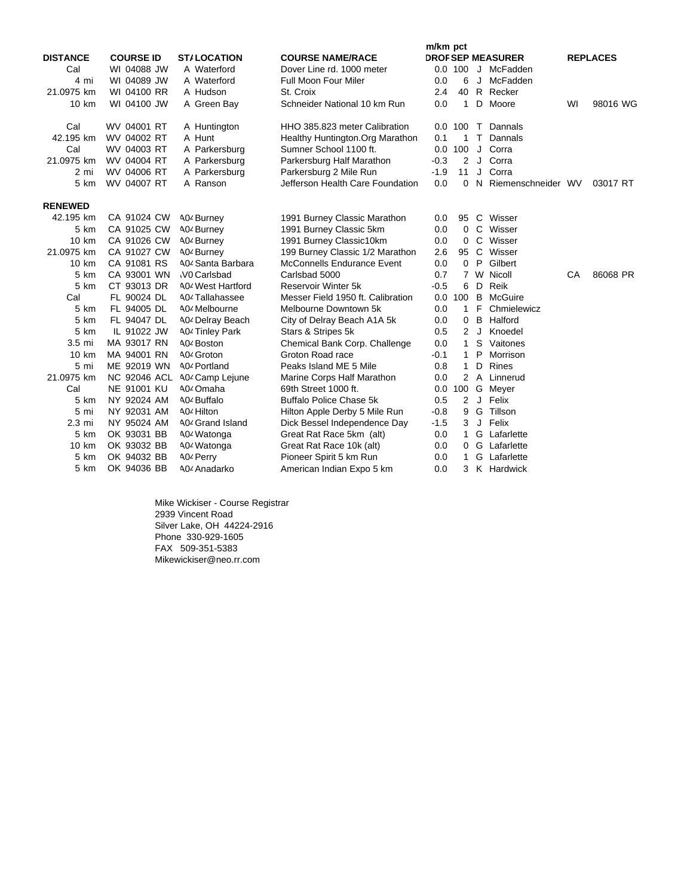| DISTANCE | COURSE ID | STA | LOCATION | COURSE NAME/RACE | m/km DROP | pct SEP | | MEASURER | REPLACES | |
|---|---|---|---|---|---|---|---|---|---|---|
| Cal | WI 04088 JW | A | Waterford | Dover Line rd. 1000 meter | 0.0 | 100 | J | McFadden | | |
| 4 mi | WI 04089 JW | A | Waterford | Full Moon Four Miler | 0.0 | 6 | J | McFadden | | |
| 21.0975 km | WI 04100 RR | A | Hudson | St. Croix | 2.4 | 40 | R | Recker | | |
| 10 km | WI 04100 JW | A | Green Bay | Schneider National 10 km Run | 0.0 | 1 | D | Moore | WI | 98016 WG |
| | | | | | | | | | | |
| Cal | WV 04001 RT | A | Huntington | HHO 385.823 meter Calibration | 0.0 | 100 | T | Dannals | | |
| 42.195 km | WV 04002 RT | A | Hunt | Healthy Huntington.Org Marathon | 0.1 | 1 | T | Dannals | | |
| Cal | WV 04003 RT | A | Parkersburg | Sumner School 1100 ft. | 0.0 | 100 | J | Corra | | |
| 21.0975 km | WV 04004 RT | A | Parkersburg | Parkersburg Half Marathon | -0.3 | 2 | J | Corra | | |
| 2 mi | WV 04006 RT | A | Parkersburg | Parkersburg 2 Mile Run | -1.9 | 11 | J | Corra | | |
| 5 km | WV 04007 RT | A | Ranson | Jefferson Health Care Foundation | 0.0 | 0 | N | Riemenschneider | WV | 03017 RT |
| | | | | | | | | | | |
| **RENEWED** | | | | | | | | | | |
| 42.195 km | CA 91024 CW | A04 | Burney | 1991 Burney Classic Marathon | 0.0 | 95 | C | Wisser | | |
| 5 km | CA 91025 CW | A04 | Burney | 1991 Burney Classic 5km | 0.0 | 0 | C | Wisser | | |
| 10 km | CA 91026 CW | A04 | Burney | 1991 Burney Classic10km | 0.0 | 0 | C | Wisser | | |
| 21.0975 km | CA 91027 CW | A04 | Burney | 199 Burney Classic 1/2 Marathon | 2.6 | 95 | C | Wisser | | |
| 10 km | CA 91081 RS | A04 | Santa Barbara | McConnells Endurance Event | 0.0 | 0 | P | Gilbert | | |
| 5 km | CA 93001 WN | AV0 | Carlsbad | Carlsbad 5000 | 0.7 | 7 | W | Nicoll | CA | 86068 PR |
| 5 km | CT 93013 DR | A04 | West Hartford | Reservoir Winter 5k | -0.5 | 6 | D | Reik | | |
| Cal | FL 90024 DL | A04 | Tallahassee | Messer Field 1950 ft. Calibration | 0.0 | 100 | B | McGuire | | |
| 5 km | FL 94005 DL | A04 | Melbourne | Melbourne Downtown 5k | 0.0 | 1 | F | Chmielewicz | | |
| 5 km | FL 94047 DL | A04 | Delray Beach | City of Delray Beach A1A 5k | 0.0 | 0 | B | Halford | | |
| 5 km | IL 91022 JW | A04 | Tinley Park | Stars & Stripes 5k | 0.5 | 2 | J | Knoedel | | |
| 3.5 mi | MA 93017 RN | A04 | Boston | Chemical Bank Corp. Challenge | 0.0 | 1 | S | Vaitones | | |
| 10 km | MA 94001 RN | A04 | Groton | Groton Road race | -0.1 | 1 | P | Morrison | | |
| 5 mi | ME 92019 WN | A04 | Portland | Peaks Island ME 5 Mile | 0.8 | 1 | D | Rines | | |
| 21.0975 km | NC 92046 ACL | A04 | Camp Lejune | Marine Corps Half Marathon | 0.0 | 2 | A | Linnerud | | |
| Cal | NE 91001 KU | A04 | Omaha | 69th Street 1000 ft. | 0.0 | 100 | G | Meyer | | |
| 5 km | NY 92024 AM | A04 | Buffalo | Buffalo Police Chase 5k | 0.5 | 2 | J | Felix | | |
| 5 mi | NY 92031 AM | A04 | Hilton | Hilton Apple Derby 5 Mile Run | -0.8 | 9 | G | Tillson | | |
| 2.3 mi | NY 95024 AM | A04 | Grand Island | Dick Bessel Independence Day | -1.5 | 3 | J | Felix | | |
| 5 km | OK 93031 BB | A04 | Watonga | Great Rat Race 5km (alt) | 0.0 | 1 | G | Lafarlette | | |
| 10 km | OK 93032 BB | A04 | Watonga | Great Rat Race 10k (alt) | 0.0 | 0 | G | Lafarlette | | |
| 5 km | OK 94032 BB | A04 | Perry | Pioneer Spirit 5 km Run | 0.0 | 1 | G | Lafarlette | | |
| 5 km | OK 94036 BB | A04 | Anadarko | American Indian Expo 5 km | 0.0 | 3 | K | Hardwick | | |

Mike Wickiser - Course Registrar
2939 Vincent Road
Silver Lake, OH 44224-2916
Phone 330-929-1605
FAX 509-351-5383
Mikewickiser@neo.rr.com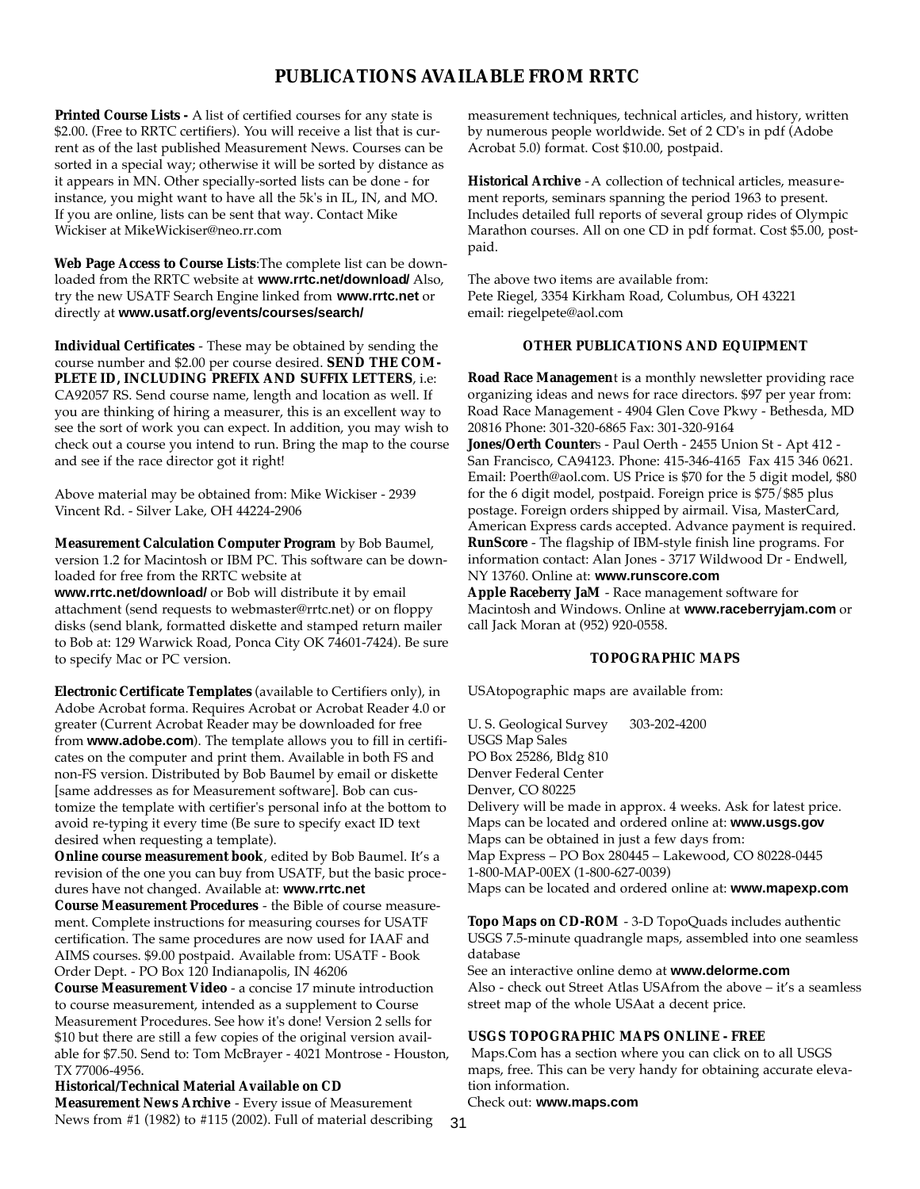# PUBLICATIONS AVAILABLE FROM RRTC

**Printed Course Lists -** A list of certified courses for any state is $2.00. (Free to RRTC certifiers). You will receive a list that is current as of the last published Measurement News. Courses can be sorted in a special way; otherwise it will be sorted by distance as it appears in MN. Other specially-sorted lists can be done - for instance, you might want to have all the 5k's in IL, IN, and MO. If you are online, lists can be sent that way. Contact Mike Wickiser at MikeWickiser@neo.rr.com

**Web Page Access to Course Lists**:The complete list can be downloaded from the RRTC website at **www.rrtc.net/download/** Also, try the new USATF Search Engine linked from **www.rrtc.net** or directly at **www.usatf.org/events/courses/search/**

**Individual Certificates** - These may be obtained by sending the course number and $2.00 per course desired. **SEND THE COMPLETE ID, INCLUDING PREFIX AND SUFFIX LETTERS**, i.e: CA92057 RS. Send course name, length and location as well. If you are thinking of hiring a measurer, this is an excellent way to see the sort of work you can expect. In addition, you may wish to check out a course you intend to run. Bring the map to the course and see if the race director got it right!

Above material may be obtained from: Mike Wickiser - 2939 Vincent Rd. - Silver Lake, OH 44224-2906

**Measurement Calculation Computer Program** by Bob Baumel, version 1.2 for Macintosh or IBM PC. This software can be downloaded for free from the RRTC website at **www.rrtc.net/download/** or Bob will distribute it by email attachment (send requests to webmaster@rrtc.net) or on floppy disks (send blank, formatted diskette and stamped return mailer to Bob at: 129 Warwick Road, Ponca City OK 74601-7424). Be sure to specify Mac or PC version.

**Electronic Certificate Templates** (available to Certifiers only), in Adobe Acrobat forma. Requires Acrobat or Acrobat Reader 4.0 or greater (Current Acrobat Reader may be downloaded for free from **www.adobe.com**). The template allows you to fill in certificates on the computer and print them. Available in both FS and non-FS version. Distributed by Bob Baumel by email or diskette [same addresses as for Measurement software]. Bob can customize the template with certifier's personal info at the bottom to avoid re-typing it every time (Be sure to specify exact ID text desired when requesting a template).

**Online course measurement book**, edited by Bob Baumel. It's a revision of the one you can buy from USATF, but the basic procedures have not changed. Available at: **www.rrtc.net**

**Course Measurement Procedures** - the Bible of course measurement. Complete instructions for measuring courses for USATF certification. The same procedures are now used for IAAF and AIMS courses. $9.00 postpaid. Available from: USATF - Book Order Dept. - PO Box 120 Indianapolis, IN 46206

**Course Measurement Video** - a concise 17 minute introduction to course measurement, intended as a supplement to Course Measurement Procedures. See how it's done! Version 2 sells for $10 but there are still a few copies of the original version available for $7.50. Send to: Tom McBrayer - 4021 Montrose - Houston, TX 77006-4956.

**Historical/Technical Material Available on CD**

**Measurement News Archive** - Every issue of Measurement News from #1 (1982) to #115 (2002). Full of material describing measurement techniques, technical articles, and history, written by numerous people worldwide. Set of 2 CD's in pdf (Adobe Acrobat 5.0) format. Cost $10.00, postpaid.

**Historical Archive** - A collection of technical articles, measurement reports, seminars spanning the period 1963 to present. Includes detailed full reports of several group rides of Olympic Marathon courses. All on one CD in pdf format. Cost $5.00, postpaid.

The above two items are available from:
Pete Riegel, 3354 Kirkham Road, Columbus, OH 43221
email: riegelpete@aol.com

## OTHER PUBLICATIONS AND EQUIPMENT

**Road Race Managemen**t is a monthly newsletter providing race organizing ideas and news for race directors. $97 per year from: Road Race Management - 4904 Glen Cove Pkwy - Bethesda, MD 20816 Phone: 301-320-6865 Fax: 301-320-9164

**Jones/Oerth Counter**s - Paul Oerth - 2455 Union St - Apt 412 - San Francisco, CA94123. Phone: 415-346-4165 Fax 415 346 0621. Email: Poerth@aol.com. US Price is $70 for the 5 digit model, $80 for the 6 digit model, postpaid. Foreign price is $75/$85 plus postage. Foreign orders shipped by airmail. Visa, MasterCard, American Express cards accepted. Advance payment is required.

**RunScore** - The flagship of IBM-style finish line programs. For information contact: Alan Jones - 3717 Wildwood Dr - Endwell, NY 13760. Online at: **www.runscore.com**

**Apple Raceberry JaM** - Race management software for Macintosh and Windows. Online at **www.raceberryjam.com** or call Jack Moran at (952) 920-0558.

## TOPOGRAPHIC MAPS

USAtopographic maps are available from:

U. S. Geological Survey 303-202-4200
USGS Map Sales
PO Box 25286, Bldg 810
Denver Federal Center
Denver, CO 80225
Delivery will be made in approx. 4 weeks. Ask for latest price.
Maps can be located and ordered online at: **www.usgs.gov**
Maps can be obtained in just a few days from:
Map Express – PO Box 280445 – Lakewood, CO 80228-0445
1-800-MAP-00EX (1-800-627-0039)
Maps can be located and ordered online at: **www.mapexp.com**

**Topo Maps on CD-ROM** - 3-D TopoQuads includes authentic USGS 7.5-minute quadrangle maps, assembled into one seamless database
See an interactive online demo at **www.delorme.com**
Also - check out Street Atlas USAfrom the above – it's a seamless street map of the whole USAat a decent price.

**USGS TOPOGRAPHIC MAPS ONLINE - FREE**

Maps.Com has a section where you can click on to all USGS maps, free. This can be very handy for obtaining accurate elevation information.
Check out: **www.maps.com**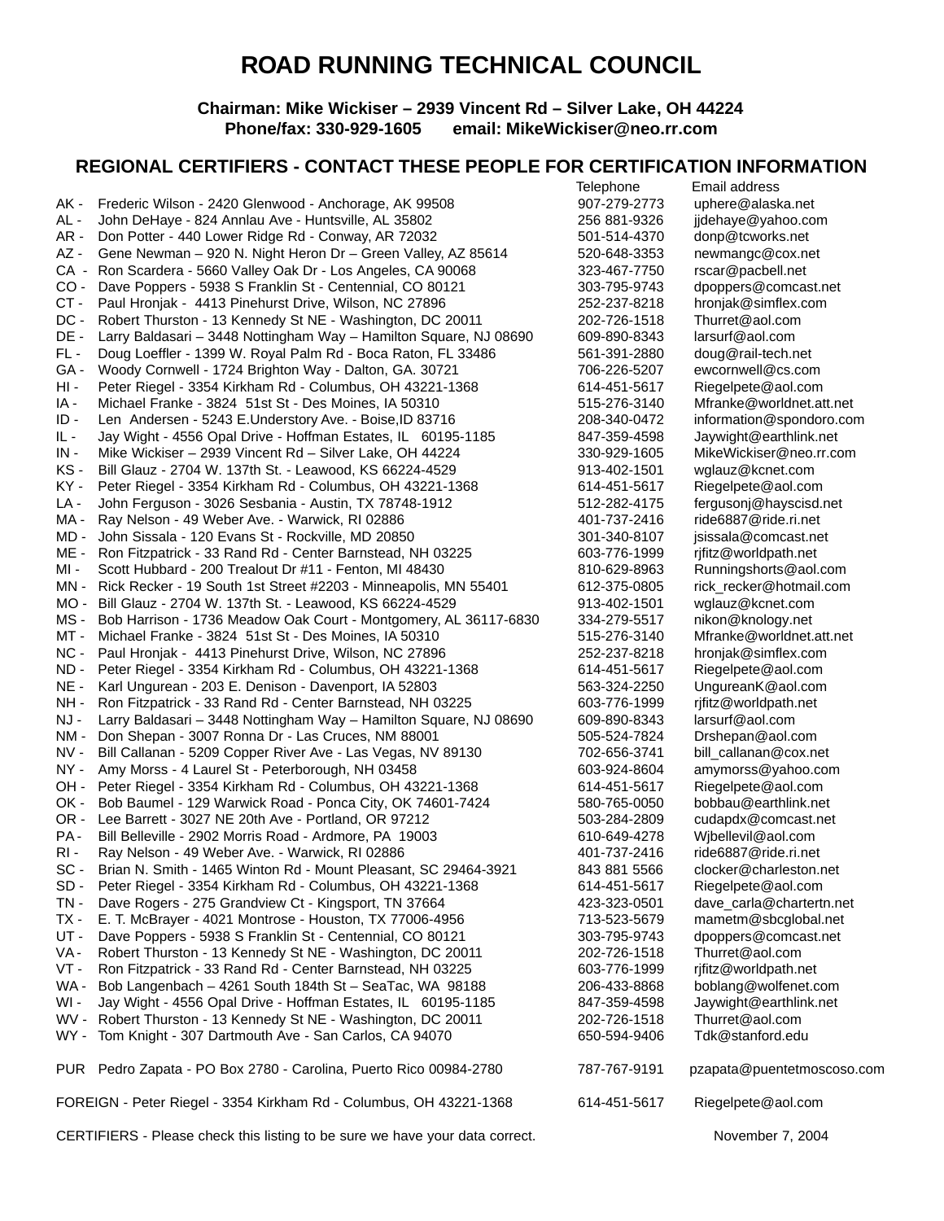# ROAD RUNNING TECHNICAL COUNCIL

**Chairman: Mike Wickiser – 2939 Vincent Rd – Silver Lake, OH 44224**
**Phone/fax: 330-929-1605 email: MikeWickiser@neo.rr.com**

## REGIONAL CERTIFIERS - CONTACT THESE PEOPLE FOR CERTIFICATION INFORMATION

| | | Telephone | Email address |
|---|---|---|---|
| AK - | Frederic Wilson - 2420 Glenwood - Anchorage, AK 99508 | 907-279-2773 | uphere@alaska.net |
| AL - | John DeHaye - 824 Annlau Ave - Huntsville, AL 35802 | 256 881-9326 | jjdehaye@yahoo.com |
| AR - | Don Potter - 440 Lower Ridge Rd - Conway, AR 72032 | 501-514-4370 | donp@tcworks.net |
| AZ - | Gene Newman – 920 N. Night Heron Dr – Green Valley, AZ 85614 | 520-648-3353 | newmangc@cox.net |
| CA - | Ron Scardera - 5660 Valley Oak Dr - Los Angeles, CA 90068 | 323-467-7750 | rscar@pacbell.net |
| CO - | Dave Poppers - 5938 S Franklin St - Centennial, CO 80121 | 303-795-9743 | dpoppers@comcast.net |
| CT - | Paul Hronjak - 4413 Pinehurst Drive, Wilson, NC 27896 | 252-237-8218 | hronjak@simflex.com |
| DC - | Robert Thurston - 13 Kennedy St NE - Washington, DC 20011 | 202-726-1518 | Thurret@aol.com |
| DE - | Larry Baldasari – 3448 Nottingham Way – Hamilton Square, NJ 08690 | 609-890-8343 | larsurf@aol.com |
| FL - | Doug Loeffler - 1399 W. Royal Palm Rd - Boca Raton, FL 33486 | 561-391-2880 | doug@rail-tech.net |
| GA - | Woody Cornwell - 1724 Brighton Way - Dalton, GA. 30721 | 706-226-5207 | ewcornwell@cs.com |
| HI - | Peter Riegel - 3354 Kirkham Rd - Columbus, OH 43221-1368 | 614-451-5617 | Riegelpete@aol.com |
| IA - | Michael Franke - 3824 51st St - Des Moines, IA 50310 | 515-276-3140 | Mfranke@worldnet.att.net |
| ID - | Len Andersen - 5243 E.Understory Ave. - Boise,ID 83716 | 208-340-0472 | information@spondoro.com |
| IL - | Jay Wight - 4556 Opal Drive - Hoffman Estates, IL 60195-1185 | 847-359-4598 | Jaywight@earthlink.net |
| IN - | Mike Wickiser – 2939 Vincent Rd – Silver Lake, OH 44224 | 330-929-1605 | MikeWickiser@neo.rr.com |
| KS - | Bill Glauz - 2704 W. 137th St. - Leawood, KS 66224-4529 | 913-402-1501 | wglauz@kcnet.com |
| KY - | Peter Riegel - 3354 Kirkham Rd - Columbus, OH 43221-1368 | 614-451-5617 | Riegelpete@aol.com |
| LA - | John Ferguson - 3026 Sesbania - Austin, TX 78748-1912 | 512-282-4175 | fergusonj@hayscisd.net |
| MA - | Ray Nelson - 49 Weber Ave. - Warwick, RI 02886 | 401-737-2416 | ride6887@ride.ri.net |
| MD - | John Sissala - 120 Evans St - Rockville, MD 20850 | 301-340-8107 | jsissala@comcast.net |
| ME - | Ron Fitzpatrick - 33 Rand Rd - Center Barnstead, NH 03225 | 603-776-1999 | rjfitz@worldpath.net |
| MI - | Scott Hubbard - 200 Trealout Dr #11 - Fenton, MI 48430 | 810-629-8963 | Runningshorts@aol.com |
| MN - | Rick Recker - 19 South 1st Street #2203 - Minneapolis, MN 55401 | 612-375-0805 | rick_recker@hotmail.com |
| MO - | Bill Glauz - 2704 W. 137th St. - Leawood, KS 66224-4529 | 913-402-1501 | wglauz@kcnet.com |
| MS - | Bob Harrison - 1736 Meadow Oak Court - Montgomery, AL 36117-6830 | 334-279-5517 | nikon@knology.net |
| MT - | Michael Franke - 3824 51st St - Des Moines, IA 50310 | 515-276-3140 | Mfranke@worldnet.att.net |
| NC - | Paul Hronjak - 4413 Pinehurst Drive, Wilson, NC 27896 | 252-237-8218 | hronjak@simflex.com |
| ND - | Peter Riegel - 3354 Kirkham Rd - Columbus, OH 43221-1368 | 614-451-5617 | Riegelpete@aol.com |
| NE - | Karl Ungurean - 203 E. Denison - Davenport, IA 52803 | 563-324-2250 | UngureanK@aol.com |
| NH - | Ron Fitzpatrick - 33 Rand Rd - Center Barnstead, NH 03225 | 603-776-1999 | rjfitz@worldpath.net |
| NJ - | Larry Baldasari – 3448 Nottingham Way – Hamilton Square, NJ 08690 | 609-890-8343 | larsurf@aol.com |
| NM - | Don Shepan - 3007 Ronna Dr - Las Cruces, NM 88001 | 505-524-7824 | Drshepan@aol.com |
| NV - | Bill Callanan - 5209 Copper River Ave - Las Vegas, NV 89130 | 702-656-3741 | bill_callanan@cox.net |
| NY - | Amy Morss - 4 Laurel St - Peterborough, NH 03458 | 603-924-8604 | amymorss@yahoo.com |
| OH - | Peter Riegel - 3354 Kirkham Rd - Columbus, OH 43221-1368 | 614-451-5617 | Riegelpete@aol.com |
| OK - | Bob Baumel - 129 Warwick Road - Ponca City, OK 74601-7424 | 580-765-0050 | bobbau@earthlink.net |
| OR - | Lee Barrett - 3027 NE 20th Ave - Portland, OR 97212 | 503-284-2809 | cudapdx@comcast.net |
| PA - | Bill Belleville - 2902 Morris Road - Ardmore, PA 19003 | 610-649-4278 | Wjbellevil@aol.com |
| RI - | Ray Nelson - 49 Weber Ave. - Warwick, RI 02886 | 401-737-2416 | ride6887@ride.ri.net |
| SC - | Brian N. Smith - 1465 Winton Rd - Mount Pleasant, SC 29464-3921 | 843 881 5566 | clocker@charleston.net |
| SD - | Peter Riegel - 3354 Kirkham Rd - Columbus, OH 43221-1368 | 614-451-5617 | Riegelpete@aol.com |
| TN - | Dave Rogers - 275 Grandview Ct - Kingsport, TN 37664 | 423-323-0501 | dave_carla@chartertn.net |
| TX - | E. T. McBrayer - 4021 Montrose - Houston, TX 77006-4956 | 713-523-5679 | mametm@sbcglobal.net |
| UT - | Dave Poppers - 5938 S Franklin St - Centennial, CO 80121 | 303-795-9743 | dpoppers@comcast.net |
| VA - | Robert Thurston - 13 Kennedy St NE - Washington, DC 20011 | 202-726-1518 | Thurret@aol.com |
| VT - | Ron Fitzpatrick - 33 Rand Rd - Center Barnstead, NH 03225 | 603-776-1999 | rjfitz@worldpath.net |
| WA - | Bob Langenbach – 4261 South 184th St – SeaTac, WA 98188 | 206-433-8868 | boblang@wolfenet.com |
| WI - | Jay Wight - 4556 Opal Drive - Hoffman Estates, IL 60195-1185 | 847-359-4598 | Jaywight@earthlink.net |
| WV - | Robert Thurston - 13 Kennedy St NE - Washington, DC 20011 | 202-726-1518 | Thurret@aol.com |
| WY - | Tom Knight - 307 Dartmouth Ave - San Carlos, CA 94070 | 650-594-9406 | Tdk@stanford.edu |
| PUR | Pedro Zapata - PO Box 2780 - Carolina, Puerto Rico 00984-2780 | 787-767-9191 | pzapata@puentetmoscoso.com |
| FOREIGN - | Peter Riegel - 3354 Kirkham Rd - Columbus, OH 43221-1368 | 614-451-5617 | Riegelpete@aol.com |

CERTIFIERS - Please check this listing to be sure we have your data correct. November 7, 2004